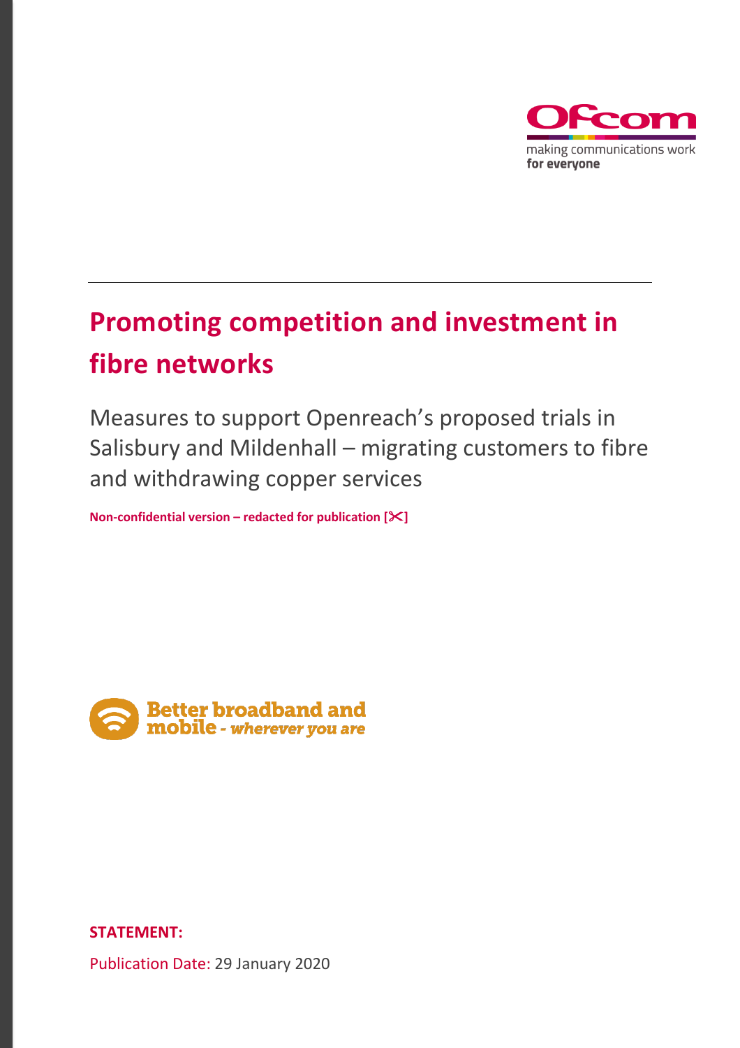# Promoting competition and investment in fibre networks

Measures to support Openreach's proposed trials in Salisbury and Mildenhall – migrating customers to fibre and withdrawing copper services

**Non-confidential version – redacted for publication [✂]**

**STATEMENT:**

Publication Date: 29 January 2020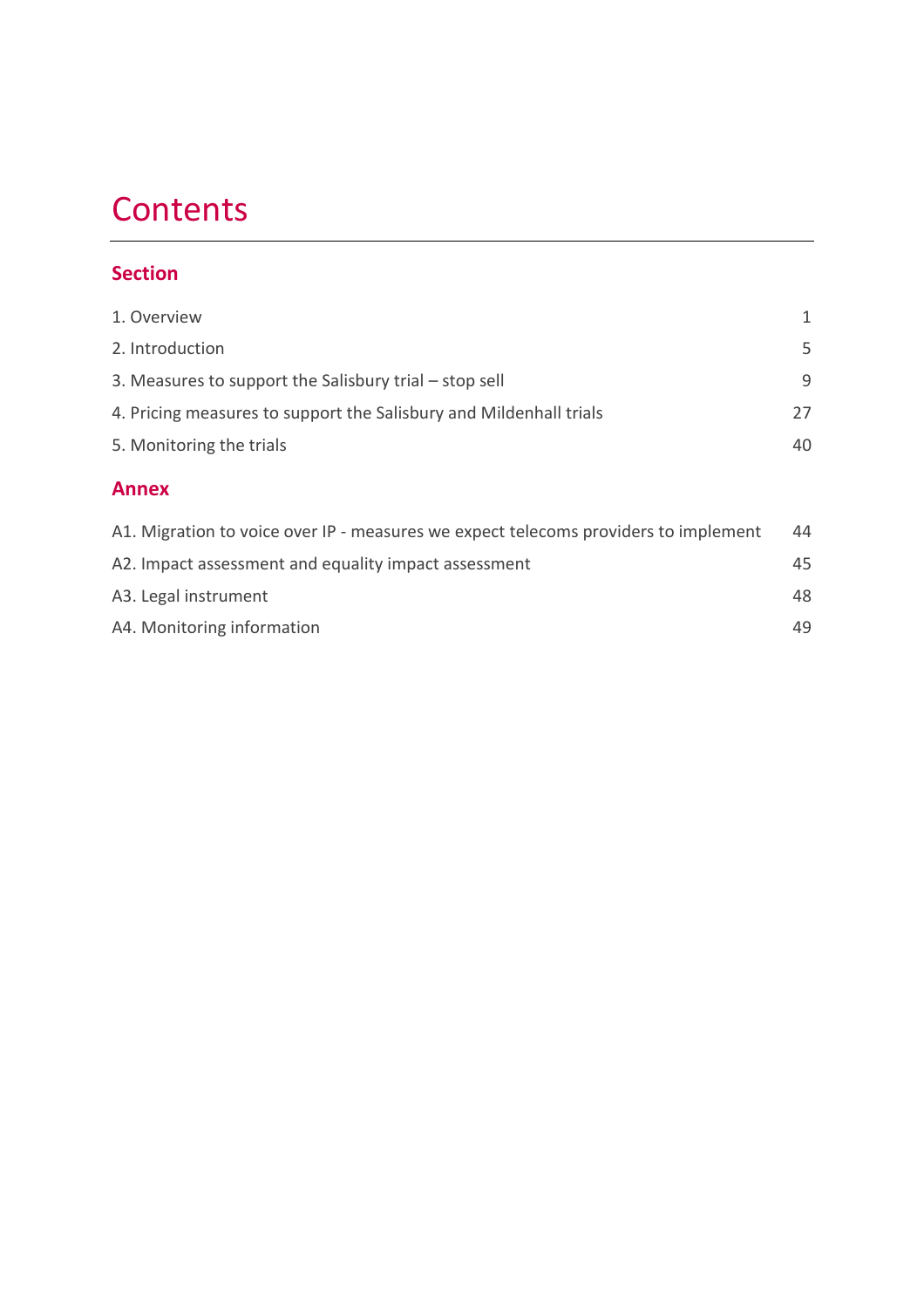# Contents

## Section

| | |
|---|---|
| 1. Overview | 1 |
| 2. Introduction | 5 |
| 3. Measures to support the Salisbury trial – stop sell | 9 |
| 4. Pricing measures to support the Salisbury and Mildenhall trials | 27 |
| 5. Monitoring the trials | 40 |

## Annex

| | |
|---|---|
| A1. Migration to voice over IP - measures we expect telecoms providers to implement | 44 |
| A2. Impact assessment and equality impact assessment | 45 |
| A3. Legal instrument | 48 |
| A4. Monitoring information | 49 |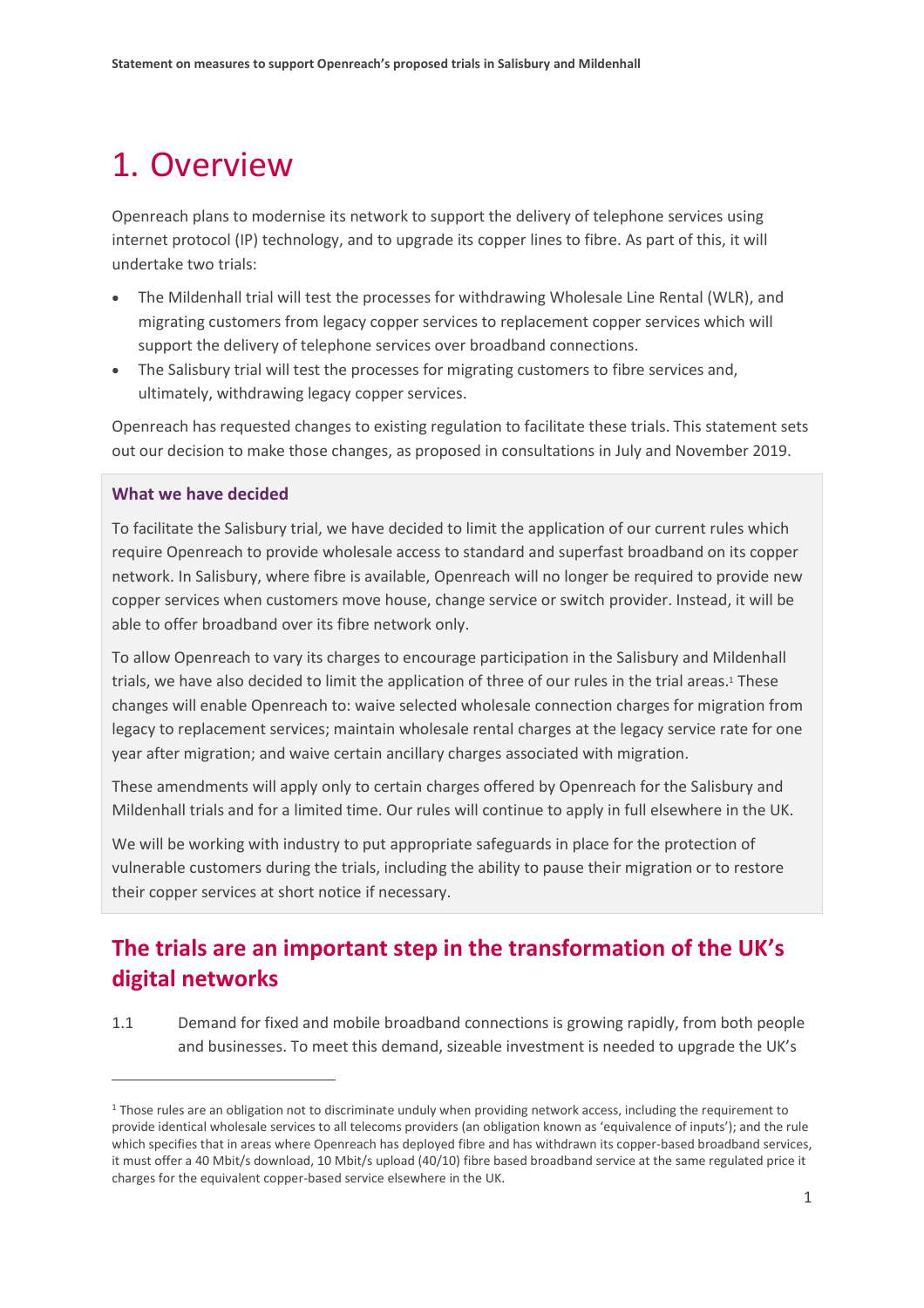# 1. Overview

Openreach plans to modernise its network to support the delivery of telephone services using internet protocol (IP) technology, and to upgrade its copper lines to fibre. As part of this, it will undertake two trials:

- The Mildenhall trial will test the processes for withdrawing Wholesale Line Rental (WLR), and migrating customers from legacy copper services to replacement copper services which will support the delivery of telephone services over broadband connections.
- The Salisbury trial will test the processes for migrating customers to fibre services and, ultimately, withdrawing legacy copper services.

Openreach has requested changes to existing regulation to facilitate these trials. This statement sets out our decision to make those changes, as proposed in consultations in July and November 2019.

> **What we have decided**
>
> To facilitate the Salisbury trial, we have decided to limit the application of our current rules which require Openreach to provide wholesale access to standard and superfast broadband on its copper network. In Salisbury, where fibre is available, Openreach will no longer be required to provide new copper services when customers move house, change service or switch provider. Instead, it will be able to offer broadband over its fibre network only.
>
> To allow Openreach to vary its charges to encourage participation in the Salisbury and Mildenhall trials, we have also decided to limit the application of three of our rules in the trial areas.[1] These changes will enable Openreach to: waive selected wholesale connection charges for migration from legacy to replacement services; maintain wholesale rental charges at the legacy service rate for one year after migration; and waive certain ancillary charges associated with migration.
>
> These amendments will apply only to certain charges offered by Openreach for the Salisbury and Mildenhall trials and for a limited time. Our rules will continue to apply in full elsewhere in the UK.
>
> We will be working with industry to put appropriate safeguards in place for the protection of vulnerable customers during the trials, including the ability to pause their migration or to restore their copper services at short notice if necessary.

## The trials are an important step in the transformation of the UK's digital networks

1.1 Demand for fixed and mobile broadband connections is growing rapidly, from both people and businesses. To meet this demand, sizeable investment is needed to upgrade the UK's

---

[1] Those rules are an obligation not to discriminate unduly when providing network access, including the requirement to provide identical wholesale services to all telecoms providers (an obligation known as 'equivalence of inputs'); and the rule which specifies that in areas where Openreach has deployed fibre and has withdrawn its copper-based broadband services, it must offer a 40 Mbit/s download, 10 Mbit/s upload (40/10) fibre based broadband service at the same regulated price it charges for the equivalent copper-based service elsewhere in the UK.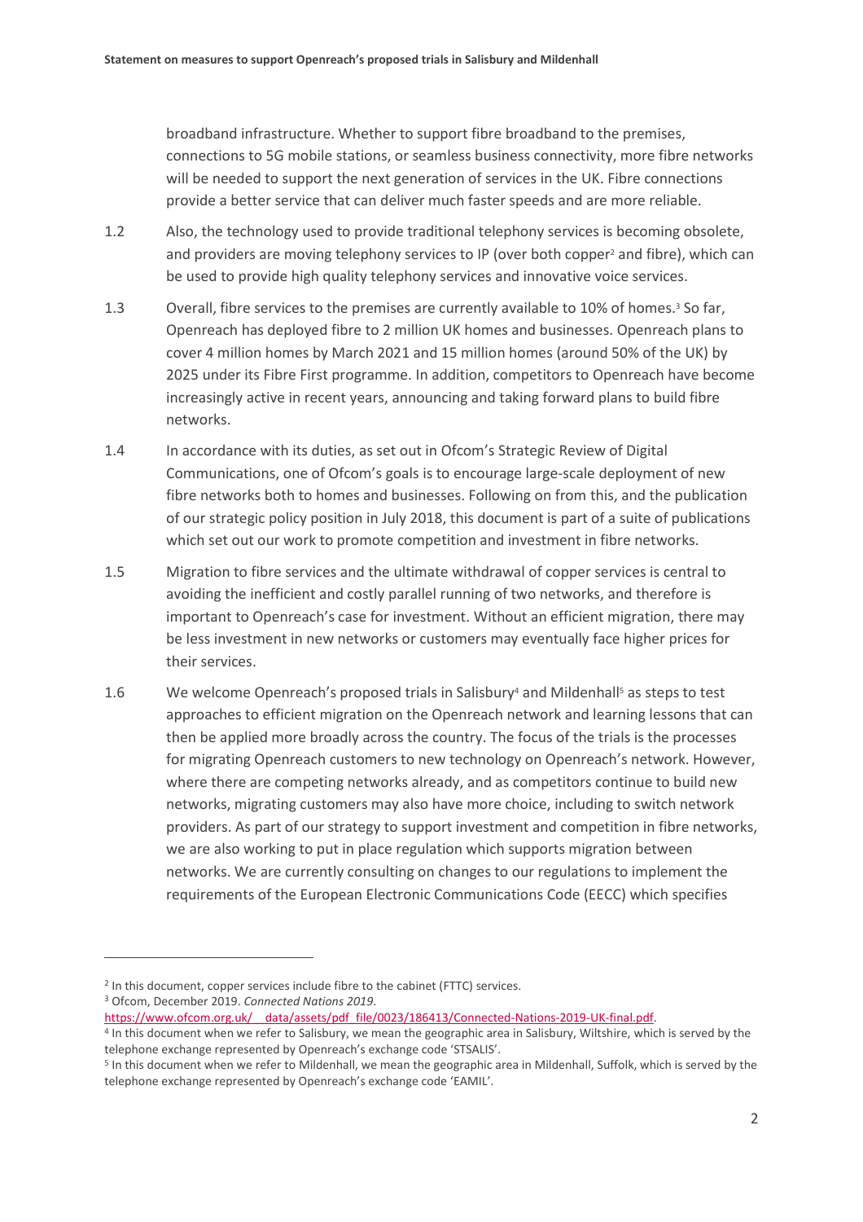broadband infrastructure. Whether to support fibre broadband to the premises, connections to 5G mobile stations, or seamless business connectivity, more fibre networks will be needed to support the next generation of services in the UK. Fibre connections provide a better service that can deliver much faster speeds and are more reliable.

1.2 Also, the technology used to provide traditional telephony services is becoming obsolete, and providers are moving telephony services to IP (over both copper[2] and fibre), which can be used to provide high quality telephony services and innovative voice services.

1.3 Overall, fibre services to the premises are currently available to 10% of homes.[3] So far, Openreach has deployed fibre to 2 million UK homes and businesses. Openreach plans to cover 4 million homes by March 2021 and 15 million homes (around 50% of the UK) by 2025 under its Fibre First programme. In addition, competitors to Openreach have become increasingly active in recent years, announcing and taking forward plans to build fibre networks.

1.4 In accordance with its duties, as set out in Ofcom's Strategic Review of Digital Communications, one of Ofcom's goals is to encourage large-scale deployment of new fibre networks both to homes and businesses. Following on from this, and the publication of our strategic policy position in July 2018, this document is part of a suite of publications which set out our work to promote competition and investment in fibre networks.

1.5 Migration to fibre services and the ultimate withdrawal of copper services is central to avoiding the inefficient and costly parallel running of two networks, and therefore is important to Openreach's case for investment. Without an efficient migration, there may be less investment in new networks or customers may eventually face higher prices for their services.

1.6 We welcome Openreach's proposed trials in Salisbury[4] and Mildenhall[5] as steps to test approaches to efficient migration on the Openreach network and learning lessons that can then be applied more broadly across the country. The focus of the trials is the processes for migrating Openreach customers to new technology on Openreach's network. However, where there are competing networks already, and as competitors continue to build new networks, migrating customers may also have more choice, including to switch network providers. As part of our strategy to support investment and competition in fibre networks, we are also working to put in place regulation which supports migration between networks. We are currently consulting on changes to our regulations to implement the requirements of the European Electronic Communications Code (EECC) which specifies

---

[2] In this document, copper services include fibre to the cabinet (FTTC) services.

[3] Ofcom, December 2019. *Connected Nations 2019*. https://www.ofcom.org.uk/__data/assets/pdf_file/0023/186413/Connected-Nations-2019-UK-final.pdf.

[4] In this document when we refer to Salisbury, we mean the geographic area in Salisbury, Wiltshire, which is served by the telephone exchange represented by Openreach's exchange code 'STSALIS'.

[5] In this document when we refer to Mildenhall, we mean the geographic area in Mildenhall, Suffolk, which is served by the telephone exchange represented by Openreach's exchange code 'EAMIL'.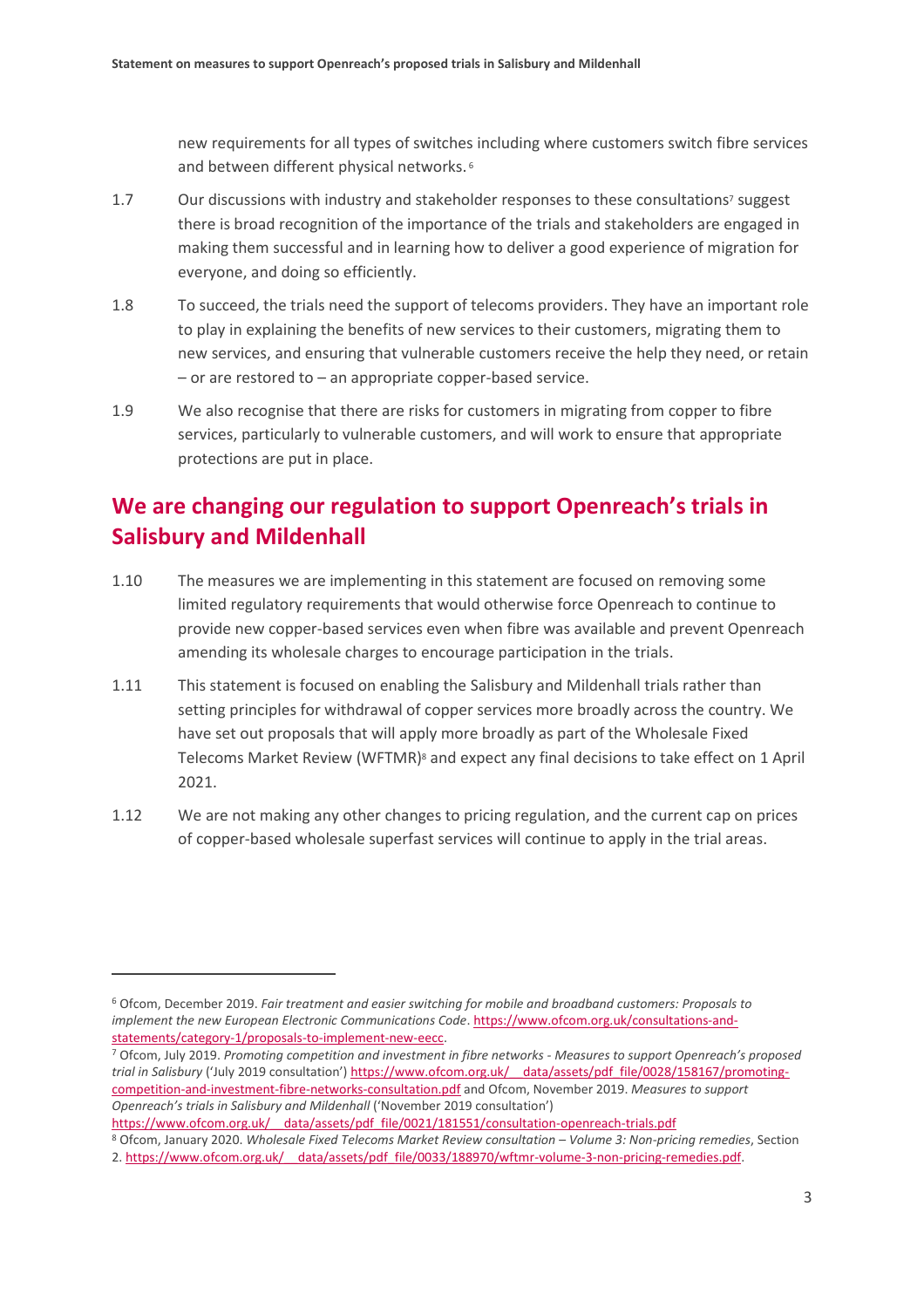new requirements for all types of switches including where customers switch fibre services and between different physical networks.[6]

1.7 Our discussions with industry and stakeholder responses to these consultations[7] suggest there is broad recognition of the importance of the trials and stakeholders are engaged in making them successful and in learning how to deliver a good experience of migration for everyone, and doing so efficiently.

1.8 To succeed, the trials need the support of telecoms providers. They have an important role to play in explaining the benefits of new services to their customers, migrating them to new services, and ensuring that vulnerable customers receive the help they need, or retain – or are restored to – an appropriate copper-based service.

1.9 We also recognise that there are risks for customers in migrating from copper to fibre services, particularly to vulnerable customers, and will work to ensure that appropriate protections are put in place.

## We are changing our regulation to support Openreach's trials in Salisbury and Mildenhall

1.10 The measures we are implementing in this statement are focused on removing some limited regulatory requirements that would otherwise force Openreach to continue to provide new copper-based services even when fibre was available and prevent Openreach amending its wholesale charges to encourage participation in the trials.

1.11 This statement is focused on enabling the Salisbury and Mildenhall trials rather than setting principles for withdrawal of copper services more broadly across the country. We have set out proposals that will apply more broadly as part of the Wholesale Fixed Telecoms Market Review (WFTMR)[8] and expect any final decisions to take effect on 1 April 2021.

1.12 We are not making any other changes to pricing regulation, and the current cap on prices of copper-based wholesale superfast services will continue to apply in the trial areas.

---

[6] Ofcom, December 2019. *Fair treatment and easier switching for mobile and broadband customers: Proposals to implement the new European Electronic Communications Code*. https://www.ofcom.org.uk/consultations-and-statements/category-1/proposals-to-implement-new-eecc.

[7] Ofcom, July 2019. *Promoting competition and investment in fibre networks - Measures to support Openreach's proposed trial in Salisbury* ('July 2019 consultation') https://www.ofcom.org.uk/__data/assets/pdf_file/0028/158167/promoting-competition-and-investment-fibre-networks-consultation.pdf and Ofcom, November 2019. *Measures to support Openreach's trials in Salisbury and Mildenhall* ('November 2019 consultation') https://www.ofcom.org.uk/__data/assets/pdf_file/0021/181551/consultation-openreach-trials.pdf

[8] Ofcom, January 2020. *Wholesale Fixed Telecoms Market Review consultation – Volume 3: Non-pricing remedies*, Section 2. https://www.ofcom.org.uk/__data/assets/pdf_file/0033/188970/wftmr-volume-3-non-pricing-remedies.pdf.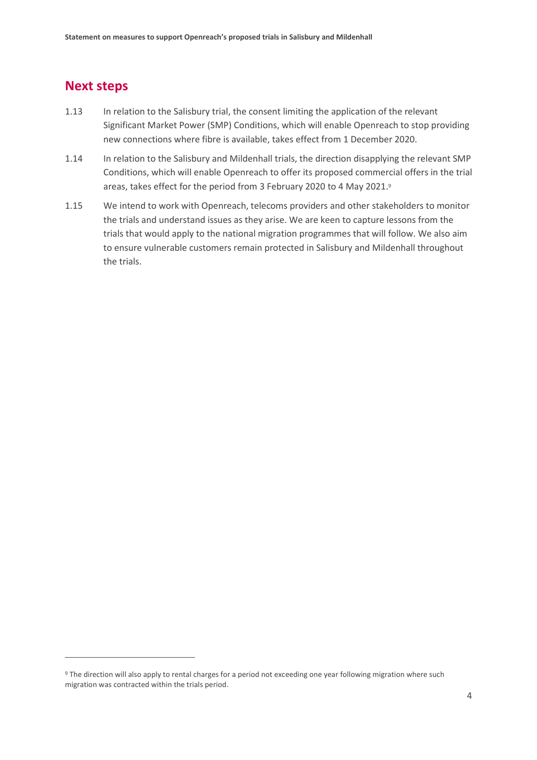## Next steps

1.13 In relation to the Salisbury trial, the consent limiting the application of the relevant Significant Market Power (SMP) Conditions, which will enable Openreach to stop providing new connections where fibre is available, takes effect from 1 December 2020.

1.14 In relation to the Salisbury and Mildenhall trials, the direction disapplying the relevant SMP Conditions, which will enable Openreach to offer its proposed commercial offers in the trial areas, takes effect for the period from 3 February 2020 to 4 May 2021.[9]

1.15 We intend to work with Openreach, telecoms providers and other stakeholders to monitor the trials and understand issues as they arise. We are keen to capture lessons from the trials that would apply to the national migration programmes that will follow. We also aim to ensure vulnerable customers remain protected in Salisbury and Mildenhall throughout the trials.

---

[9] The direction will also apply to rental charges for a period not exceeding one year following migration where such migration was contracted within the trials period.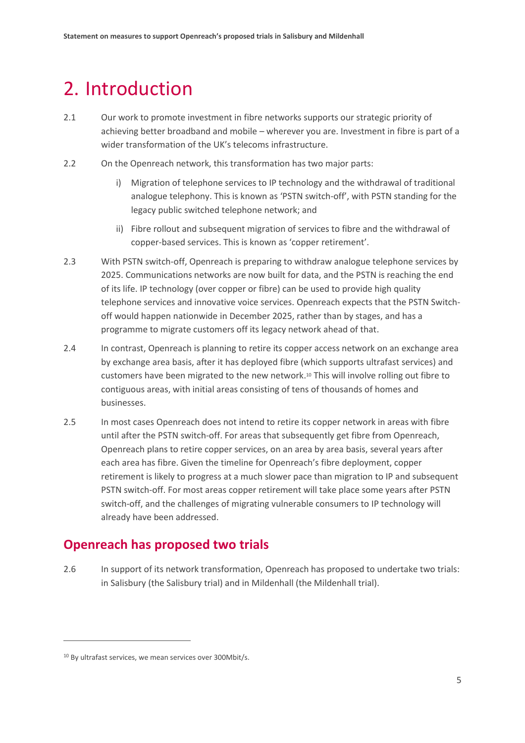# 2. Introduction

2.1 Our work to promote investment in fibre networks supports our strategic priority of achieving better broadband and mobile – wherever you are. Investment in fibre is part of a wider transformation of the UK's telecoms infrastructure.

2.2 On the Openreach network, this transformation has two major parts:

i) Migration of telephone services to IP technology and the withdrawal of traditional analogue telephony. This is known as 'PSTN switch-off', with PSTN standing for the legacy public switched telephone network; and

ii) Fibre rollout and subsequent migration of services to fibre and the withdrawal of copper-based services. This is known as 'copper retirement'.

2.3 With PSTN switch-off, Openreach is preparing to withdraw analogue telephone services by 2025. Communications networks are now built for data, and the PSTN is reaching the end of its life. IP technology (over copper or fibre) can be used to provide high quality telephone services and innovative voice services. Openreach expects that the PSTN Switch-off would happen nationwide in December 2025, rather than by stages, and has a programme to migrate customers off its legacy network ahead of that.

2.4 In contrast, Openreach is planning to retire its copper access network on an exchange area by exchange area basis, after it has deployed fibre (which supports ultrafast services) and customers have been migrated to the new network.[10] This will involve rolling out fibre to contiguous areas, with initial areas consisting of tens of thousands of homes and businesses.

2.5 In most cases Openreach does not intend to retire its copper network in areas with fibre until after the PSTN switch-off. For areas that subsequently get fibre from Openreach, Openreach plans to retire copper services, on an area by area basis, several years after each area has fibre. Given the timeline for Openreach's fibre deployment, copper retirement is likely to progress at a much slower pace than migration to IP and subsequent PSTN switch-off. For most areas copper retirement will take place some years after PSTN switch-off, and the challenges of migrating vulnerable consumers to IP technology will already have been addressed.

## Openreach has proposed two trials

2.6 In support of its network transformation, Openreach has proposed to undertake two trials: in Salisbury (the Salisbury trial) and in Mildenhall (the Mildenhall trial).

[10] By ultrafast services, we mean services over 300Mbit/s.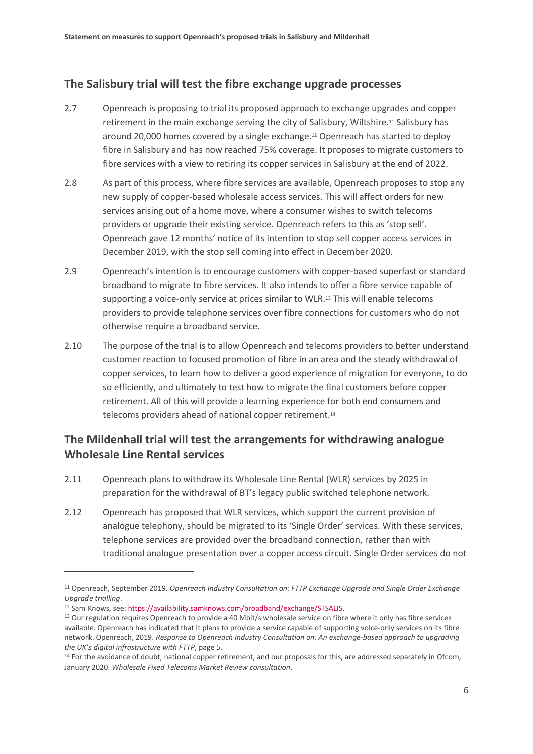## The Salisbury trial will test the fibre exchange upgrade processes

2.7 Openreach is proposing to trial its proposed approach to exchange upgrades and copper retirement in the main exchange serving the city of Salisbury, Wiltshire.[11] Salisbury has around 20,000 homes covered by a single exchange.[12] Openreach has started to deploy fibre in Salisbury and has now reached 75% coverage. It proposes to migrate customers to fibre services with a view to retiring its copper services in Salisbury at the end of 2022.

2.8 As part of this process, where fibre services are available, Openreach proposes to stop any new supply of copper-based wholesale access services. This will affect orders for new services arising out of a home move, where a consumer wishes to switch telecoms providers or upgrade their existing service. Openreach refers to this as 'stop sell'. Openreach gave 12 months' notice of its intention to stop sell copper access services in December 2019, with the stop sell coming into effect in December 2020.

2.9 Openreach's intention is to encourage customers with copper-based superfast or standard broadband to migrate to fibre services. It also intends to offer a fibre service capable of supporting a voice-only service at prices similar to WLR.[13] This will enable telecoms providers to provide telephone services over fibre connections for customers who do not otherwise require a broadband service.

2.10 The purpose of the trial is to allow Openreach and telecoms providers to better understand customer reaction to focused promotion of fibre in an area and the steady withdrawal of copper services, to learn how to deliver a good experience of migration for everyone, to do so efficiently, and ultimately to test how to migrate the final customers before copper retirement. All of this will provide a learning experience for both end consumers and telecoms providers ahead of national copper retirement.[14]

## The Mildenhall trial will test the arrangements for withdrawing analogue Wholesale Line Rental services

2.11 Openreach plans to withdraw its Wholesale Line Rental (WLR) services by 2025 in preparation for the withdrawal of BT's legacy public switched telephone network.

2.12 Openreach has proposed that WLR services, which support the current provision of analogue telephony, should be migrated to its 'Single Order' services. With these services, telephone services are provided over the broadband connection, rather than with traditional analogue presentation over a copper access circuit. Single Order services do not

---

[11] Openreach, September 2019. *Openreach Industry Consultation on: FTTP Exchange Upgrade and Single Order Exchange Upgrade trialling*.

[12] Sam Knows, see: https://availability.samknows.com/broadband/exchange/STSALIS.

[13] Our regulation requires Openreach to provide a 40 Mbit/s wholesale service on fibre where it only has fibre services available. Openreach has indicated that it plans to provide a service capable of supporting voice-only services on its fibre network. Openreach, 2019. *Response to Openreach Industry Consultation on: An exchange-based approach to upgrading the UK's digital infrastructure with FTTP*, page 5.

[14] For the avoidance of doubt, national copper retirement, and our proposals for this, are addressed separately in Ofcom, January 2020. *Wholesale Fixed Telecoms Market Review consultation*.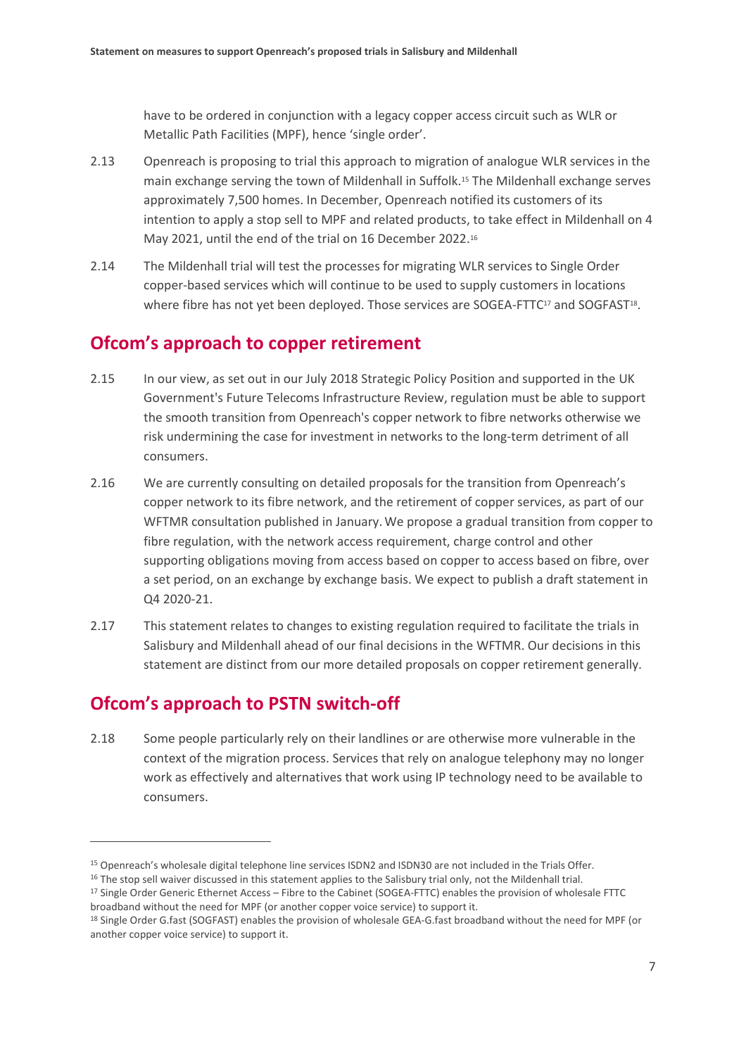have to be ordered in conjunction with a legacy copper access circuit such as WLR or Metallic Path Facilities (MPF), hence 'single order'.

2.13 Openreach is proposing to trial this approach to migration of analogue WLR services in the main exchange serving the town of Mildenhall in Suffolk.[15] The Mildenhall exchange serves approximately 7,500 homes. In December, Openreach notified its customers of its intention to apply a stop sell to MPF and related products, to take effect in Mildenhall on 4 May 2021, until the end of the trial on 16 December 2022.[16]

2.14 The Mildenhall trial will test the processes for migrating WLR services to Single Order copper-based services which will continue to be used to supply customers in locations where fibre has not yet been deployed. Those services are SOGEA-FTTC[17] and SOGFAST[18].

## Ofcom's approach to copper retirement

2.15 In our view, as set out in our July 2018 Strategic Policy Position and supported in the UK Government's Future Telecoms Infrastructure Review, regulation must be able to support the smooth transition from Openreach's copper network to fibre networks otherwise we risk undermining the case for investment in networks to the long-term detriment of all consumers.

2.16 We are currently consulting on detailed proposals for the transition from Openreach's copper network to its fibre network, and the retirement of copper services, as part of our WFTMR consultation published in January. We propose a gradual transition from copper to fibre regulation, with the network access requirement, charge control and other supporting obligations moving from access based on copper to access based on fibre, over a set period, on an exchange by exchange basis. We expect to publish a draft statement in Q4 2020-21.

2.17 This statement relates to changes to existing regulation required to facilitate the trials in Salisbury and Mildenhall ahead of our final decisions in the WFTMR. Our decisions in this statement are distinct from our more detailed proposals on copper retirement generally.

## Ofcom's approach to PSTN switch-off

2.18 Some people particularly rely on their landlines or are otherwise more vulnerable in the context of the migration process. Services that rely on analogue telephony may no longer work as effectively and alternatives that work using IP technology need to be available to consumers.

---

[15] Openreach's wholesale digital telephone line services ISDN2 and ISDN30 are not included in the Trials Offer.

[16] The stop sell waiver discussed in this statement applies to the Salisbury trial only, not the Mildenhall trial.

[17] Single Order Generic Ethernet Access – Fibre to the Cabinet (SOGEA-FTTC) enables the provision of wholesale FTTC broadband without the need for MPF (or another copper voice service) to support it.

[18] Single Order G.fast (SOGFAST) enables the provision of wholesale GEA-G.fast broadband without the need for MPF (or another copper voice service) to support it.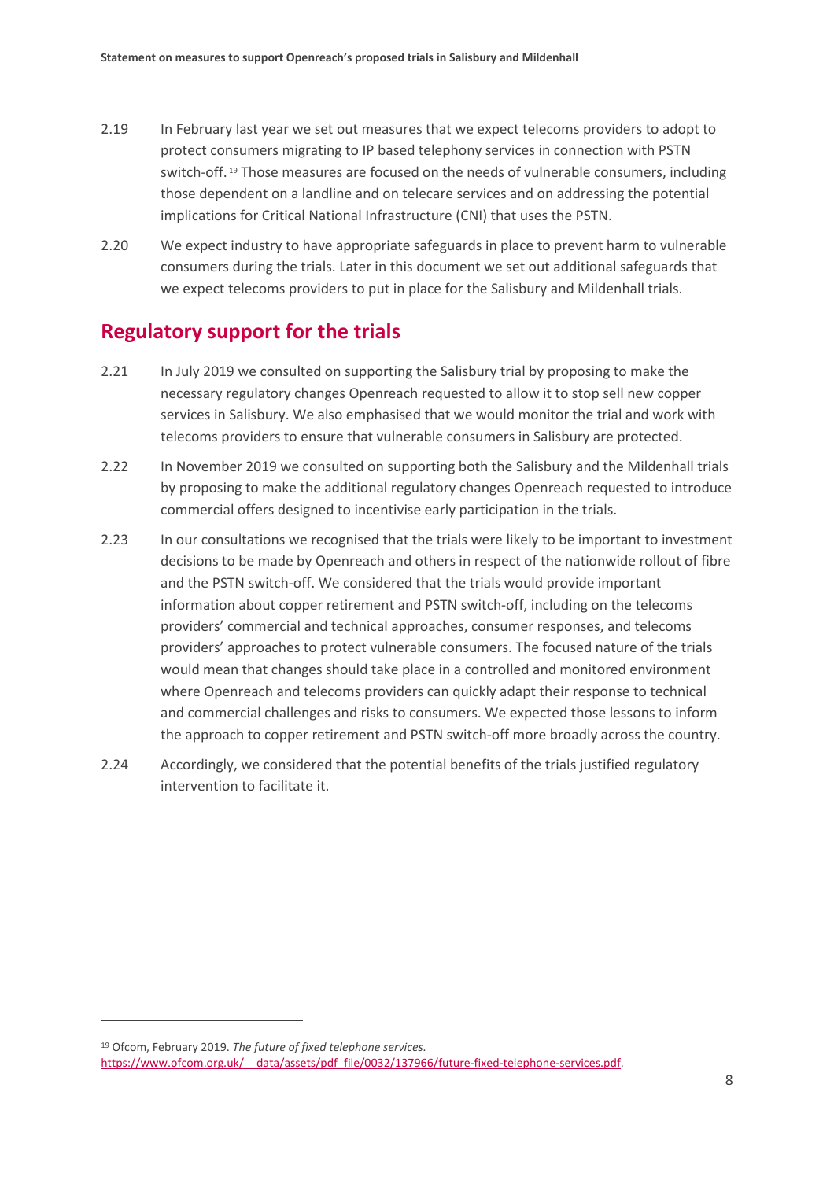2.19 In February last year we set out measures that we expect telecoms providers to adopt to protect consumers migrating to IP based telephony services in connection with PSTN switch-off.[19] Those measures are focused on the needs of vulnerable consumers, including those dependent on a landline and on telecare services and on addressing the potential implications for Critical National Infrastructure (CNI) that uses the PSTN.

2.20 We expect industry to have appropriate safeguards in place to prevent harm to vulnerable consumers during the trials. Later in this document we set out additional safeguards that we expect telecoms providers to put in place for the Salisbury and Mildenhall trials.

## Regulatory support for the trials

2.21 In July 2019 we consulted on supporting the Salisbury trial by proposing to make the necessary regulatory changes Openreach requested to allow it to stop sell new copper services in Salisbury. We also emphasised that we would monitor the trial and work with telecoms providers to ensure that vulnerable consumers in Salisbury are protected.

2.22 In November 2019 we consulted on supporting both the Salisbury and the Mildenhall trials by proposing to make the additional regulatory changes Openreach requested to introduce commercial offers designed to incentivise early participation in the trials.

2.23 In our consultations we recognised that the trials were likely to be important to investment decisions to be made by Openreach and others in respect of the nationwide rollout of fibre and the PSTN switch-off. We considered that the trials would provide important information about copper retirement and PSTN switch-off, including on the telecoms providers' commercial and technical approaches, consumer responses, and telecoms providers' approaches to protect vulnerable consumers. The focused nature of the trials would mean that changes should take place in a controlled and monitored environment where Openreach and telecoms providers can quickly adapt their response to technical and commercial challenges and risks to consumers. We expected those lessons to inform the approach to copper retirement and PSTN switch-off more broadly across the country.

2.24 Accordingly, we considered that the potential benefits of the trials justified regulatory intervention to facilitate it.

---

[19] Ofcom, February 2019. *The future of fixed telephone services.* https://www.ofcom.org.uk/__data/assets/pdf_file/0032/137966/future-fixed-telephone-services.pdf.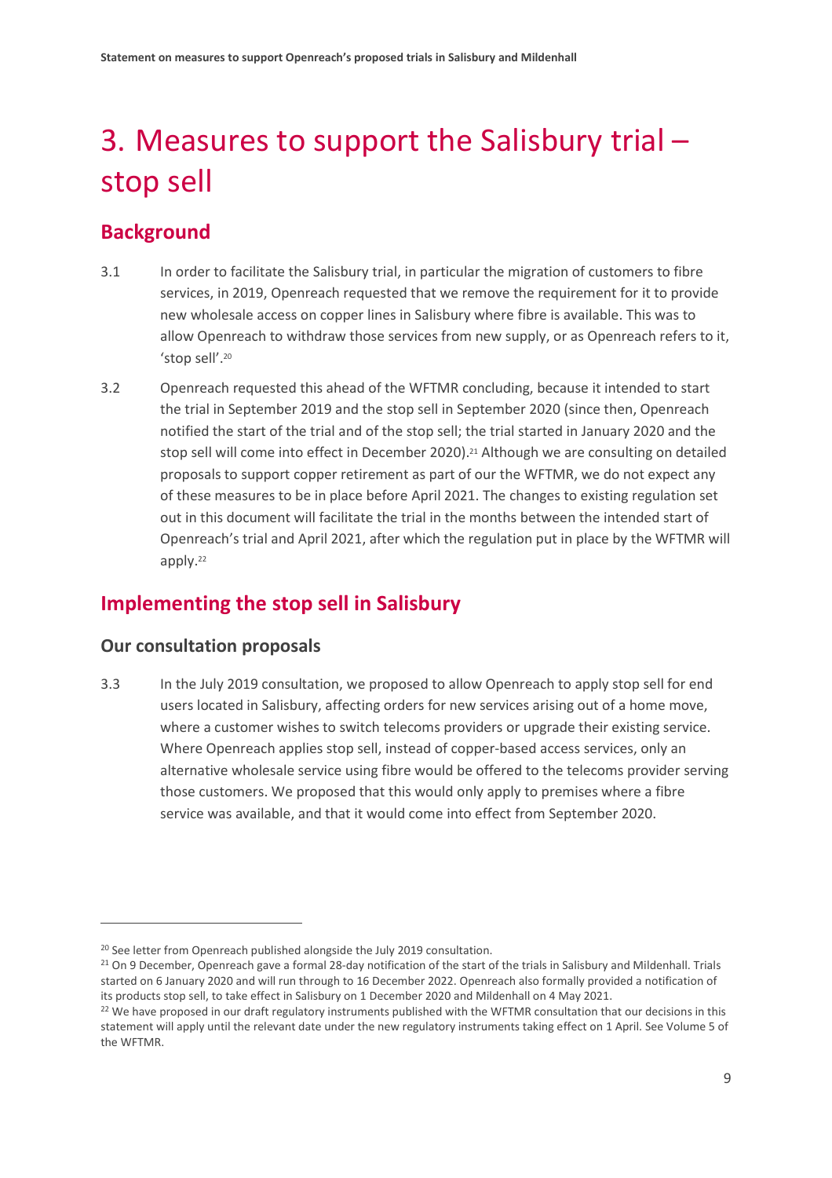# 3. Measures to support the Salisbury trial – stop sell

## Background

3.1 In order to facilitate the Salisbury trial, in particular the migration of customers to fibre services, in 2019, Openreach requested that we remove the requirement for it to provide new wholesale access on copper lines in Salisbury where fibre is available. This was to allow Openreach to withdraw those services from new supply, or as Openreach refers to it, 'stop sell'.[20]

3.2 Openreach requested this ahead of the WFTMR concluding, because it intended to start the trial in September 2019 and the stop sell in September 2020 (since then, Openreach notified the start of the trial and of the stop sell; the trial started in January 2020 and the stop sell will come into effect in December 2020).[21] Although we are consulting on detailed proposals to support copper retirement as part of our the WFTMR, we do not expect any of these measures to be in place before April 2021. The changes to existing regulation set out in this document will facilitate the trial in the months between the intended start of Openreach's trial and April 2021, after which the regulation put in place by the WFTMR will apply.[22]

## Implementing the stop sell in Salisbury

### Our consultation proposals

3.3 In the July 2019 consultation, we proposed to allow Openreach to apply stop sell for end users located in Salisbury, affecting orders for new services arising out of a home move, where a customer wishes to switch telecoms providers or upgrade their existing service. Where Openreach applies stop sell, instead of copper-based access services, only an alternative wholesale service using fibre would be offered to the telecoms provider serving those customers. We proposed that this would only apply to premises where a fibre service was available, and that it would come into effect from September 2020.

[20] See letter from Openreach published alongside the July 2019 consultation.

[21] On 9 December, Openreach gave a formal 28-day notification of the start of the trials in Salisbury and Mildenhall. Trials started on 6 January 2020 and will run through to 16 December 2022. Openreach also formally provided a notification of its products stop sell, to take effect in Salisbury on 1 December 2020 and Mildenhall on 4 May 2021.

[22] We have proposed in our draft regulatory instruments published with the WFTMR consultation that our decisions in this statement will apply until the relevant date under the new regulatory instruments taking effect on 1 April. See Volume 5 of the WFTMR.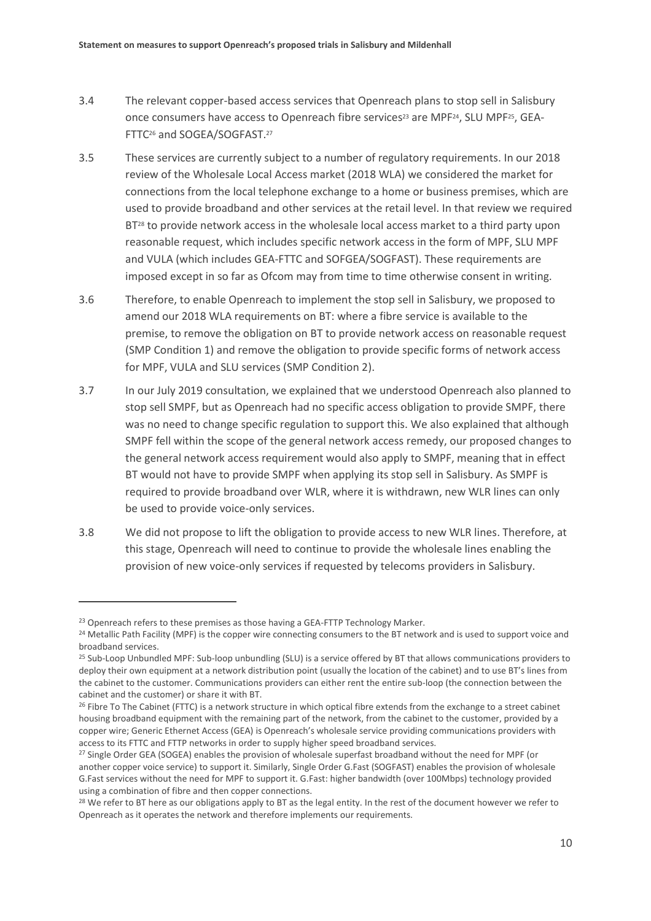3.4 The relevant copper-based access services that Openreach plans to stop sell in Salisbury once consumers have access to Openreach fibre services[23] are MPF[24], SLU MPF[25], GEA-FTTC[26] and SOGEA/SOGFAST.[27]

3.5 These services are currently subject to a number of regulatory requirements. In our 2018 review of the Wholesale Local Access market (2018 WLA) we considered the market for connections from the local telephone exchange to a home or business premises, which are used to provide broadband and other services at the retail level. In that review we required BT[28] to provide network access in the wholesale local access market to a third party upon reasonable request, which includes specific network access in the form of MPF, SLU MPF and VULA (which includes GEA-FTTC and SOFGEA/SOGFAST). These requirements are imposed except in so far as Ofcom may from time to time otherwise consent in writing.

3.6 Therefore, to enable Openreach to implement the stop sell in Salisbury, we proposed to amend our 2018 WLA requirements on BT: where a fibre service is available to the premise, to remove the obligation on BT to provide network access on reasonable request (SMP Condition 1) and remove the obligation to provide specific forms of network access for MPF, VULA and SLU services (SMP Condition 2).

3.7 In our July 2019 consultation, we explained that we understood Openreach also planned to stop sell SMPF, but as Openreach had no specific access obligation to provide SMPF, there was no need to change specific regulation to support this. We also explained that although SMPF fell within the scope of the general network access remedy, our proposed changes to the general network access requirement would also apply to SMPF, meaning that in effect BT would not have to provide SMPF when applying its stop sell in Salisbury. As SMPF is required to provide broadband over WLR, where it is withdrawn, new WLR lines can only be used to provide voice-only services.

3.8 We did not propose to lift the obligation to provide access to new WLR lines. Therefore, at this stage, Openreach will need to continue to provide the wholesale lines enabling the provision of new voice-only services if requested by telecoms providers in Salisbury.

---

[23] Openreach refers to these premises as those having a GEA-FTTP Technology Marker.

[24] Metallic Path Facility (MPF) is the copper wire connecting consumers to the BT network and is used to support voice and broadband services.

[25] Sub-Loop Unbundled MPF: Sub-loop unbundling (SLU) is a service offered by BT that allows communications providers to deploy their own equipment at a network distribution point (usually the location of the cabinet) and to use BT's lines from the cabinet to the customer. Communications providers can either rent the entire sub-loop (the connection between the cabinet and the customer) or share it with BT.

[26] Fibre To The Cabinet (FTTC) is a network structure in which optical fibre extends from the exchange to a street cabinet housing broadband equipment with the remaining part of the network, from the cabinet to the customer, provided by a copper wire; Generic Ethernet Access (GEA) is Openreach's wholesale service providing communications providers with access to its FTTC and FTTP networks in order to supply higher speed broadband services.

[27] Single Order GEA (SOGEA) enables the provision of wholesale superfast broadband without the need for MPF (or another copper voice service) to support it. Similarly, Single Order G.Fast (SOGFAST) enables the provision of wholesale G.Fast services without the need for MPF to support it. G.Fast: higher bandwidth (over 100Mbps) technology provided using a combination of fibre and then copper connections.

[28] We refer to BT here as our obligations apply to BT as the legal entity. In the rest of the document however we refer to Openreach as it operates the network and therefore implements our requirements.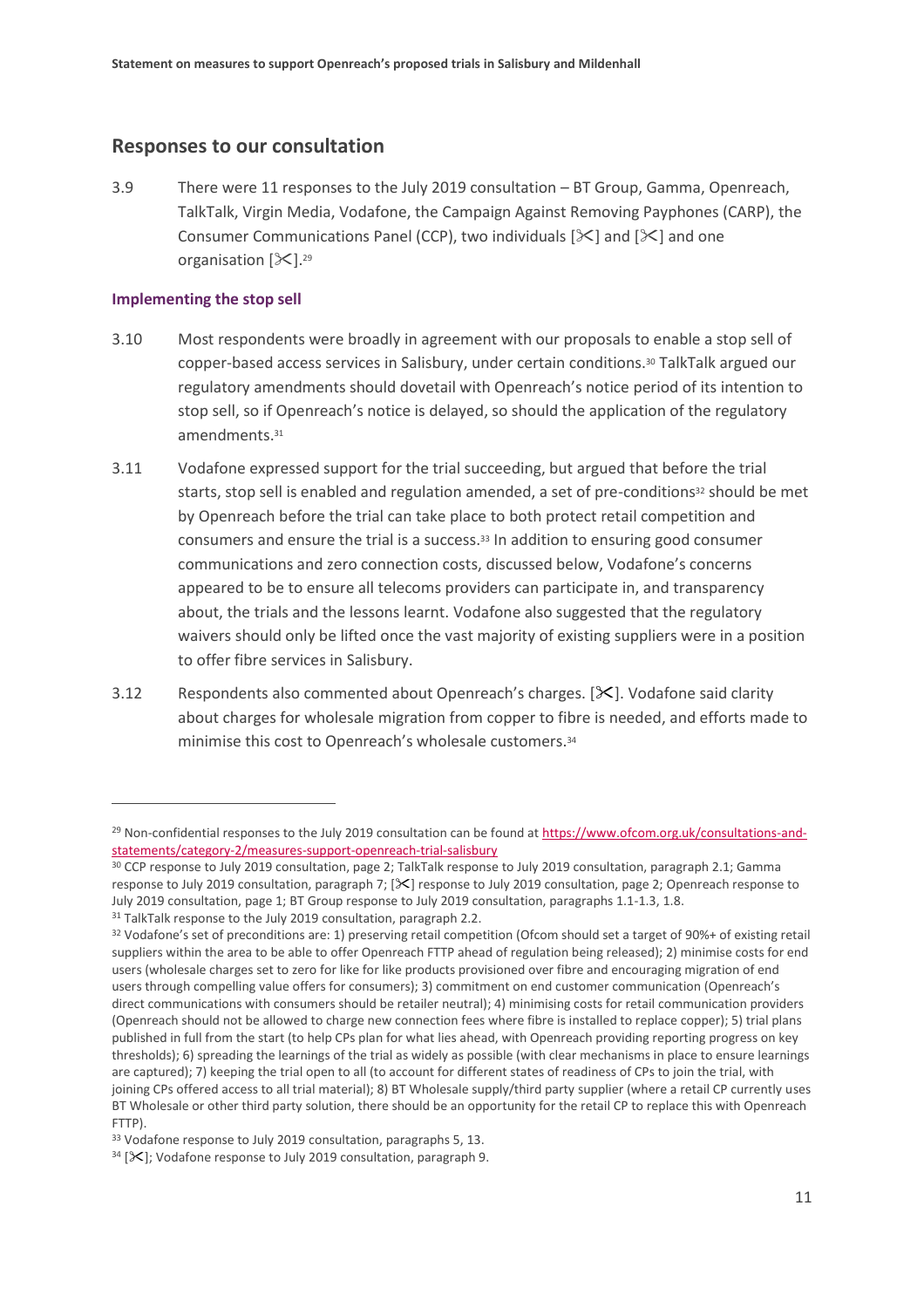## Responses to our consultation

3.9 There were 11 responses to the July 2019 consultation – BT Group, Gamma, Openreach, TalkTalk, Virgin Media, Vodafone, the Campaign Against Removing Payphones (CARP), the Consumer Communications Panel (CCP), two individuals [✂] and [✂] and one organisation [✂].[29]

### Implementing the stop sell

3.10 Most respondents were broadly in agreement with our proposals to enable a stop sell of copper-based access services in Salisbury, under certain conditions.[30] TalkTalk argued our regulatory amendments should dovetail with Openreach's notice period of its intention to stop sell, so if Openreach's notice is delayed, so should the application of the regulatory amendments.[31]

3.11 Vodafone expressed support for the trial succeeding, but argued that before the trial starts, stop sell is enabled and regulation amended, a set of pre-conditions[32] should be met by Openreach before the trial can take place to both protect retail competition and consumers and ensure the trial is a success.[33] In addition to ensuring good consumer communications and zero connection costs, discussed below, Vodafone's concerns appeared to be to ensure all telecoms providers can participate in, and transparency about, the trials and the lessons learnt. Vodafone also suggested that the regulatory waivers should only be lifted once the vast majority of existing suppliers were in a position to offer fibre services in Salisbury.

3.12 Respondents also commented about Openreach's charges. [✂]. Vodafone said clarity about charges for wholesale migration from copper to fibre is needed, and efforts made to minimise this cost to Openreach's wholesale customers.[34]

---

[29] Non-confidential responses to the July 2019 consultation can be found at https://www.ofcom.org.uk/consultations-and-statements/category-2/measures-support-openreach-trial-salisbury

[30] CCP response to July 2019 consultation, page 2; TalkTalk response to July 2019 consultation, paragraph 2.1; Gamma response to July 2019 consultation, paragraph 7; [✂] response to July 2019 consultation, page 2; Openreach response to July 2019 consultation, page 1; BT Group response to July 2019 consultation, paragraphs 1.1-1.3, 1.8.

[31] TalkTalk response to the July 2019 consultation, paragraph 2.2.

[32] Vodafone's set of preconditions are: 1) preserving retail competition (Ofcom should set a target of 90%+ of existing retail suppliers within the area to be able to offer Openreach FTTP ahead of regulation being released); 2) minimise costs for end users (wholesale charges set to zero for like for like products provisioned over fibre and encouraging migration of end users through compelling value offers for consumers); 3) commitment on end customer communication (Openreach's direct communications with consumers should be retailer neutral); 4) minimising costs for retail communication providers (Openreach should not be allowed to charge new connection fees where fibre is installed to replace copper); 5) trial plans published in full from the start (to help CPs plan for what lies ahead, with Openreach providing reporting progress on key thresholds); 6) spreading the learnings of the trial as widely as possible (with clear mechanisms in place to ensure learnings are captured); 7) keeping the trial open to all (to account for different states of readiness of CPs to join the trial, with joining CPs offered access to all trial material); 8) BT Wholesale supply/third party supplier (where a retail CP currently uses BT Wholesale or other third party solution, there should be an opportunity for the retail CP to replace this with Openreach FTTP).

[33] Vodafone response to July 2019 consultation, paragraphs 5, 13.

[34] [✂]; Vodafone response to July 2019 consultation, paragraph 9.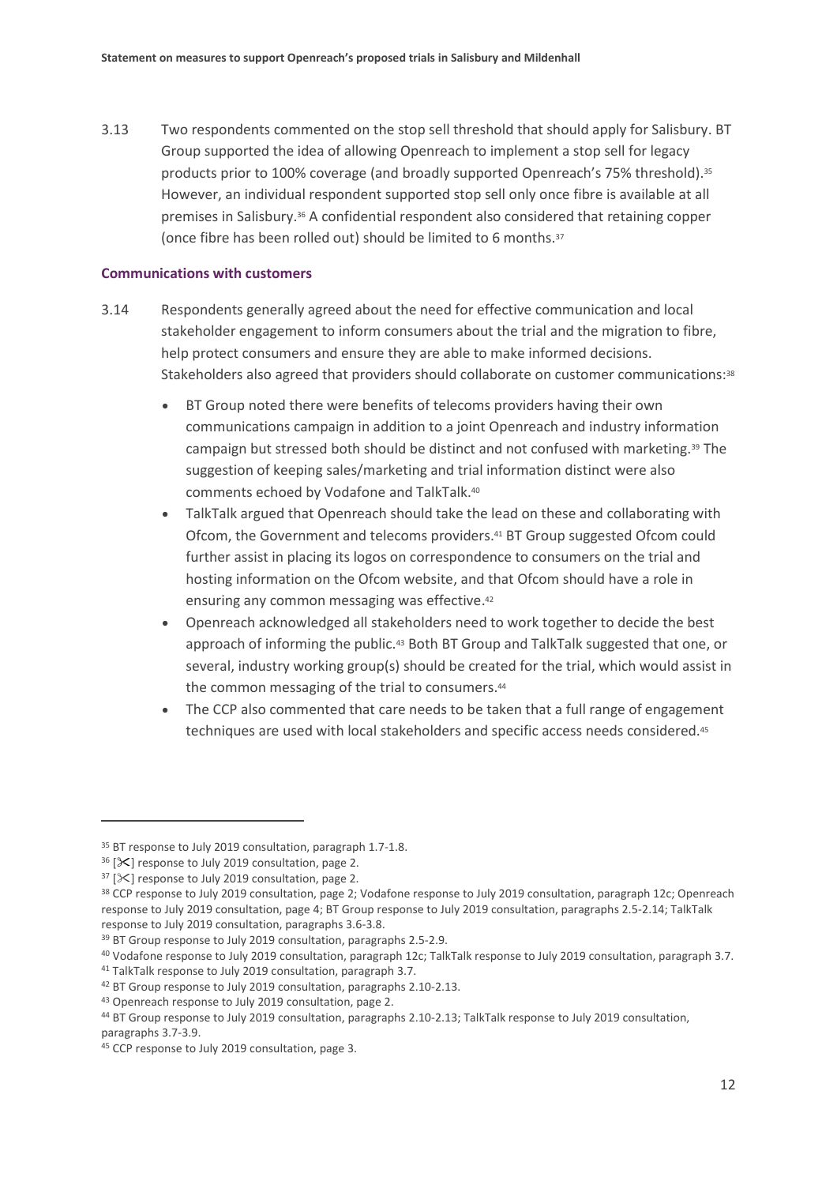3.13 Two respondents commented on the stop sell threshold that should apply for Salisbury. BT Group supported the idea of allowing Openreach to implement a stop sell for legacy products prior to 100% coverage (and broadly supported Openreach's 75% threshold).[35] However, an individual respondent supported stop sell only once fibre is available at all premises in Salisbury.[36] A confidential respondent also considered that retaining copper (once fibre has been rolled out) should be limited to 6 months.[37]

### Communications with customers

3.14 Respondents generally agreed about the need for effective communication and local stakeholder engagement to inform consumers about the trial and the migration to fibre, help protect consumers and ensure they are able to make informed decisions. Stakeholders also agreed that providers should collaborate on customer communications:[38]

- BT Group noted there were benefits of telecoms providers having their own communications campaign in addition to a joint Openreach and industry information campaign but stressed both should be distinct and not confused with marketing.[39] The suggestion of keeping sales/marketing and trial information distinct were also comments echoed by Vodafone and TalkTalk.[40]
- TalkTalk argued that Openreach should take the lead on these and collaborating with Ofcom, the Government and telecoms providers.[41] BT Group suggested Ofcom could further assist in placing its logos on correspondence to consumers on the trial and hosting information on the Ofcom website, and that Ofcom should have a role in ensuring any common messaging was effective.[42]
- Openreach acknowledged all stakeholders need to work together to decide the best approach of informing the public.[43] Both BT Group and TalkTalk suggested that one, or several, industry working group(s) should be created for the trial, which would assist in the common messaging of the trial to consumers.[44]
- The CCP also commented that care needs to be taken that a full range of engagement techniques are used with local stakeholders and specific access needs considered.[45]

---

[35] BT response to July 2019 consultation, paragraph 1.7-1.8.

[36] [✂] response to July 2019 consultation, page 2.

[37] [✂] response to July 2019 consultation, page 2.

[38] CCP response to July 2019 consultation, page 2; Vodafone response to July 2019 consultation, paragraph 12c; Openreach response to July 2019 consultation, page 4; BT Group response to July 2019 consultation, paragraphs 2.5-2.14; TalkTalk response to July 2019 consultation, paragraphs 3.6-3.8.

[39] BT Group response to July 2019 consultation, paragraphs 2.5-2.9.

[40] Vodafone response to July 2019 consultation, paragraph 12c; TalkTalk response to July 2019 consultation, paragraph 3.7.

[41] TalkTalk response to July 2019 consultation, paragraph 3.7.

[42] BT Group response to July 2019 consultation, paragraphs 2.10-2.13.

[43] Openreach response to July 2019 consultation, page 2.

[44] BT Group response to July 2019 consultation, paragraphs 2.10-2.13; TalkTalk response to July 2019 consultation, paragraphs 3.7-3.9.

[45] CCP response to July 2019 consultation, page 3.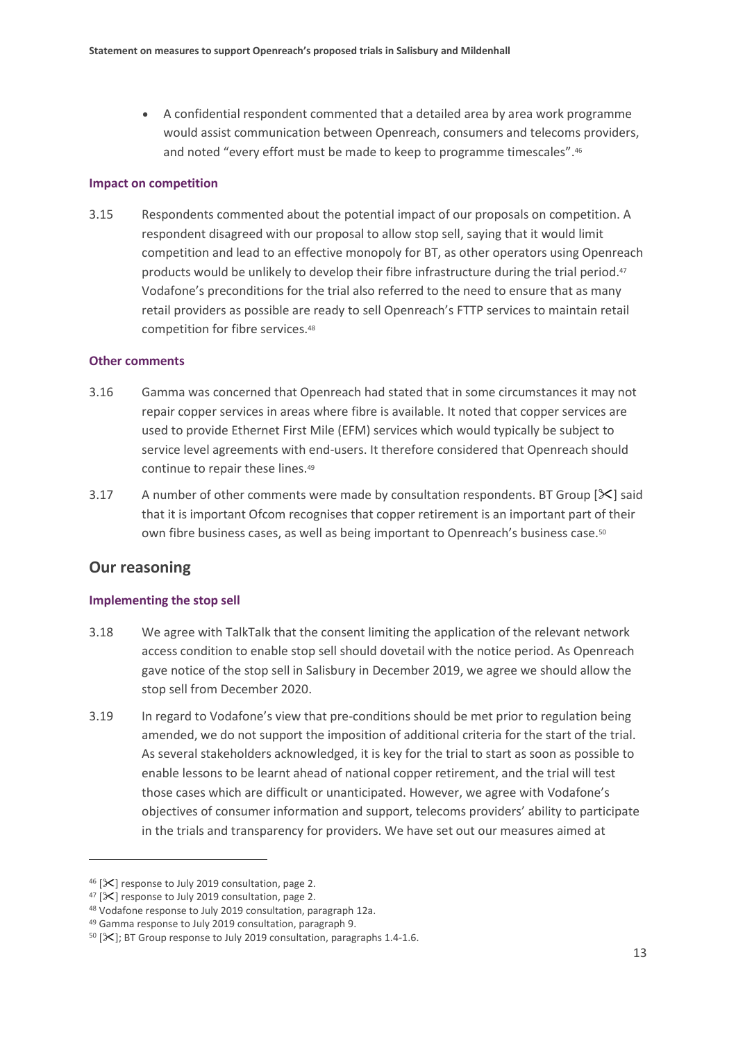- A confidential respondent commented that a detailed area by area work programme would assist communication between Openreach, consumers and telecoms providers, and noted "every effort must be made to keep to programme timescales".[46]

#### Impact on competition

3.15 Respondents commented about the potential impact of our proposals on competition. A respondent disagreed with our proposal to allow stop sell, saying that it would limit competition and lead to an effective monopoly for BT, as other operators using Openreach products would be unlikely to develop their fibre infrastructure during the trial period.[47] Vodafone's preconditions for the trial also referred to the need to ensure that as many retail providers as possible are ready to sell Openreach's FTTP services to maintain retail competition for fibre services.[48]

#### Other comments

3.16 Gamma was concerned that Openreach had stated that in some circumstances it may not repair copper services in areas where fibre is available. It noted that copper services are used to provide Ethernet First Mile (EFM) services which would typically be subject to service level agreements with end-users. It therefore considered that Openreach should continue to repair these lines.[49]

3.17 A number of other comments were made by consultation respondents. BT Group [✂] said that it is important Ofcom recognises that copper retirement is an important part of their own fibre business cases, as well as being important to Openreach's business case.[50]

## Our reasoning

#### Implementing the stop sell

3.18 We agree with TalkTalk that the consent limiting the application of the relevant network access condition to enable stop sell should dovetail with the notice period. As Openreach gave notice of the stop sell in Salisbury in December 2019, we agree we should allow the stop sell from December 2020.

3.19 In regard to Vodafone's view that pre-conditions should be met prior to regulation being amended, we do not support the imposition of additional criteria for the start of the trial. As several stakeholders acknowledged, it is key for the trial to start as soon as possible to enable lessons to be learnt ahead of national copper retirement, and the trial will test those cases which are difficult or unanticipated. However, we agree with Vodafone's objectives of consumer information and support, telecoms providers' ability to participate in the trials and transparency for providers. We have set out our measures aimed at

---

[46] [✂] response to July 2019 consultation, page 2.

[47] [✂] response to July 2019 consultation, page 2.

[48] Vodafone response to July 2019 consultation, paragraph 12a.

[49] Gamma response to July 2019 consultation, paragraph 9.

[50] [✂]; BT Group response to July 2019 consultation, paragraphs 1.4-1.6.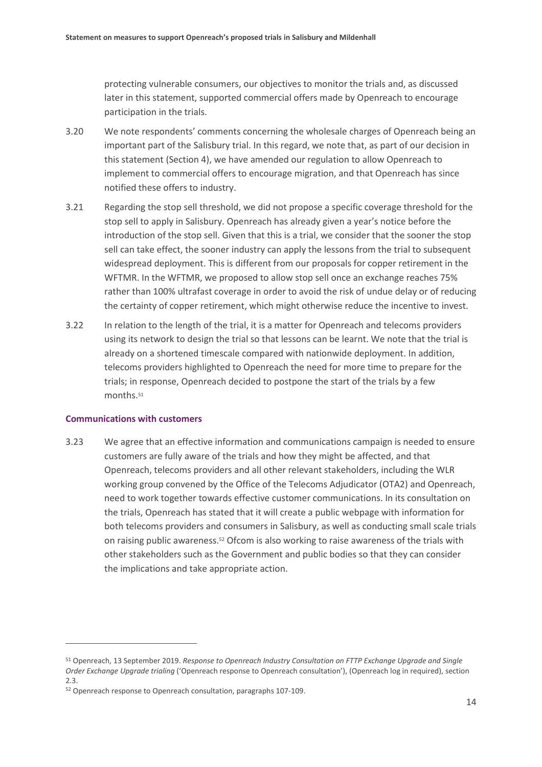protecting vulnerable consumers, our objectives to monitor the trials and, as discussed later in this statement, supported commercial offers made by Openreach to encourage participation in the trials.

3.20 We note respondents' comments concerning the wholesale charges of Openreach being an important part of the Salisbury trial. In this regard, we note that, as part of our decision in this statement (Section 4), we have amended our regulation to allow Openreach to implement to commercial offers to encourage migration, and that Openreach has since notified these offers to industry.

3.21 Regarding the stop sell threshold, we did not propose a specific coverage threshold for the stop sell to apply in Salisbury. Openreach has already given a year's notice before the introduction of the stop sell. Given that this is a trial, we consider that the sooner the stop sell can take effect, the sooner industry can apply the lessons from the trial to subsequent widespread deployment. This is different from our proposals for copper retirement in the WFTMR. In the WFTMR, we proposed to allow stop sell once an exchange reaches 75% rather than 100% ultrafast coverage in order to avoid the risk of undue delay or of reducing the certainty of copper retirement, which might otherwise reduce the incentive to invest.

3.22 In relation to the length of the trial, it is a matter for Openreach and telecoms providers using its network to design the trial so that lessons can be learnt. We note that the trial is already on a shortened timescale compared with nationwide deployment. In addition, telecoms providers highlighted to Openreach the need for more time to prepare for the trials; in response, Openreach decided to postpone the start of the trials by a few months.[51]

### Communications with customers

3.23 We agree that an effective information and communications campaign is needed to ensure customers are fully aware of the trials and how they might be affected, and that Openreach, telecoms providers and all other relevant stakeholders, including the WLR working group convened by the Office of the Telecoms Adjudicator (OTA2) and Openreach, need to work together towards effective customer communications. In its consultation on the trials, Openreach has stated that it will create a public webpage with information for both telecoms providers and consumers in Salisbury, as well as conducting small scale trials on raising public awareness.[52] Ofcom is also working to raise awareness of the trials with other stakeholders such as the Government and public bodies so that they can consider the implications and take appropriate action.

---

[51] Openreach, 13 September 2019. *Response to Openreach Industry Consultation on FTTP Exchange Upgrade and Single Order Exchange Upgrade trialing* ('Openreach response to Openreach consultation'), (Openreach log in required), section 2.3.

[52] Openreach response to Openreach consultation, paragraphs 107-109.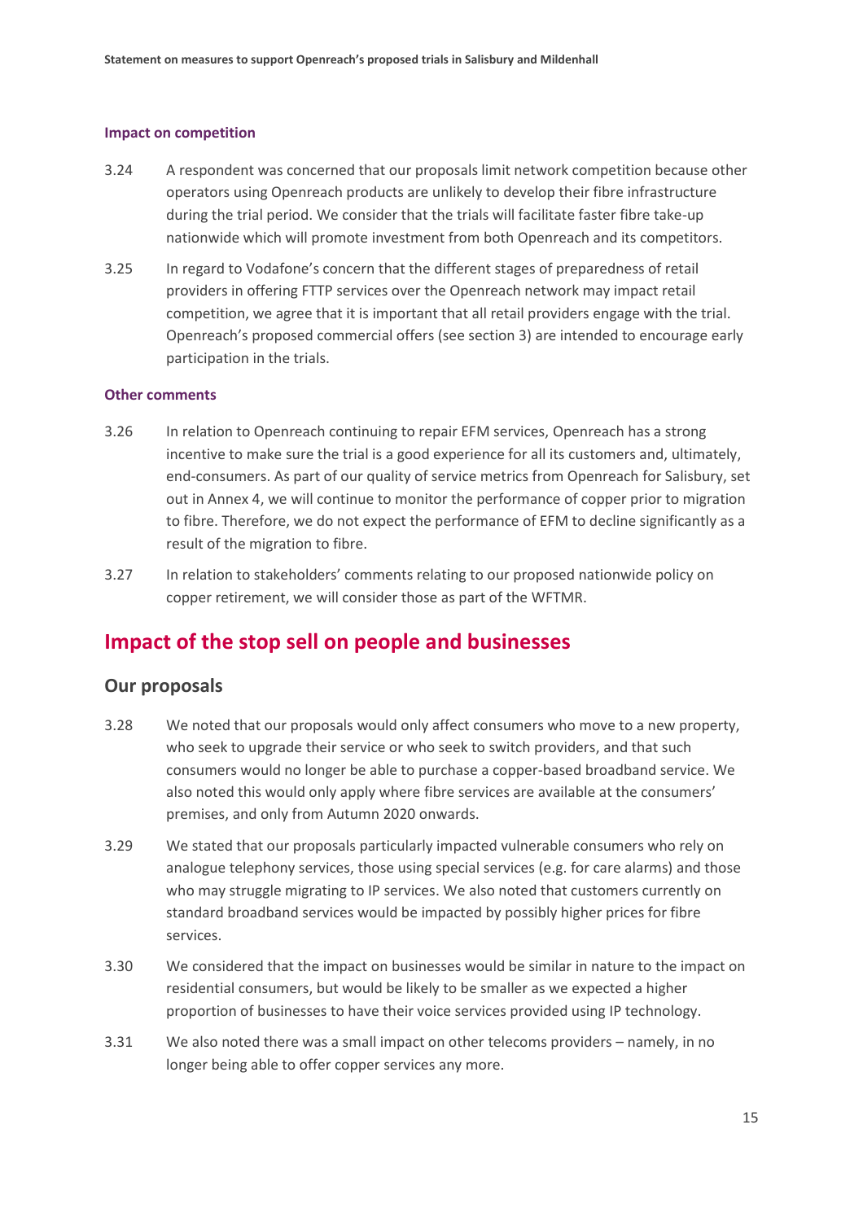#### Impact on competition

3.24 A respondent was concerned that our proposals limit network competition because other operators using Openreach products are unlikely to develop their fibre infrastructure during the trial period. We consider that the trials will facilitate faster fibre take-up nationwide which will promote investment from both Openreach and its competitors.

3.25 In regard to Vodafone's concern that the different stages of preparedness of retail providers in offering FTTP services over the Openreach network may impact retail competition, we agree that it is important that all retail providers engage with the trial. Openreach's proposed commercial offers (see section 3) are intended to encourage early participation in the trials.

#### Other comments

3.26 In relation to Openreach continuing to repair EFM services, Openreach has a strong incentive to make sure the trial is a good experience for all its customers and, ultimately, end-consumers. As part of our quality of service metrics from Openreach for Salisbury, set out in Annex 4, we will continue to monitor the performance of copper prior to migration to fibre. Therefore, we do not expect the performance of EFM to decline significantly as a result of the migration to fibre.

3.27 In relation to stakeholders' comments relating to our proposed nationwide policy on copper retirement, we will consider those as part of the WFTMR.

## Impact of the stop sell on people and businesses

### Our proposals

3.28 We noted that our proposals would only affect consumers who move to a new property, who seek to upgrade their service or who seek to switch providers, and that such consumers would no longer be able to purchase a copper-based broadband service. We also noted this would only apply where fibre services are available at the consumers' premises, and only from Autumn 2020 onwards.

3.29 We stated that our proposals particularly impacted vulnerable consumers who rely on analogue telephony services, those using special services (e.g. for care alarms) and those who may struggle migrating to IP services. We also noted that customers currently on standard broadband services would be impacted by possibly higher prices for fibre services.

3.30 We considered that the impact on businesses would be similar in nature to the impact on residential consumers, but would be likely to be smaller as we expected a higher proportion of businesses to have their voice services provided using IP technology.

3.31 We also noted there was a small impact on other telecoms providers – namely, in no longer being able to offer copper services any more.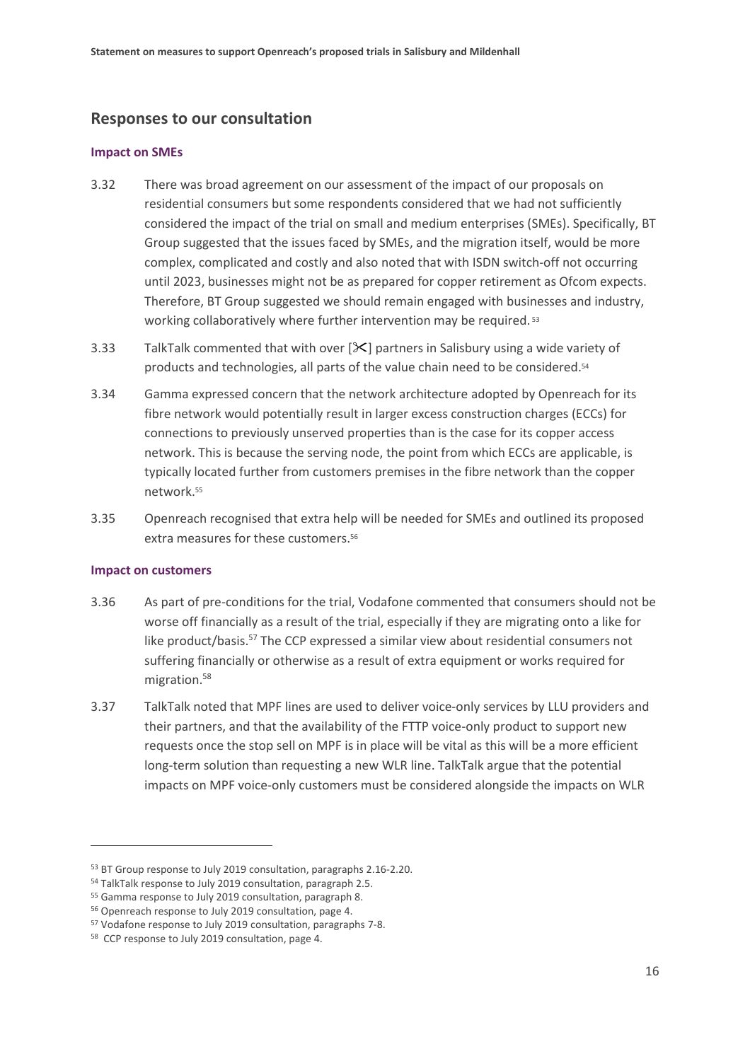## Responses to our consultation

### Impact on SMEs

3.32 There was broad agreement on our assessment of the impact of our proposals on residential consumers but some respondents considered that we had not sufficiently considered the impact of the trial on small and medium enterprises (SMEs). Specifically, BT Group suggested that the issues faced by SMEs, and the migration itself, would be more complex, complicated and costly and also noted that with ISDN switch-off not occurring until 2023, businesses might not be as prepared for copper retirement as Ofcom expects. Therefore, BT Group suggested we should remain engaged with businesses and industry, working collaboratively where further intervention may be required.[53]

3.33 TalkTalk commented that with over [✂] partners in Salisbury using a wide variety of products and technologies, all parts of the value chain need to be considered.[54]

3.34 Gamma expressed concern that the network architecture adopted by Openreach for its fibre network would potentially result in larger excess construction charges (ECCs) for connections to previously unserved properties than is the case for its copper access network. This is because the serving node, the point from which ECCs are applicable, is typically located further from customers premises in the fibre network than the copper network.[55]

3.35 Openreach recognised that extra help will be needed for SMEs and outlined its proposed extra measures for these customers.[56]

### Impact on customers

3.36 As part of pre-conditions for the trial, Vodafone commented that consumers should not be worse off financially as a result of the trial, especially if they are migrating onto a like for like product/basis.[57] The CCP expressed a similar view about residential consumers not suffering financially or otherwise as a result of extra equipment or works required for migration.[58]

3.37 TalkTalk noted that MPF lines are used to deliver voice-only services by LLU providers and their partners, and that the availability of the FTTP voice-only product to support new requests once the stop sell on MPF is in place will be vital as this will be a more efficient long-term solution than requesting a new WLR line. TalkTalk argue that the potential impacts on MPF voice-only customers must be considered alongside the impacts on WLR

---

[53] BT Group response to July 2019 consultation, paragraphs 2.16-2.20.

[54] TalkTalk response to July 2019 consultation, paragraph 2.5.

[55] Gamma response to July 2019 consultation, paragraph 8.

[56] Openreach response to July 2019 consultation, page 4.

[57] Vodafone response to July 2019 consultation, paragraphs 7-8.

[58] CCP response to July 2019 consultation, page 4.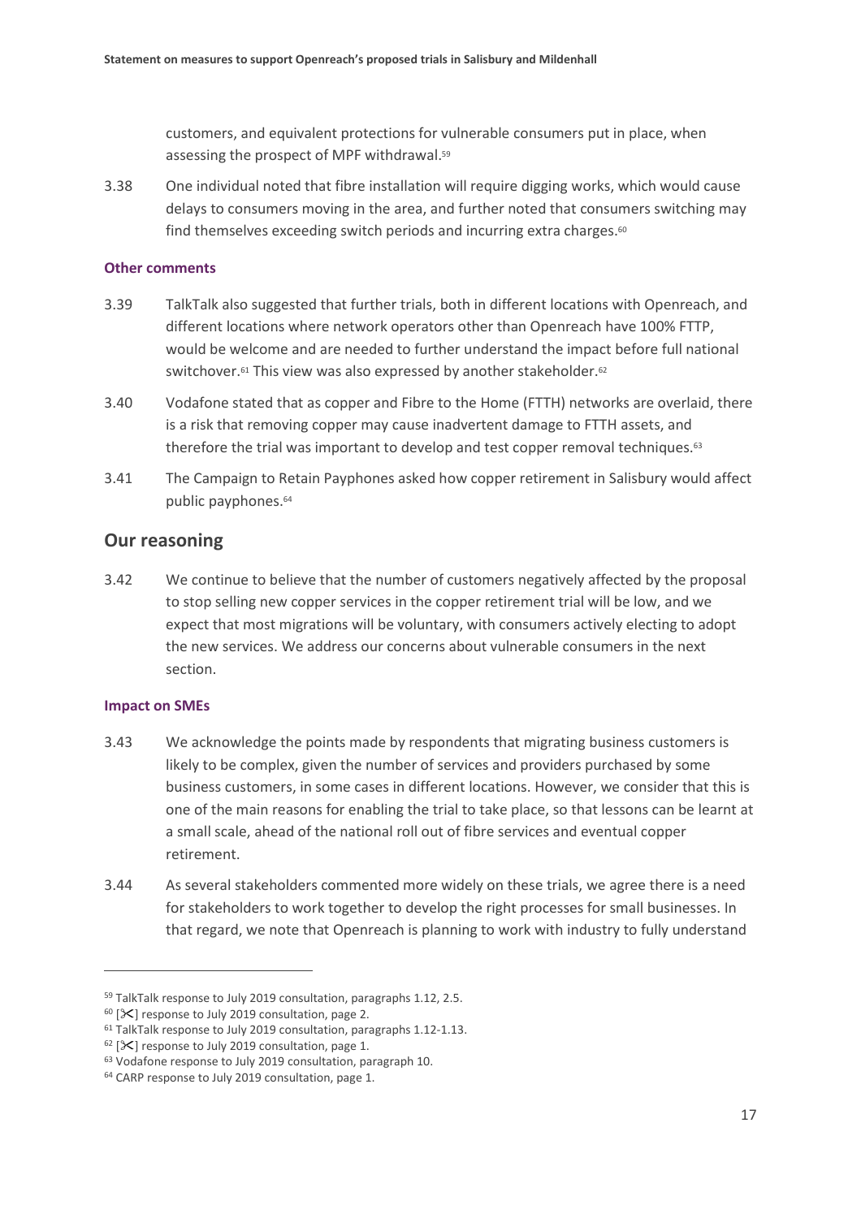customers, and equivalent protections for vulnerable consumers put in place, when assessing the prospect of MPF withdrawal.[59]

3.38 One individual noted that fibre installation will require digging works, which would cause delays to consumers moving in the area, and further noted that consumers switching may find themselves exceeding switch periods and incurring extra charges.[60]

### Other comments

3.39 TalkTalk also suggested that further trials, both in different locations with Openreach, and different locations where network operators other than Openreach have 100% FTTP, would be welcome and are needed to further understand the impact before full national switchover.[61] This view was also expressed by another stakeholder.[62]

3.40 Vodafone stated that as copper and Fibre to the Home (FTTH) networks are overlaid, there is a risk that removing copper may cause inadvertent damage to FTTH assets, and therefore the trial was important to develop and test copper removal techniques.[63]

3.41 The Campaign to Retain Payphones asked how copper retirement in Salisbury would affect public payphones.[64]

## Our reasoning

3.42 We continue to believe that the number of customers negatively affected by the proposal to stop selling new copper services in the copper retirement trial will be low, and we expect that most migrations will be voluntary, with consumers actively electing to adopt the new services. We address our concerns about vulnerable consumers in the next section.

### Impact on SMEs

3.43 We acknowledge the points made by respondents that migrating business customers is likely to be complex, given the number of services and providers purchased by some business customers, in some cases in different locations. However, we consider that this is one of the main reasons for enabling the trial to take place, so that lessons can be learnt at a small scale, ahead of the national roll out of fibre services and eventual copper retirement.

3.44 As several stakeholders commented more widely on these trials, we agree there is a need for stakeholders to work together to develop the right processes for small businesses. In that regard, we note that Openreach is planning to work with industry to fully understand

---

[59] TalkTalk response to July 2019 consultation, paragraphs 1.12, 2.5.

[60] [✂] response to July 2019 consultation, page 2.

[61] TalkTalk response to July 2019 consultation, paragraphs 1.12-1.13.

[62] [✂] response to July 2019 consultation, page 1.

[63] Vodafone response to July 2019 consultation, paragraph 10.

[64] CARP response to July 2019 consultation, page 1.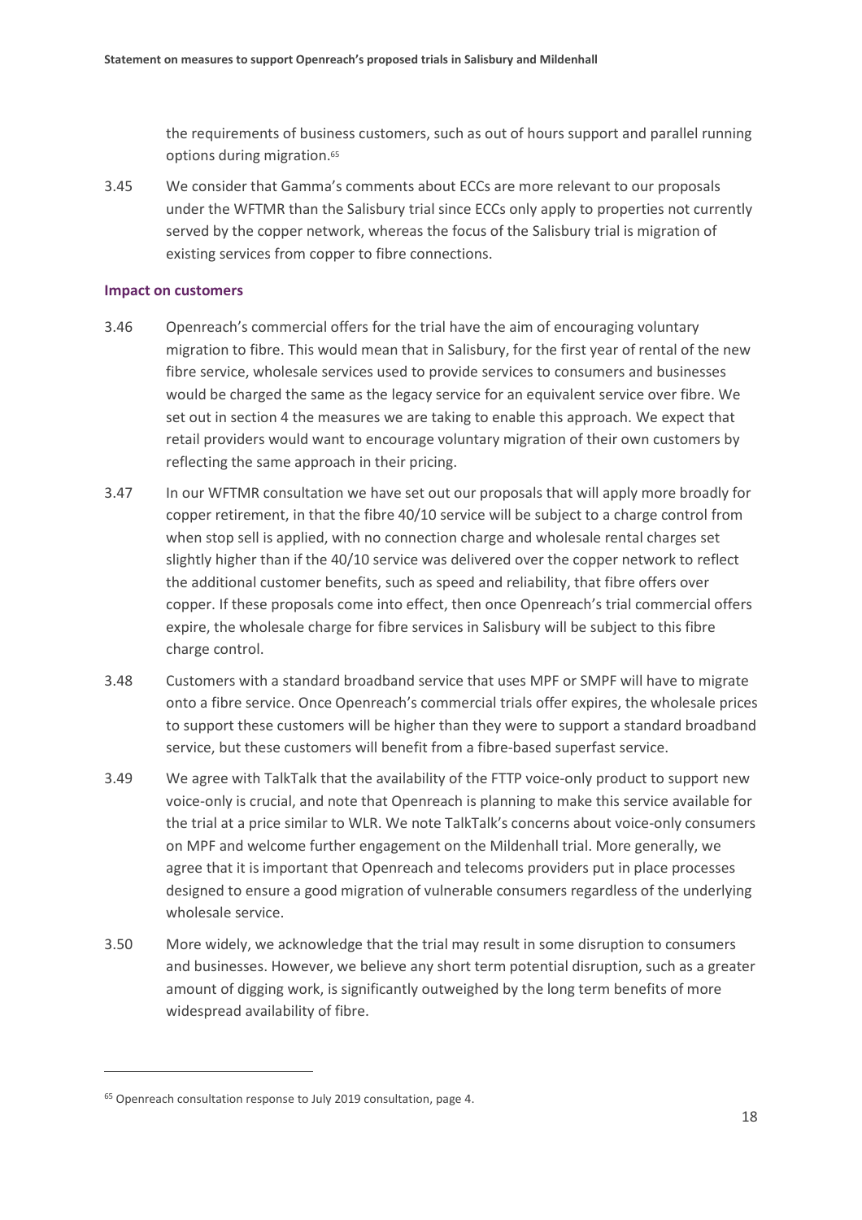the requirements of business customers, such as out of hours support and parallel running options during migration.[65]

3.45 We consider that Gamma's comments about ECCs are more relevant to our proposals under the WFTMR than the Salisbury trial since ECCs only apply to properties not currently served by the copper network, whereas the focus of the Salisbury trial is migration of existing services from copper to fibre connections.

### Impact on customers

3.46 Openreach's commercial offers for the trial have the aim of encouraging voluntary migration to fibre. This would mean that in Salisbury, for the first year of rental of the new fibre service, wholesale services used to provide services to consumers and businesses would be charged the same as the legacy service for an equivalent service over fibre. We set out in section 4 the measures we are taking to enable this approach. We expect that retail providers would want to encourage voluntary migration of their own customers by reflecting the same approach in their pricing.

3.47 In our WFTMR consultation we have set out our proposals that will apply more broadly for copper retirement, in that the fibre 40/10 service will be subject to a charge control from when stop sell is applied, with no connection charge and wholesale rental charges set slightly higher than if the 40/10 service was delivered over the copper network to reflect the additional customer benefits, such as speed and reliability, that fibre offers over copper. If these proposals come into effect, then once Openreach's trial commercial offers expire, the wholesale charge for fibre services in Salisbury will be subject to this fibre charge control.

3.48 Customers with a standard broadband service that uses MPF or SMPF will have to migrate onto a fibre service. Once Openreach's commercial trials offer expires, the wholesale prices to support these customers will be higher than they were to support a standard broadband service, but these customers will benefit from a fibre-based superfast service.

3.49 We agree with TalkTalk that the availability of the FTTP voice-only product to support new voice-only is crucial, and note that Openreach is planning to make this service available for the trial at a price similar to WLR. We note TalkTalk's concerns about voice-only consumers on MPF and welcome further engagement on the Mildenhall trial. More generally, we agree that it is important that Openreach and telecoms providers put in place processes designed to ensure a good migration of vulnerable consumers regardless of the underlying wholesale service.

3.50 More widely, we acknowledge that the trial may result in some disruption to consumers and businesses. However, we believe any short term potential disruption, such as a greater amount of digging work, is significantly outweighed by the long term benefits of more widespread availability of fibre.

[65] Openreach consultation response to July 2019 consultation, page 4.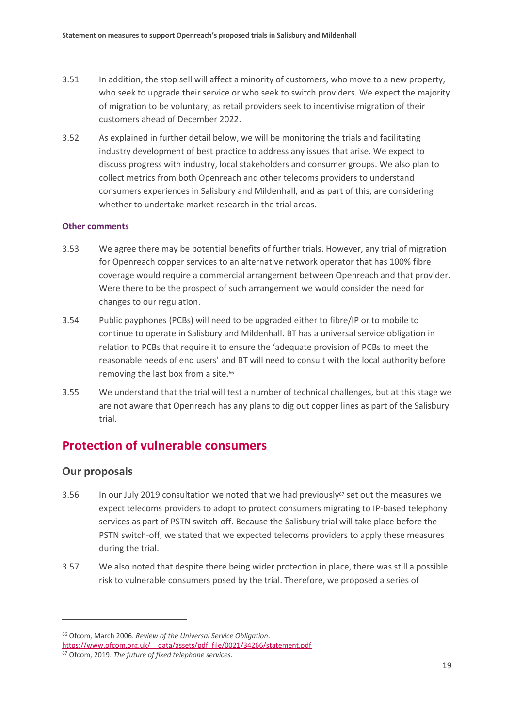3.51 In addition, the stop sell will affect a minority of customers, who move to a new property, who seek to upgrade their service or who seek to switch providers. We expect the majority of migration to be voluntary, as retail providers seek to incentivise migration of their customers ahead of December 2022.

3.52 As explained in further detail below, we will be monitoring the trials and facilitating industry development of best practice to address any issues that arise. We expect to discuss progress with industry, local stakeholders and consumer groups. We also plan to collect metrics from both Openreach and other telecoms providers to understand consumers experiences in Salisbury and Mildenhall, and as part of this, are considering whether to undertake market research in the trial areas.

#### Other comments

3.53 We agree there may be potential benefits of further trials. However, any trial of migration for Openreach copper services to an alternative network operator that has 100% fibre coverage would require a commercial arrangement between Openreach and that provider. Were there to be the prospect of such arrangement we would consider the need for changes to our regulation.

3.54 Public payphones (PCBs) will need to be upgraded either to fibre/IP or to mobile to continue to operate in Salisbury and Mildenhall. BT has a universal service obligation in relation to PCBs that require it to ensure the 'adequate provision of PCBs to meet the reasonable needs of end users' and BT will need to consult with the local authority before removing the last box from a site.[66]

3.55 We understand that the trial will test a number of technical challenges, but at this stage we are not aware that Openreach has any plans to dig out copper lines as part of the Salisbury trial.

## Protection of vulnerable consumers

### Our proposals

3.56 In our July 2019 consultation we noted that we had previously[67] set out the measures we expect telecoms providers to adopt to protect consumers migrating to IP-based telephony services as part of PSTN switch-off. Because the Salisbury trial will take place before the PSTN switch-off, we stated that we expected telecoms providers to apply these measures during the trial.

3.57 We also noted that despite there being wider protection in place, there was still a possible risk to vulnerable consumers posed by the trial. Therefore, we proposed a series of

[66] Ofcom, March 2006. *Review of the Universal Service Obligation*. https://www.ofcom.org.uk/__data/assets/pdf_file/0021/34266/statement.pdf

[67] Ofcom, 2019. *The future of fixed telephone services.*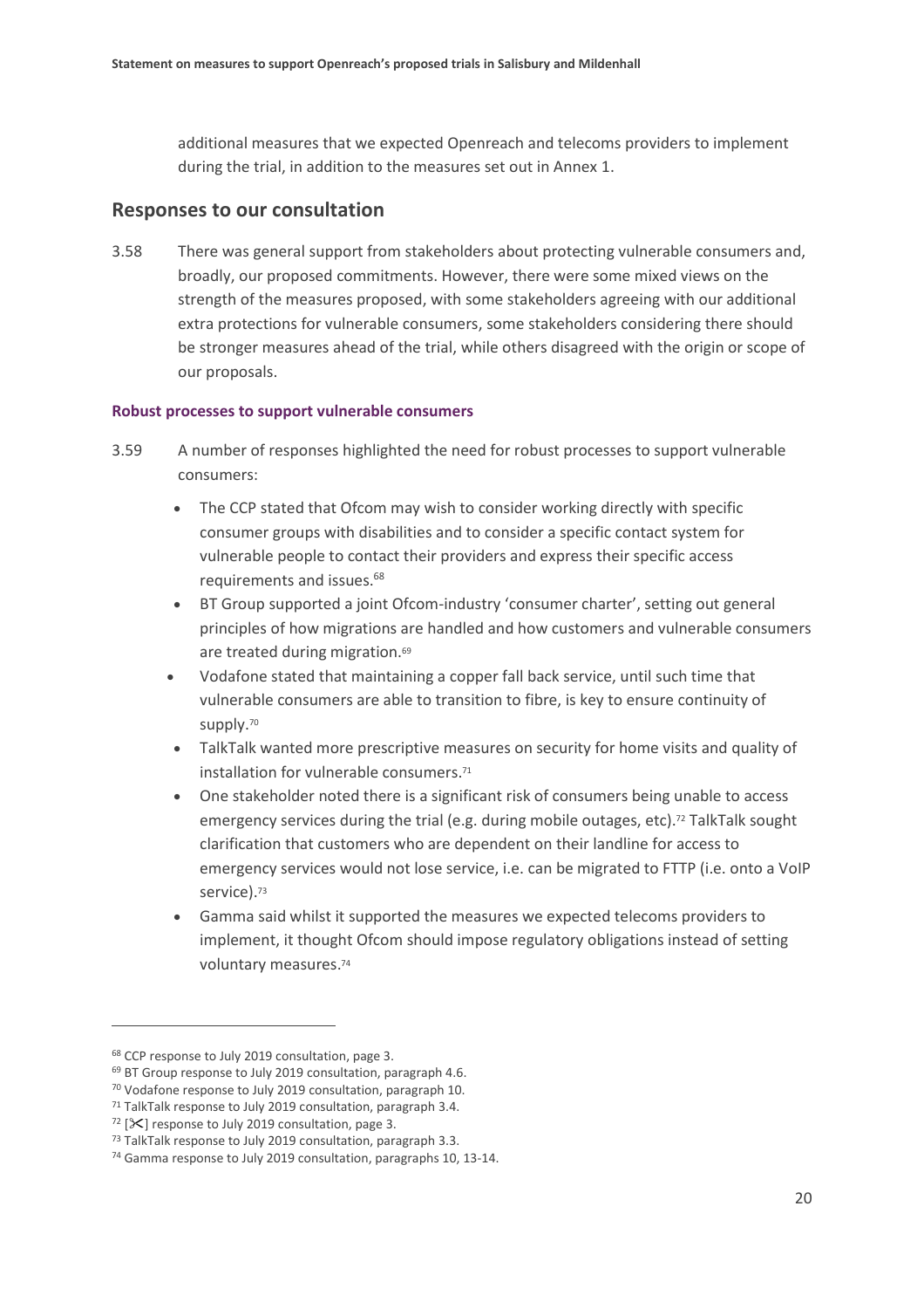additional measures that we expected Openreach and telecoms providers to implement during the trial, in addition to the measures set out in Annex 1.

## Responses to our consultation

3.58 There was general support from stakeholders about protecting vulnerable consumers and, broadly, our proposed commitments. However, there were some mixed views on the strength of the measures proposed, with some stakeholders agreeing with our additional extra protections for vulnerable consumers, some stakeholders considering there should be stronger measures ahead of the trial, while others disagreed with the origin or scope of our proposals.

#### Robust processes to support vulnerable consumers

3.59 A number of responses highlighted the need for robust processes to support vulnerable consumers:

- The CCP stated that Ofcom may wish to consider working directly with specific consumer groups with disabilities and to consider a specific contact system for vulnerable people to contact their providers and express their specific access requirements and issues.[68]
- BT Group supported a joint Ofcom-industry 'consumer charter', setting out general principles of how migrations are handled and how customers and vulnerable consumers are treated during migration.[69]
- Vodafone stated that maintaining a copper fall back service, until such time that vulnerable consumers are able to transition to fibre, is key to ensure continuity of supply.[70]
- TalkTalk wanted more prescriptive measures on security for home visits and quality of installation for vulnerable consumers.[71]
- One stakeholder noted there is a significant risk of consumers being unable to access emergency services during the trial (e.g. during mobile outages, etc).[72] TalkTalk sought clarification that customers who are dependent on their landline for access to emergency services would not lose service, i.e. can be migrated to FTTP (i.e. onto a VoIP service).[73]
- Gamma said whilst it supported the measures we expected telecoms providers to implement, it thought Ofcom should impose regulatory obligations instead of setting voluntary measures.[74]

---

[68] CCP response to July 2019 consultation, page 3.
[69] BT Group response to July 2019 consultation, paragraph 4.6.
[70] Vodafone response to July 2019 consultation, paragraph 10.
[71] TalkTalk response to July 2019 consultation, paragraph 3.4.
[72] [✂] response to July 2019 consultation, page 3.
[73] TalkTalk response to July 2019 consultation, paragraph 3.3.
[74] Gamma response to July 2019 consultation, paragraphs 10, 13-14.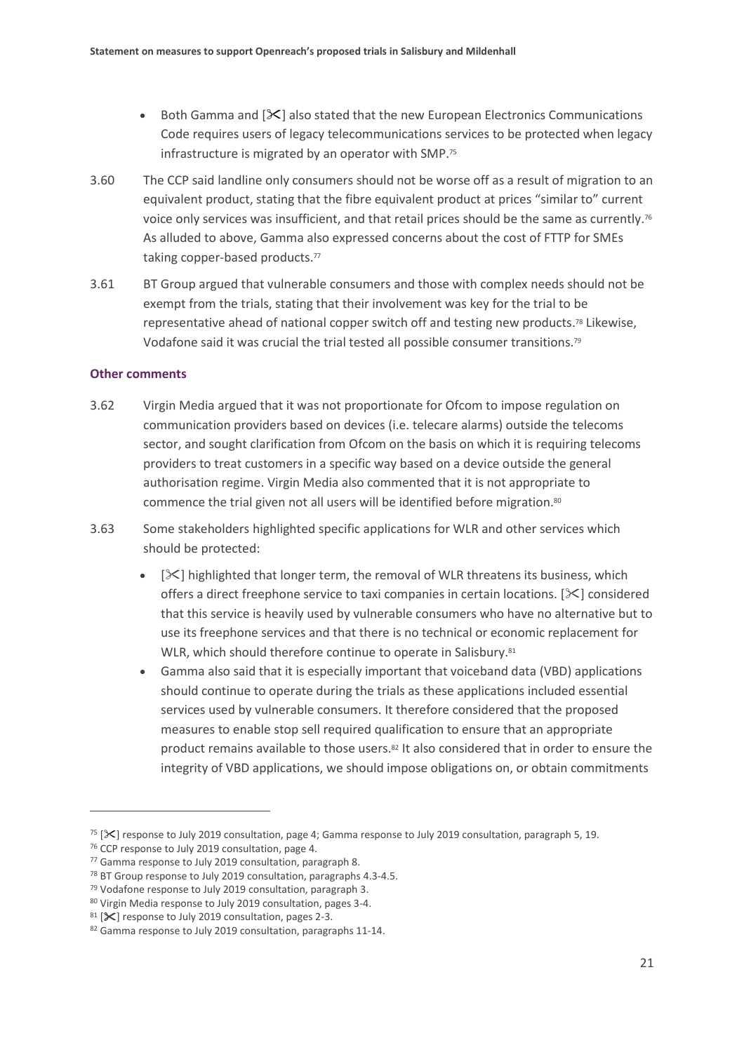- Both Gamma and [✂] also stated that the new European Electronics Communications Code requires users of legacy telecommunications services to be protected when legacy infrastructure is migrated by an operator with SMP.[75]

3.60 The CCP said landline only consumers should not be worse off as a result of migration to an equivalent product, stating that the fibre equivalent product at prices "similar to" current voice only services was insufficient, and that retail prices should be the same as currently.[76] As alluded to above, Gamma also expressed concerns about the cost of FTTP for SMEs taking copper-based products.[77]

3.61 BT Group argued that vulnerable consumers and those with complex needs should not be exempt from the trials, stating that their involvement was key for the trial to be representative ahead of national copper switch off and testing new products.[78] Likewise, Vodafone said it was crucial the trial tested all possible consumer transitions.[79]

### Other comments

3.62 Virgin Media argued that it was not proportionate for Ofcom to impose regulation on communication providers based on devices (i.e. telecare alarms) outside the telecoms sector, and sought clarification from Ofcom on the basis on which it is requiring telecoms providers to treat customers in a specific way based on a device outside the general authorisation regime. Virgin Media also commented that it is not appropriate to commence the trial given not all users will be identified before migration.[80]

3.63 Some stakeholders highlighted specific applications for WLR and other services which should be protected:

- [✂] highlighted that longer term, the removal of WLR threatens its business, which offers a direct freephone service to taxi companies in certain locations. [✂] considered that this service is heavily used by vulnerable consumers who have no alternative but to use its freephone services and that there is no technical or economic replacement for WLR, which should therefore continue to operate in Salisbury.[81]
- Gamma also said that it is especially important that voiceband data (VBD) applications should continue to operate during the trials as these applications included essential services used by vulnerable consumers. It therefore considered that the proposed measures to enable stop sell required qualification to ensure that an appropriate product remains available to those users.[82] It also considered that in order to ensure the integrity of VBD applications, we should impose obligations on, or obtain commitments

---

[75] [✂] response to July 2019 consultation, page 4; Gamma response to July 2019 consultation, paragraph 5, 19.

[76] CCP response to July 2019 consultation, page 4.

[77] Gamma response to July 2019 consultation, paragraph 8.

[78] BT Group response to July 2019 consultation, paragraphs 4.3-4.5.

[79] Vodafone response to July 2019 consultation, paragraph 3.

[80] Virgin Media response to July 2019 consultation, pages 3-4.

[81] [✂] response to July 2019 consultation, pages 2-3.

[82] Gamma response to July 2019 consultation, paragraphs 11-14.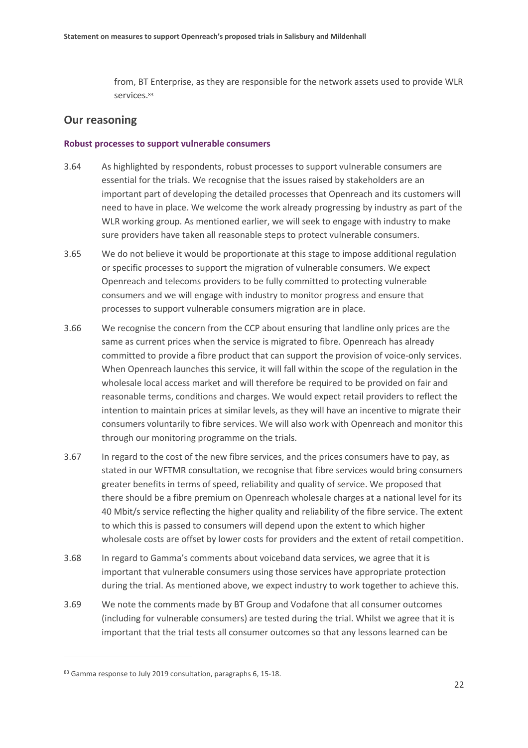from, BT Enterprise, as they are responsible for the network assets used to provide WLR services.[83]

## Our reasoning

### Robust processes to support vulnerable consumers

3.64 As highlighted by respondents, robust processes to support vulnerable consumers are essential for the trials. We recognise that the issues raised by stakeholders are an important part of developing the detailed processes that Openreach and its customers will need to have in place. We welcome the work already progressing by industry as part of the WLR working group. As mentioned earlier, we will seek to engage with industry to make sure providers have taken all reasonable steps to protect vulnerable consumers.

3.65 We do not believe it would be proportionate at this stage to impose additional regulation or specific processes to support the migration of vulnerable consumers. We expect Openreach and telecoms providers to be fully committed to protecting vulnerable consumers and we will engage with industry to monitor progress and ensure that processes to support vulnerable consumers migration are in place.

3.66 We recognise the concern from the CCP about ensuring that landline only prices are the same as current prices when the service is migrated to fibre. Openreach has already committed to provide a fibre product that can support the provision of voice-only services. When Openreach launches this service, it will fall within the scope of the regulation in the wholesale local access market and will therefore be required to be provided on fair and reasonable terms, conditions and charges. We would expect retail providers to reflect the intention to maintain prices at similar levels, as they will have an incentive to migrate their consumers voluntarily to fibre services. We will also work with Openreach and monitor this through our monitoring programme on the trials.

3.67 In regard to the cost of the new fibre services, and the prices consumers have to pay, as stated in our WFTMR consultation, we recognise that fibre services would bring consumers greater benefits in terms of speed, reliability and quality of service. We proposed that there should be a fibre premium on Openreach wholesale charges at a national level for its 40 Mbit/s service reflecting the higher quality and reliability of the fibre service. The extent to which this is passed to consumers will depend upon the extent to which higher wholesale costs are offset by lower costs for providers and the extent of retail competition.

3.68 In regard to Gamma's comments about voiceband data services, we agree that it is important that vulnerable consumers using those services have appropriate protection during the trial. As mentioned above, we expect industry to work together to achieve this.

3.69 We note the comments made by BT Group and Vodafone that all consumer outcomes (including for vulnerable consumers) are tested during the trial. Whilst we agree that it is important that the trial tests all consumer outcomes so that any lessons learned can be

---

[83] Gamma response to July 2019 consultation, paragraphs 6, 15-18.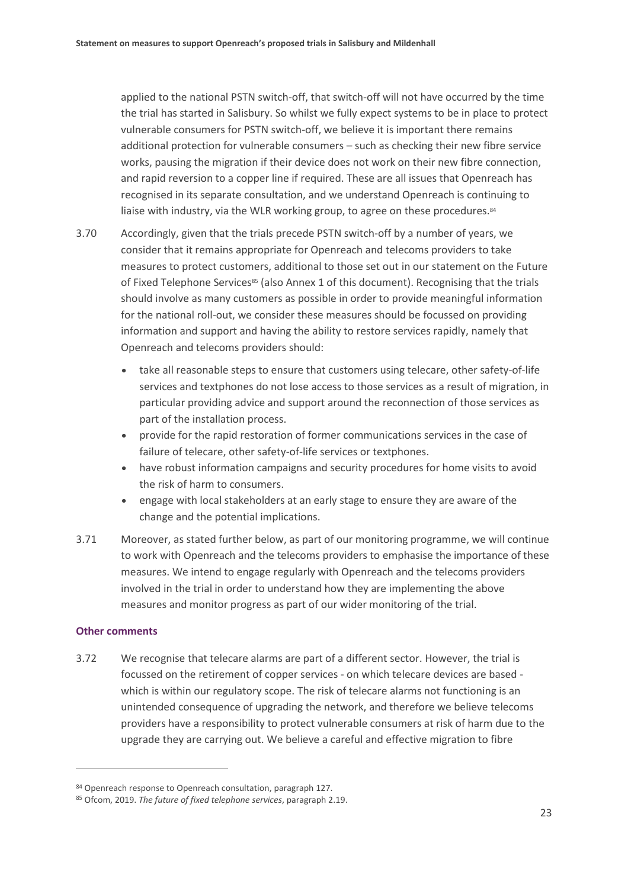applied to the national PSTN switch-off, that switch-off will not have occurred by the time the trial has started in Salisbury. So whilst we fully expect systems to be in place to protect vulnerable consumers for PSTN switch-off, we believe it is important there remains additional protection for vulnerable consumers – such as checking their new fibre service works, pausing the migration if their device does not work on their new fibre connection, and rapid reversion to a copper line if required. These are all issues that Openreach has recognised in its separate consultation, and we understand Openreach is continuing to liaise with industry, via the WLR working group, to agree on these procedures.[84]

3.70 Accordingly, given that the trials precede PSTN switch-off by a number of years, we consider that it remains appropriate for Openreach and telecoms providers to take measures to protect customers, additional to those set out in our statement on the Future of Fixed Telephone Services[85] (also Annex 1 of this document). Recognising that the trials should involve as many customers as possible in order to provide meaningful information for the national roll-out, we consider these measures should be focussed on providing information and support and having the ability to restore services rapidly, namely that Openreach and telecoms providers should:

- take all reasonable steps to ensure that customers using telecare, other safety-of-life services and textphones do not lose access to those services as a result of migration, in particular providing advice and support around the reconnection of those services as part of the installation process.
- provide for the rapid restoration of former communications services in the case of failure of telecare, other safety-of-life services or textphones.
- have robust information campaigns and security procedures for home visits to avoid the risk of harm to consumers.
- engage with local stakeholders at an early stage to ensure they are aware of the change and the potential implications.

3.71 Moreover, as stated further below, as part of our monitoring programme, we will continue to work with Openreach and the telecoms providers to emphasise the importance of these measures. We intend to engage regularly with Openreach and the telecoms providers involved in the trial in order to understand how they are implementing the above measures and monitor progress as part of our wider monitoring of the trial.

### Other comments

3.72 We recognise that telecare alarms are part of a different sector. However, the trial is focussed on the retirement of copper services - on which telecare devices are based - which is within our regulatory scope. The risk of telecare alarms not functioning is an unintended consequence of upgrading the network, and therefore we believe telecoms providers have a responsibility to protect vulnerable consumers at risk of harm due to the upgrade they are carrying out. We believe a careful and effective migration to fibre

---

[84] Openreach response to Openreach consultation, paragraph 127.

[85] Ofcom, 2019. *The future of fixed telephone services*, paragraph 2.19.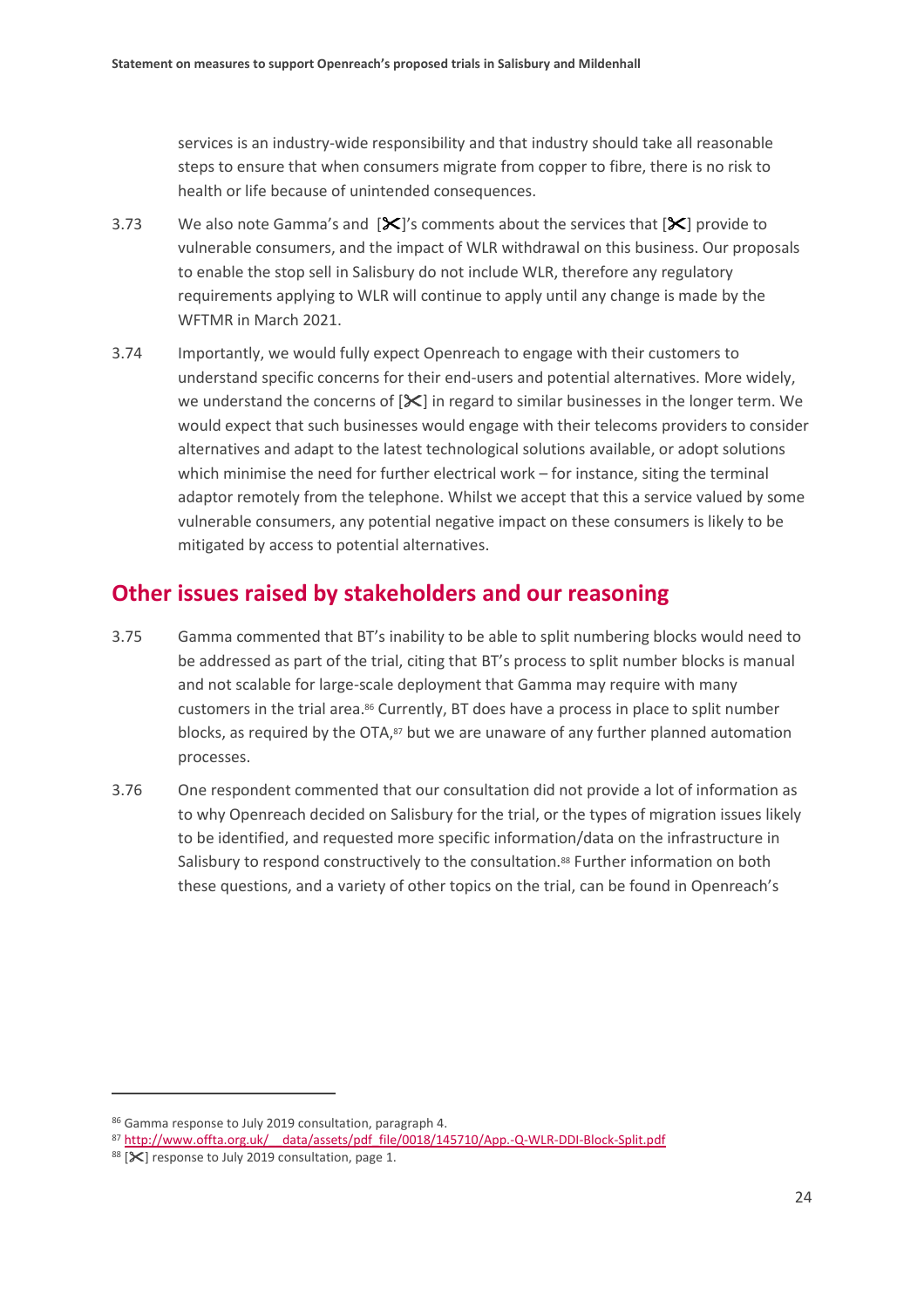services is an industry-wide responsibility and that industry should take all reasonable steps to ensure that when consumers migrate from copper to fibre, there is no risk to health or life because of unintended consequences.

3.73 We also note Gamma's and [✂]'s comments about the services that [✂] provide to vulnerable consumers, and the impact of WLR withdrawal on this business. Our proposals to enable the stop sell in Salisbury do not include WLR, therefore any regulatory requirements applying to WLR will continue to apply until any change is made by the WFTMR in March 2021.

3.74 Importantly, we would fully expect Openreach to engage with their customers to understand specific concerns for their end-users and potential alternatives. More widely, we understand the concerns of [✂] in regard to similar businesses in the longer term. We would expect that such businesses would engage with their telecoms providers to consider alternatives and adapt to the latest technological solutions available, or adopt solutions which minimise the need for further electrical work – for instance, siting the terminal adaptor remotely from the telephone. Whilst we accept that this a service valued by some vulnerable consumers, any potential negative impact on these consumers is likely to be mitigated by access to potential alternatives.

## Other issues raised by stakeholders and our reasoning

3.75 Gamma commented that BT's inability to be able to split numbering blocks would need to be addressed as part of the trial, citing that BT's process to split number blocks is manual and not scalable for large-scale deployment that Gamma may require with many customers in the trial area.[86] Currently, BT does have a process in place to split number blocks, as required by the OTA,[87] but we are unaware of any further planned automation processes.

3.76 One respondent commented that our consultation did not provide a lot of information as to why Openreach decided on Salisbury for the trial, or the types of migration issues likely to be identified, and requested more specific information/data on the infrastructure in Salisbury to respond constructively to the consultation.[88] Further information on both these questions, and a variety of other topics on the trial, can be found in Openreach's

---

[86] Gamma response to July 2019 consultation, paragraph 4.

[87] http://www.offta.org.uk/__data/assets/pdf_file/0018/145710/App.-Q-WLR-DDI-Block-Split.pdf

[88] [✂] response to July 2019 consultation, page 1.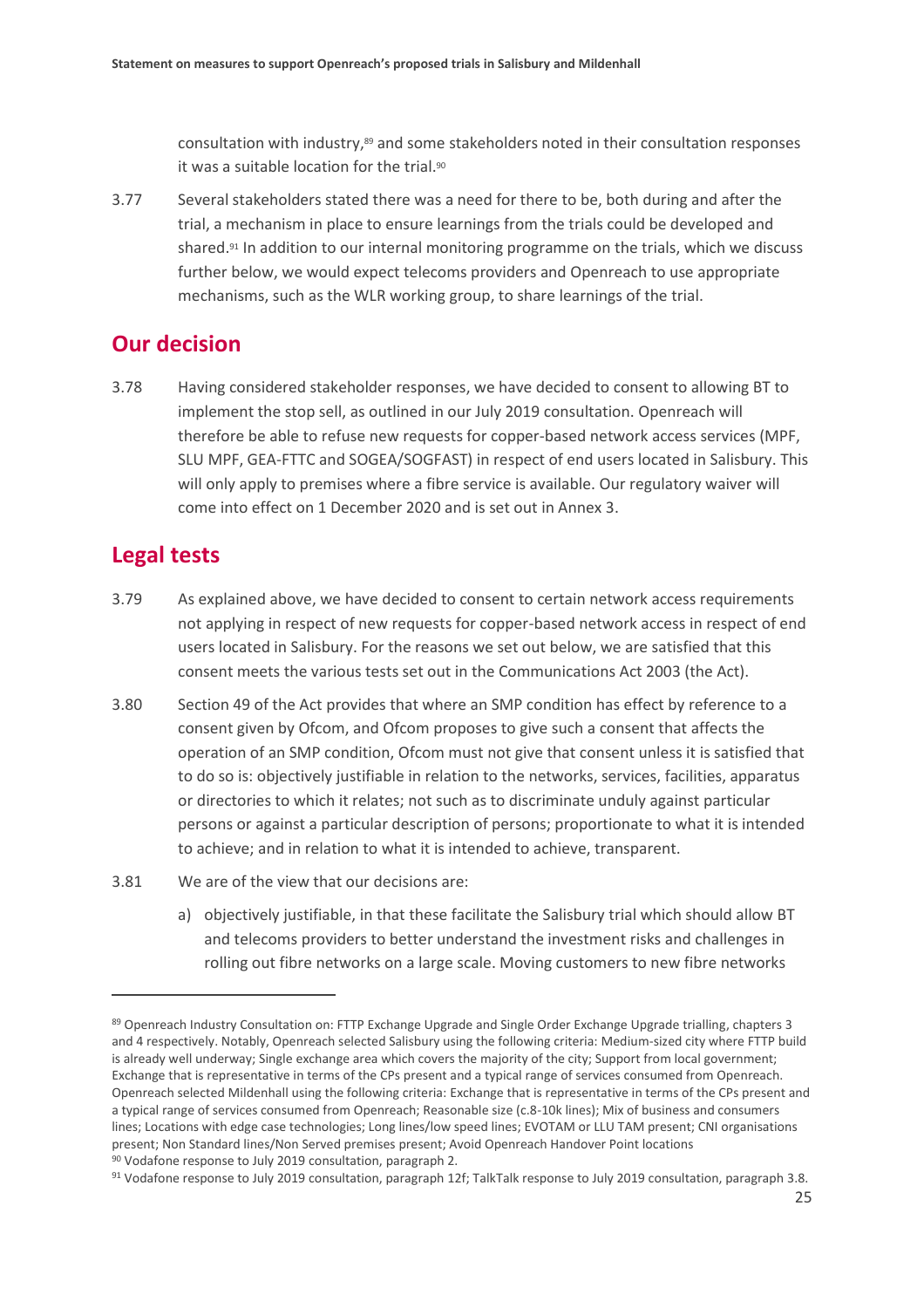consultation with industry,[89] and some stakeholders noted in their consultation responses it was a suitable location for the trial.[90]

3.77 Several stakeholders stated there was a need for there to be, both during and after the trial, a mechanism in place to ensure learnings from the trials could be developed and shared.[91] In addition to our internal monitoring programme on the trials, which we discuss further below, we would expect telecoms providers and Openreach to use appropriate mechanisms, such as the WLR working group, to share learnings of the trial.

## Our decision

3.78 Having considered stakeholder responses, we have decided to consent to allowing BT to implement the stop sell, as outlined in our July 2019 consultation. Openreach will therefore be able to refuse new requests for copper-based network access services (MPF, SLU MPF, GEA-FTTC and SOGEA/SOGFAST) in respect of end users located in Salisbury. This will only apply to premises where a fibre service is available. Our regulatory waiver will come into effect on 1 December 2020 and is set out in Annex 3.

## Legal tests

3.79 As explained above, we have decided to consent to certain network access requirements not applying in respect of new requests for copper-based network access in respect of end users located in Salisbury. For the reasons we set out below, we are satisfied that this consent meets the various tests set out in the Communications Act 2003 (the Act).

3.80 Section 49 of the Act provides that where an SMP condition has effect by reference to a consent given by Ofcom, and Ofcom proposes to give such a consent that affects the operation of an SMP condition, Ofcom must not give that consent unless it is satisfied that to do so is: objectively justifiable in relation to the networks, services, facilities, apparatus or directories to which it relates; not such as to discriminate unduly against particular persons or against a particular description of persons; proportionate to what it is intended to achieve; and in relation to what it is intended to achieve, transparent.

3.81 We are of the view that our decisions are:

a) objectively justifiable, in that these facilitate the Salisbury trial which should allow BT and telecoms providers to better understand the investment risks and challenges in rolling out fibre networks on a large scale. Moving customers to new fibre networks

---

[89] Openreach Industry Consultation on: FTTP Exchange Upgrade and Single Order Exchange Upgrade trialling, chapters 3 and 4 respectively. Notably, Openreach selected Salisbury using the following criteria: Medium-sized city where FTTP build is already well underway; Single exchange area which covers the majority of the city; Support from local government; Exchange that is representative in terms of the CPs present and a typical range of services consumed from Openreach. Openreach selected Mildenhall using the following criteria: Exchange that is representative in terms of the CPs present and a typical range of services consumed from Openreach; Reasonable size (c.8-10k lines); Mix of business and consumers lines; Locations with edge case technologies; Long lines/low speed lines; EVOTAM or LLU TAM present; CNI organisations present; Non Standard lines/Non Served premises present; Avoid Openreach Handover Point locations

[90] Vodafone response to July 2019 consultation, paragraph 2.

[91] Vodafone response to July 2019 consultation, paragraph 12f; TalkTalk response to July 2019 consultation, paragraph 3.8.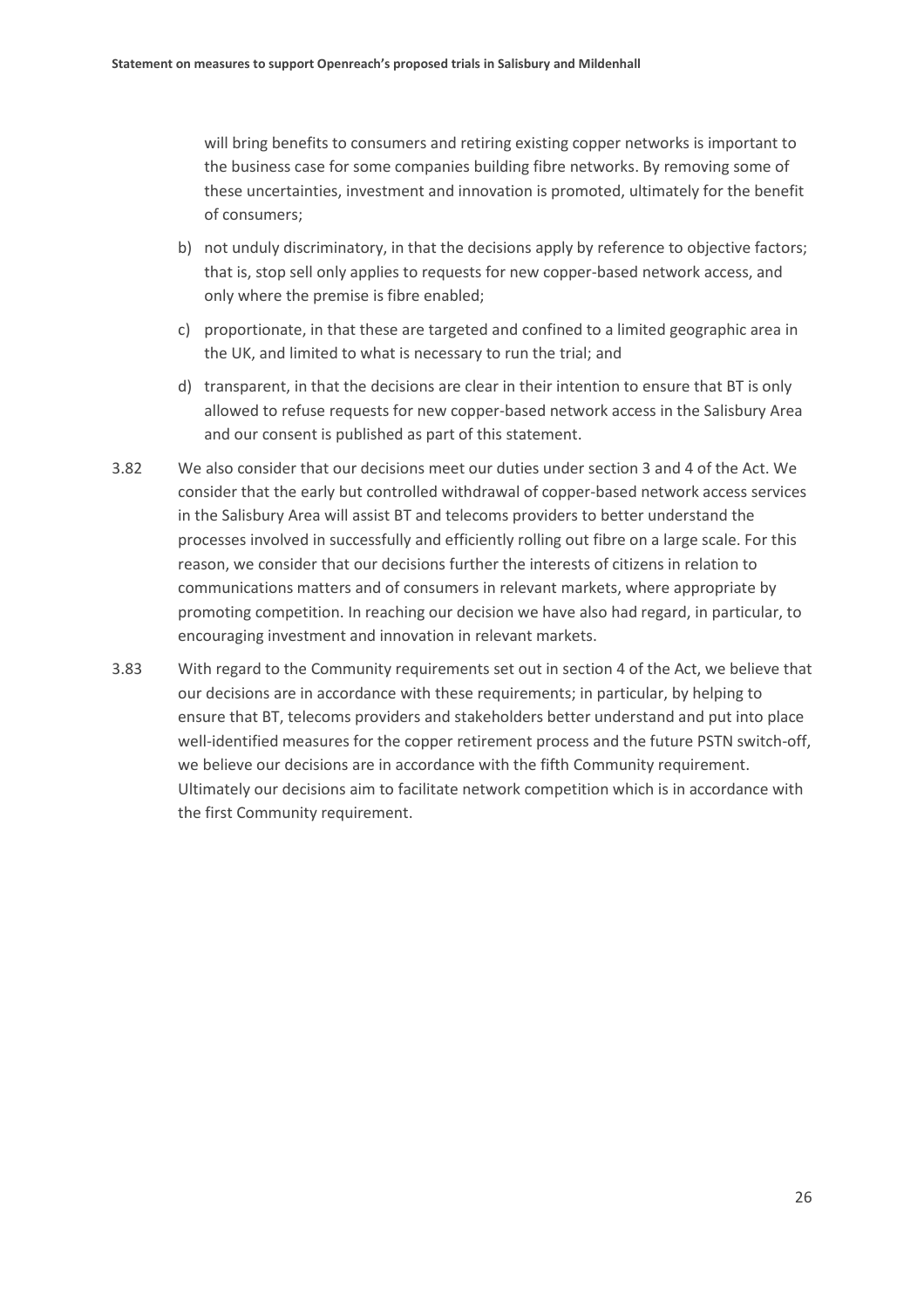will bring benefits to consumers and retiring existing copper networks is important to the business case for some companies building fibre networks. By removing some of these uncertainties, investment and innovation is promoted, ultimately for the benefit of consumers;

b) not unduly discriminatory, in that the decisions apply by reference to objective factors; that is, stop sell only applies to requests for new copper-based network access, and only where the premise is fibre enabled;

c) proportionate, in that these are targeted and confined to a limited geographic area in the UK, and limited to what is necessary to run the trial; and

d) transparent, in that the decisions are clear in their intention to ensure that BT is only allowed to refuse requests for new copper-based network access in the Salisbury Area and our consent is published as part of this statement.

3.82 We also consider that our decisions meet our duties under section 3 and 4 of the Act. We consider that the early but controlled withdrawal of copper-based network access services in the Salisbury Area will assist BT and telecoms providers to better understand the processes involved in successfully and efficiently rolling out fibre on a large scale. For this reason, we consider that our decisions further the interests of citizens in relation to communications matters and of consumers in relevant markets, where appropriate by promoting competition. In reaching our decision we have also had regard, in particular, to encouraging investment and innovation in relevant markets.

3.83 With regard to the Community requirements set out in section 4 of the Act, we believe that our decisions are in accordance with these requirements; in particular, by helping to ensure that BT, telecoms providers and stakeholders better understand and put into place well-identified measures for the copper retirement process and the future PSTN switch-off, we believe our decisions are in accordance with the fifth Community requirement. Ultimately our decisions aim to facilitate network competition which is in accordance with the first Community requirement.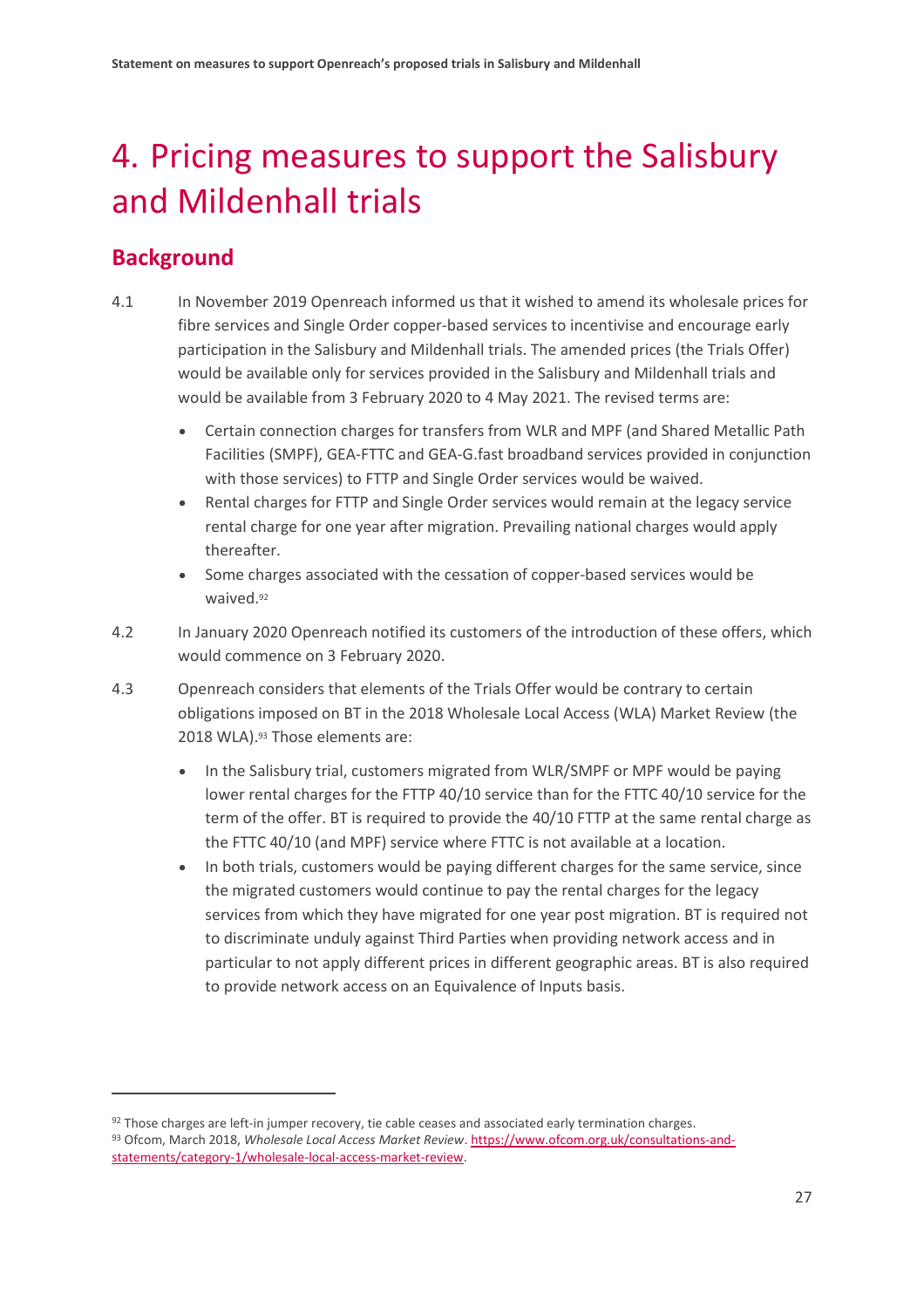# 4. Pricing measures to support the Salisbury and Mildenhall trials

## Background

4.1 In November 2019 Openreach informed us that it wished to amend its wholesale prices for fibre services and Single Order copper-based services to incentivise and encourage early participation in the Salisbury and Mildenhall trials. The amended prices (the Trials Offer) would be available only for services provided in the Salisbury and Mildenhall trials and would be available from 3 February 2020 to 4 May 2021. The revised terms are:

- Certain connection charges for transfers from WLR and MPF (and Shared Metallic Path Facilities (SMPF), GEA-FTTC and GEA-G.fast broadband services provided in conjunction with those services) to FTTP and Single Order services would be waived.
- Rental charges for FTTP and Single Order services would remain at the legacy service rental charge for one year after migration. Prevailing national charges would apply thereafter.
- Some charges associated with the cessation of copper-based services would be waived.[92]

4.2 In January 2020 Openreach notified its customers of the introduction of these offers, which would commence on 3 February 2020.

4.3 Openreach considers that elements of the Trials Offer would be contrary to certain obligations imposed on BT in the 2018 Wholesale Local Access (WLA) Market Review (the 2018 WLA).[93] Those elements are:

- In the Salisbury trial, customers migrated from WLR/SMPF or MPF would be paying lower rental charges for the FTTP 40/10 service than for the FTTC 40/10 service for the term of the offer. BT is required to provide the 40/10 FTTP at the same rental charge as the FTTC 40/10 (and MPF) service where FTTC is not available at a location.
- In both trials, customers would be paying different charges for the same service, since the migrated customers would continue to pay the rental charges for the legacy services from which they have migrated for one year post migration. BT is required not to discriminate unduly against Third Parties when providing network access and in particular to not apply different prices in different geographic areas. BT is also required to provide network access on an Equivalence of Inputs basis.

---

[92] Those charges are left-in jumper recovery, tie cable ceases and associated early termination charges.

[93] Ofcom, March 2018, *Wholesale Local Access Market Review*. https://www.ofcom.org.uk/consultations-and-statements/category-1/wholesale-local-access-market-review.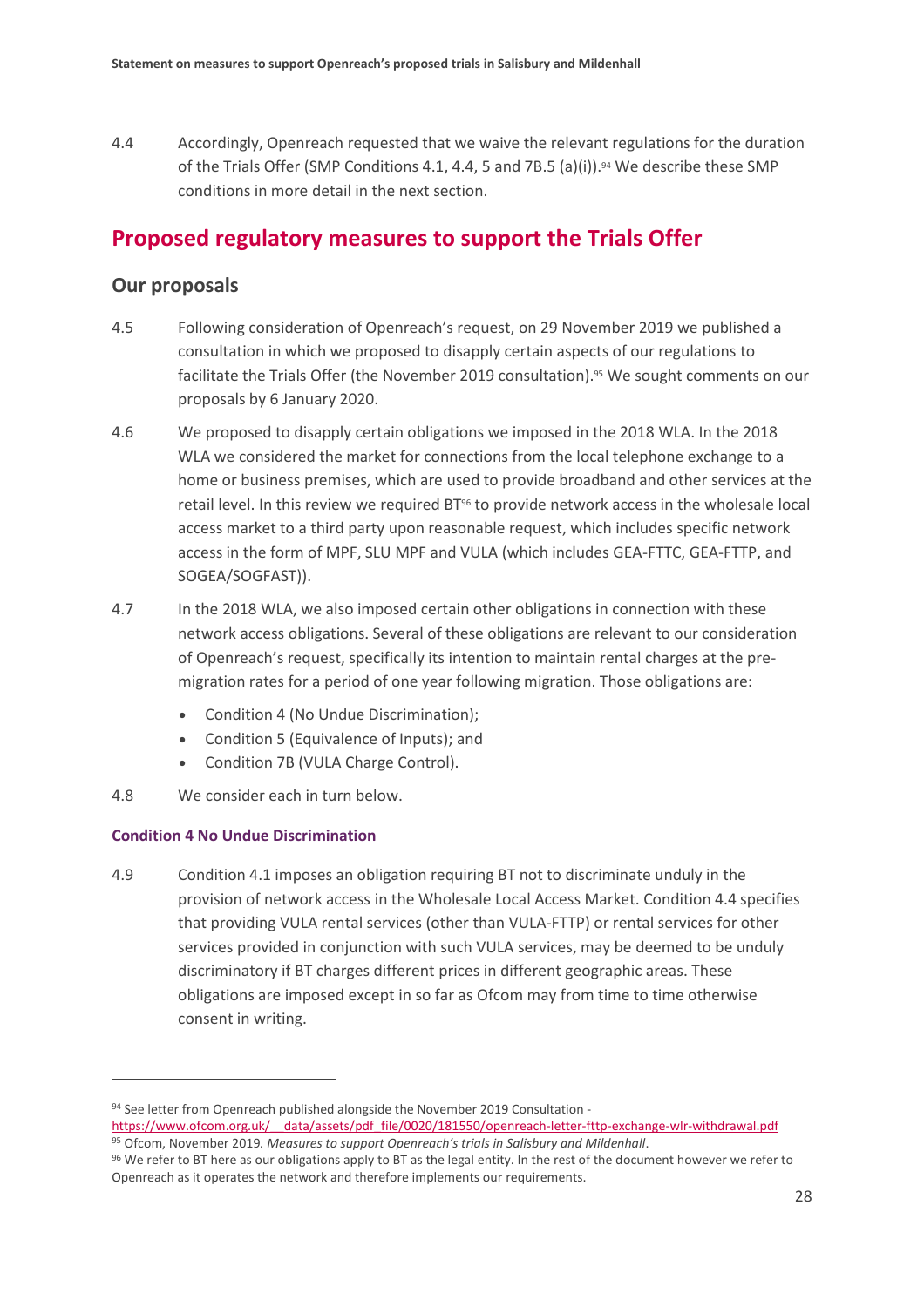4.4 Accordingly, Openreach requested that we waive the relevant regulations for the duration of the Trials Offer (SMP Conditions 4.1, 4.4, 5 and 7B.5 (a)(i)).[94] We describe these SMP conditions in more detail in the next section.

## Proposed regulatory measures to support the Trials Offer

### Our proposals

4.5 Following consideration of Openreach's request, on 29 November 2019 we published a consultation in which we proposed to disapply certain aspects of our regulations to facilitate the Trials Offer (the November 2019 consultation).[95] We sought comments on our proposals by 6 January 2020.

4.6 We proposed to disapply certain obligations we imposed in the 2018 WLA. In the 2018 WLA we considered the market for connections from the local telephone exchange to a home or business premises, which are used to provide broadband and other services at the retail level. In this review we required BT[96] to provide network access in the wholesale local access market to a third party upon reasonable request, which includes specific network access in the form of MPF, SLU MPF and VULA (which includes GEA-FTTC, GEA-FTTP, and SOGEA/SOGFAST)).

4.7 In the 2018 WLA, we also imposed certain other obligations in connection with these network access obligations. Several of these obligations are relevant to our consideration of Openreach's request, specifically its intention to maintain rental charges at the pre-migration rates for a period of one year following migration. Those obligations are:

- Condition 4 (No Undue Discrimination);
- Condition 5 (Equivalence of Inputs); and
- Condition 7B (VULA Charge Control).

4.8 We consider each in turn below.

#### Condition 4 No Undue Discrimination

4.9 Condition 4.1 imposes an obligation requiring BT not to discriminate unduly in the provision of network access in the Wholesale Local Access Market. Condition 4.4 specifies that providing VULA rental services (other than VULA-FTTP) or rental services for other services provided in conjunction with such VULA services, may be deemed to be unduly discriminatory if BT charges different prices in different geographic areas. These obligations are imposed except in so far as Ofcom may from time to time otherwise consent in writing.

---

[94] See letter from Openreach published alongside the November 2019 Consultation - https://www.ofcom.org.uk/__data/assets/pdf_file/0020/181550/openreach-letter-fttp-exchange-wlr-withdrawal.pdf

[95] Ofcom, November 2019. *Measures to support Openreach's trials in Salisbury and Mildenhall*.

[96] We refer to BT here as our obligations apply to BT as the legal entity. In the rest of the document however we refer to Openreach as it operates the network and therefore implements our requirements.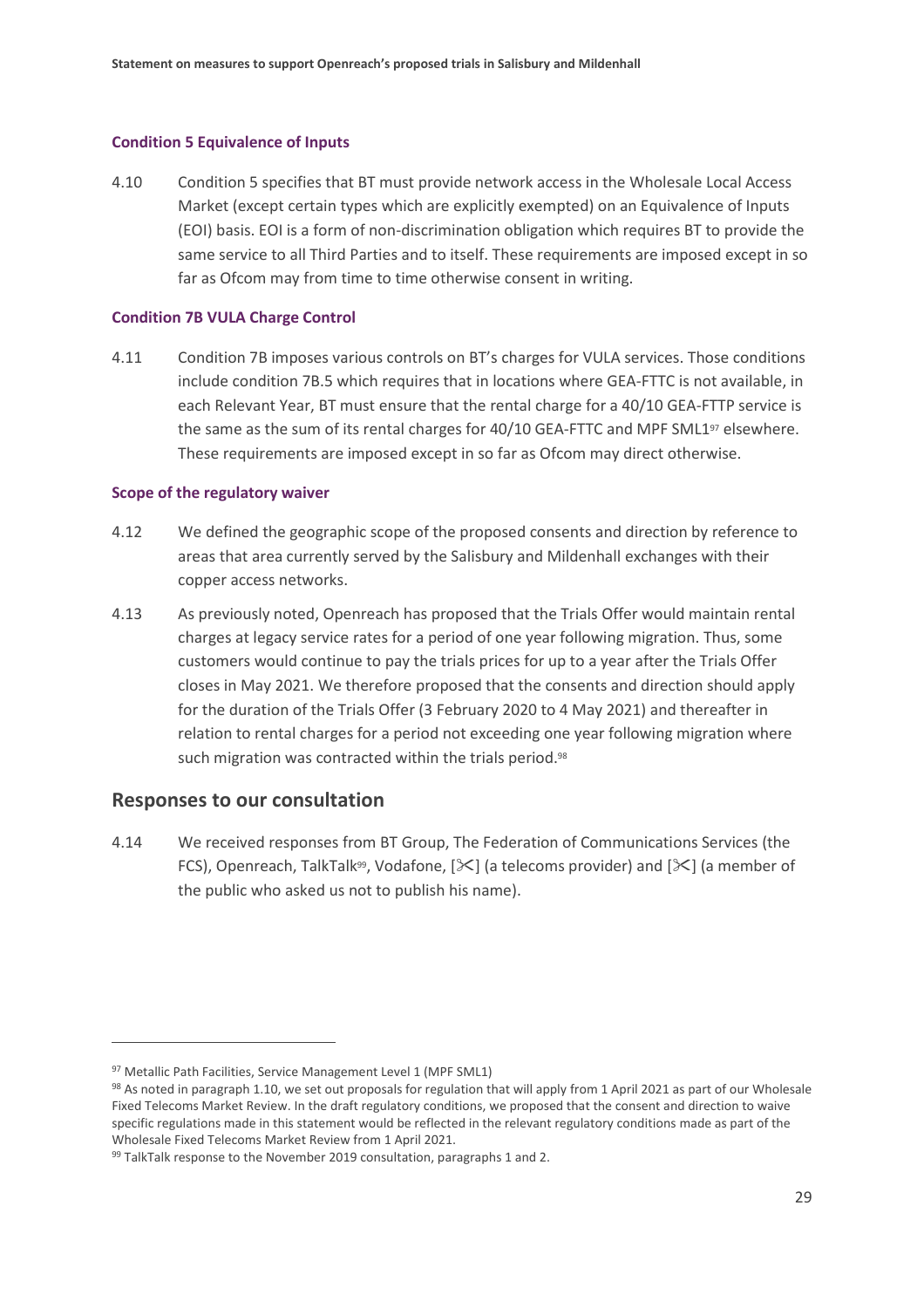#### Condition 5 Equivalence of Inputs

4.10 Condition 5 specifies that BT must provide network access in the Wholesale Local Access Market (except certain types which are explicitly exempted) on an Equivalence of Inputs (EOI) basis. EOI is a form of non-discrimination obligation which requires BT to provide the same service to all Third Parties and to itself. These requirements are imposed except in so far as Ofcom may from time to time otherwise consent in writing.

#### Condition 7B VULA Charge Control

4.11 Condition 7B imposes various controls on BT's charges for VULA services. Those conditions include condition 7B.5 which requires that in locations where GEA-FTTC is not available, in each Relevant Year, BT must ensure that the rental charge for a 40/10 GEA-FTTP service is the same as the sum of its rental charges for 40/10 GEA-FTTC and MPF SML1[97] elsewhere. These requirements are imposed except in so far as Ofcom may direct otherwise.

#### Scope of the regulatory waiver

4.12 We defined the geographic scope of the proposed consents and direction by reference to areas that area currently served by the Salisbury and Mildenhall exchanges with their copper access networks.

4.13 As previously noted, Openreach has proposed that the Trials Offer would maintain rental charges at legacy service rates for a period of one year following migration. Thus, some customers would continue to pay the trials prices for up to a year after the Trials Offer closes in May 2021. We therefore proposed that the consents and direction should apply for the duration of the Trials Offer (3 February 2020 to 4 May 2021) and thereafter in relation to rental charges for a period not exceeding one year following migration where such migration was contracted within the trials period.[98]

## Responses to our consultation

4.14 We received responses from BT Group, The Federation of Communications Services (the FCS), Openreach, TalkTalk[99], Vodafone, [✂] (a telecoms provider) and [✂] (a member of the public who asked us not to publish his name).

---

[97] Metallic Path Facilities, Service Management Level 1 (MPF SML1)

[98] As noted in paragraph 1.10, we set out proposals for regulation that will apply from 1 April 2021 as part of our Wholesale Fixed Telecoms Market Review. In the draft regulatory conditions, we proposed that the consent and direction to waive specific regulations made in this statement would be reflected in the relevant regulatory conditions made as part of the Wholesale Fixed Telecoms Market Review from 1 April 2021.

[99] TalkTalk response to the November 2019 consultation, paragraphs 1 and 2.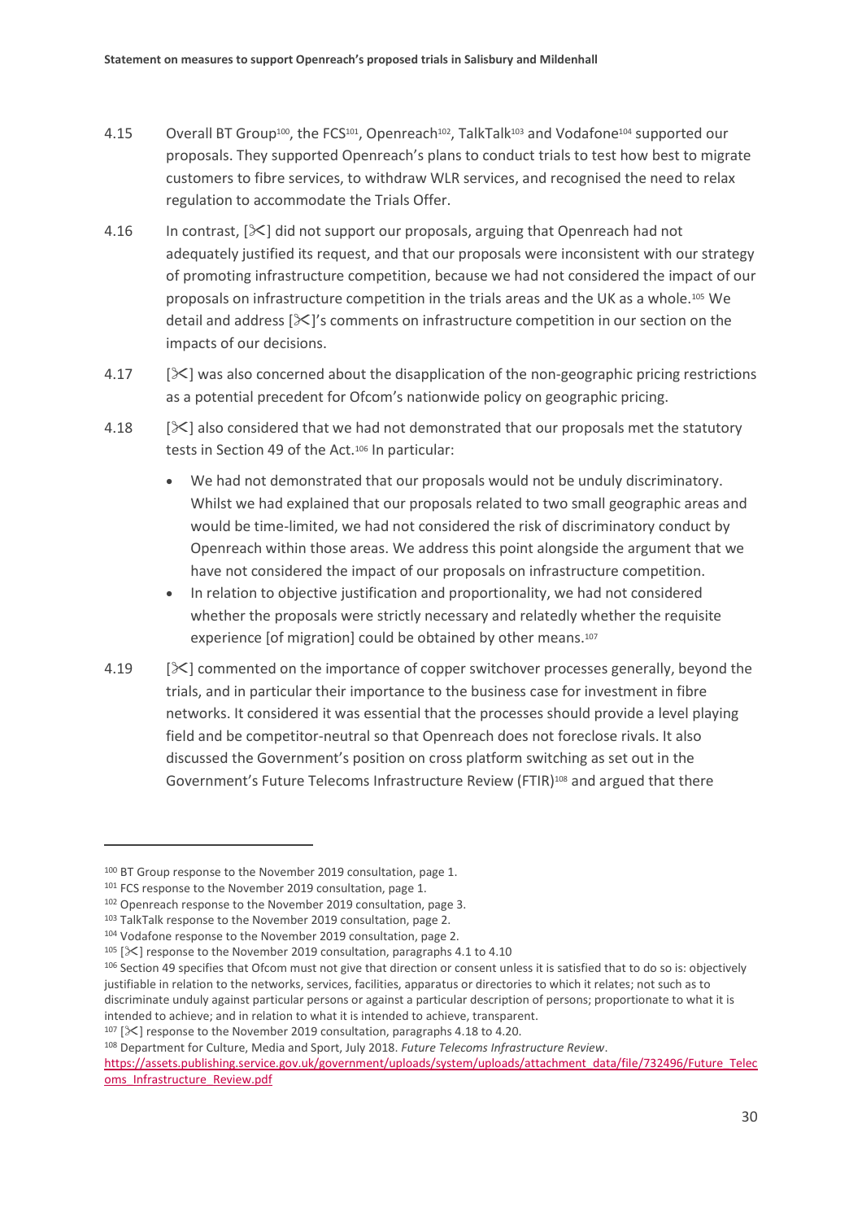4.15 Overall BT Group[100], the FCS[101], Openreach[102], TalkTalk[103] and Vodafone[104] supported our proposals. They supported Openreach's plans to conduct trials to test how best to migrate customers to fibre services, to withdraw WLR services, and recognised the need to relax regulation to accommodate the Trials Offer.

4.16 In contrast, [✂] did not support our proposals, arguing that Openreach had not adequately justified its request, and that our proposals were inconsistent with our strategy of promoting infrastructure competition, because we had not considered the impact of our proposals on infrastructure competition in the trials areas and the UK as a whole.[105] We detail and address [✂]'s comments on infrastructure competition in our section on the impacts of our decisions.

4.17 [✂] was also concerned about the disapplication of the non-geographic pricing restrictions as a potential precedent for Ofcom's nationwide policy on geographic pricing.

4.18 [✂] also considered that we had not demonstrated that our proposals met the statutory tests in Section 49 of the Act.[106] In particular:

- We had not demonstrated that our proposals would not be unduly discriminatory. Whilst we had explained that our proposals related to two small geographic areas and would be time-limited, we had not considered the risk of discriminatory conduct by Openreach within those areas. We address this point alongside the argument that we have not considered the impact of our proposals on infrastructure competition.
- In relation to objective justification and proportionality, we had not considered whether the proposals were strictly necessary and relatedly whether the requisite experience [of migration] could be obtained by other means.[107]

4.19 [✂] commented on the importance of copper switchover processes generally, beyond the trials, and in particular their importance to the business case for investment in fibre networks. It considered it was essential that the processes should provide a level playing field and be competitor-neutral so that Openreach does not foreclose rivals. It also discussed the Government's position on cross platform switching as set out in the Government's Future Telecoms Infrastructure Review (FTIR)[108] and argued that there

---

[100] BT Group response to the November 2019 consultation, page 1.

[101] FCS response to the November 2019 consultation, page 1.

[102] Openreach response to the November 2019 consultation, page 3.

[103] TalkTalk response to the November 2019 consultation, page 2.

[104] Vodafone response to the November 2019 consultation, page 2.

[105] [✂] response to the November 2019 consultation, paragraphs 4.1 to 4.10

[106] Section 49 specifies that Ofcom must not give that direction or consent unless it is satisfied that to do so is: objectively justifiable in relation to the networks, services, facilities, apparatus or directories to which it relates; not such as to discriminate unduly against particular persons or against a particular description of persons; proportionate to what it is intended to achieve; and in relation to what it is intended to achieve, transparent.

[107] [✂] response to the November 2019 consultation, paragraphs 4.18 to 4.20.

[108] Department for Culture, Media and Sport, July 2018. *Future Telecoms Infrastructure Review*. https://assets.publishing.service.gov.uk/government/uploads/system/uploads/attachment_data/file/732496/Future_Telecoms_Infrastructure_Review.pdf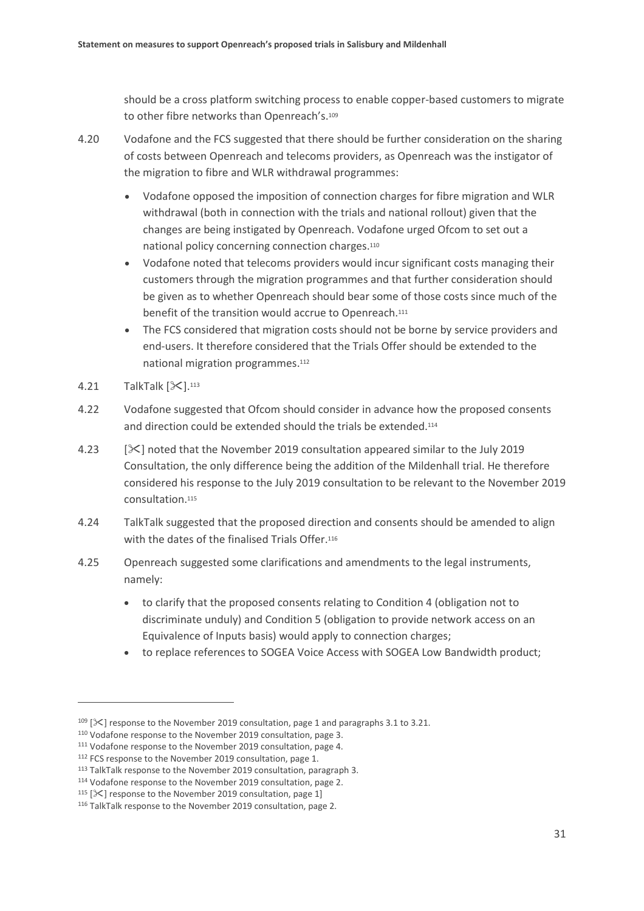should be a cross platform switching process to enable copper-based customers to migrate to other fibre networks than Openreach's.[109]

4.20 Vodafone and the FCS suggested that there should be further consideration on the sharing of costs between Openreach and telecoms providers, as Openreach was the instigator of the migration to fibre and WLR withdrawal programmes:

- Vodafone opposed the imposition of connection charges for fibre migration and WLR withdrawal (both in connection with the trials and national rollout) given that the changes are being instigated by Openreach. Vodafone urged Ofcom to set out a national policy concerning connection charges.[110]
- Vodafone noted that telecoms providers would incur significant costs managing their customers through the migration programmes and that further consideration should be given as to whether Openreach should bear some of those costs since much of the benefit of the transition would accrue to Openreach.[111]
- The FCS considered that migration costs should not be borne by service providers and end-users. It therefore considered that the Trials Offer should be extended to the national migration programmes.[112]

4.21 TalkTalk [✂].[113]

4.22 Vodafone suggested that Ofcom should consider in advance how the proposed consents and direction could be extended should the trials be extended.[114]

4.23 [✂] noted that the November 2019 consultation appeared similar to the July 2019 Consultation, the only difference being the addition of the Mildenhall trial. He therefore considered his response to the July 2019 consultation to be relevant to the November 2019 consultation.[115]

4.24 TalkTalk suggested that the proposed direction and consents should be amended to align with the dates of the finalised Trials Offer.[116]

4.25 Openreach suggested some clarifications and amendments to the legal instruments, namely:

- to clarify that the proposed consents relating to Condition 4 (obligation not to discriminate unduly) and Condition 5 (obligation to provide network access on an Equivalence of Inputs basis) would apply to connection charges;
- to replace references to SOGEA Voice Access with SOGEA Low Bandwidth product;

---

[109] [✂] response to the November 2019 consultation, page 1 and paragraphs 3.1 to 3.21.

[110] Vodafone response to the November 2019 consultation, page 3.

[111] Vodafone response to the November 2019 consultation, page 4.

[112] FCS response to the November 2019 consultation, page 1.

[113] TalkTalk response to the November 2019 consultation, paragraph 3.

[114] Vodafone response to the November 2019 consultation, page 2.

[115] [✂] response to the November 2019 consultation, page 1]

[116] TalkTalk response to the November 2019 consultation, page 2.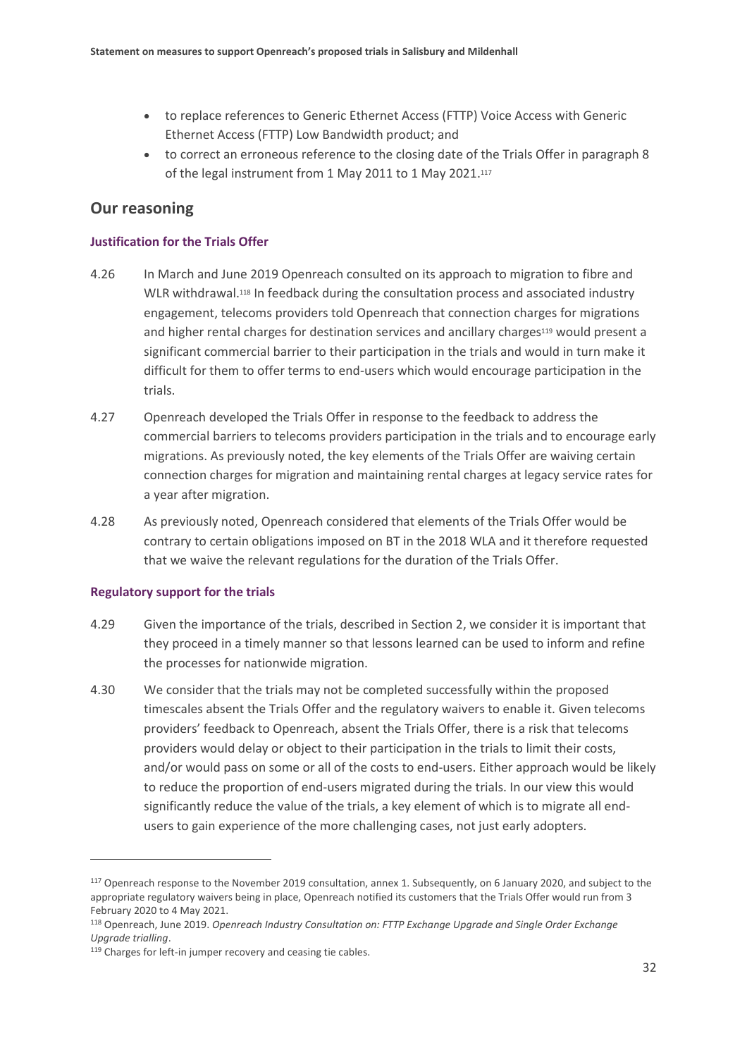- to replace references to Generic Ethernet Access (FTTP) Voice Access with Generic Ethernet Access (FTTP) Low Bandwidth product; and
- to correct an erroneous reference to the closing date of the Trials Offer in paragraph 8 of the legal instrument from 1 May 2011 to 1 May 2021.[117]

## Our reasoning

### Justification for the Trials Offer

4.26 In March and June 2019 Openreach consulted on its approach to migration to fibre and WLR withdrawal.[118] In feedback during the consultation process and associated industry engagement, telecoms providers told Openreach that connection charges for migrations and higher rental charges for destination services and ancillary charges[119] would present a significant commercial barrier to their participation in the trials and would in turn make it difficult for them to offer terms to end-users which would encourage participation in the trials.

4.27 Openreach developed the Trials Offer in response to the feedback to address the commercial barriers to telecoms providers participation in the trials and to encourage early migrations. As previously noted, the key elements of the Trials Offer are waiving certain connection charges for migration and maintaining rental charges at legacy service rates for a year after migration.

4.28 As previously noted, Openreach considered that elements of the Trials Offer would be contrary to certain obligations imposed on BT in the 2018 WLA and it therefore requested that we waive the relevant regulations for the duration of the Trials Offer.

### Regulatory support for the trials

4.29 Given the importance of the trials, described in Section 2, we consider it is important that they proceed in a timely manner so that lessons learned can be used to inform and refine the processes for nationwide migration.

4.30 We consider that the trials may not be completed successfully within the proposed timescales absent the Trials Offer and the regulatory waivers to enable it. Given telecoms providers' feedback to Openreach, absent the Trials Offer, there is a risk that telecoms providers would delay or object to their participation in the trials to limit their costs, and/or would pass on some or all of the costs to end-users. Either approach would be likely to reduce the proportion of end-users migrated during the trials. In our view this would significantly reduce the value of the trials, a key element of which is to migrate all end-users to gain experience of the more challenging cases, not just early adopters.

---

[117] Openreach response to the November 2019 consultation, annex 1. Subsequently, on 6 January 2020, and subject to the appropriate regulatory waivers being in place, Openreach notified its customers that the Trials Offer would run from 3 February 2020 to 4 May 2021.

[118] Openreach, June 2019. *Openreach Industry Consultation on: FTTP Exchange Upgrade and Single Order Exchange Upgrade trialling*.

[119] Charges for left-in jumper recovery and ceasing tie cables.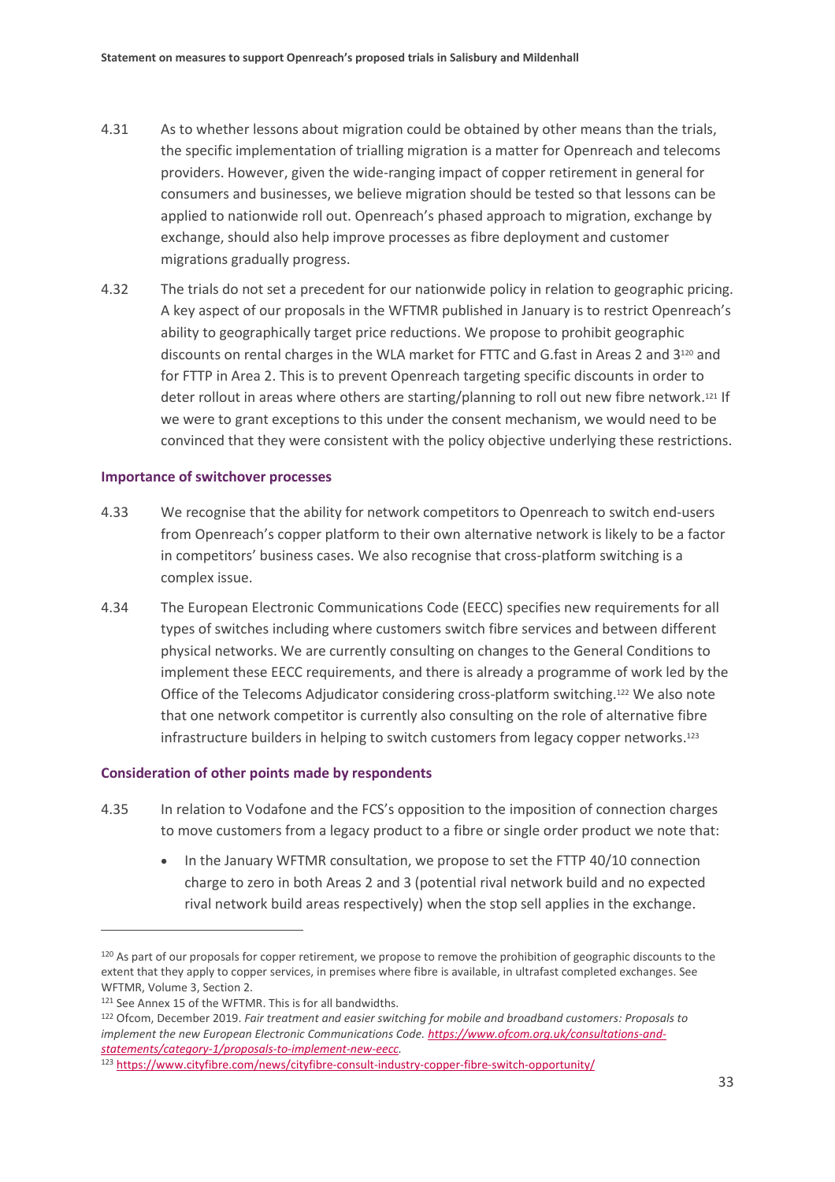4.31 As to whether lessons about migration could be obtained by other means than the trials, the specific implementation of trialling migration is a matter for Openreach and telecoms providers. However, given the wide-ranging impact of copper retirement in general for consumers and businesses, we believe migration should be tested so that lessons can be applied to nationwide roll out. Openreach's phased approach to migration, exchange by exchange, should also help improve processes as fibre deployment and customer migrations gradually progress.

4.32 The trials do not set a precedent for our nationwide policy in relation to geographic pricing. A key aspect of our proposals in the WFTMR published in January is to restrict Openreach's ability to geographically target price reductions. We propose to prohibit geographic discounts on rental charges in the WLA market for FTTC and G.fast in Areas 2 and 3[120] and for FTTP in Area 2. This is to prevent Openreach targeting specific discounts in order to deter rollout in areas where others are starting/planning to roll out new fibre network.[121] If we were to grant exceptions to this under the consent mechanism, we would need to be convinced that they were consistent with the policy objective underlying these restrictions.

### Importance of switchover processes

4.33 We recognise that the ability for network competitors to Openreach to switch end-users from Openreach's copper platform to their own alternative network is likely to be a factor in competitors' business cases. We also recognise that cross-platform switching is a complex issue.

4.34 The European Electronic Communications Code (EECC) specifies new requirements for all types of switches including where customers switch fibre services and between different physical networks. We are currently consulting on changes to the General Conditions to implement these EECC requirements, and there is already a programme of work led by the Office of the Telecoms Adjudicator considering cross-platform switching.[122] We also note that one network competitor is currently also consulting on the role of alternative fibre infrastructure builders in helping to switch customers from legacy copper networks.[123]

### Consideration of other points made by respondents

4.35 In relation to Vodafone and the FCS's opposition to the imposition of connection charges to move customers from a legacy product to a fibre or single order product we note that:

- In the January WFTMR consultation, we propose to set the FTTP 40/10 connection charge to zero in both Areas 2 and 3 (potential rival network build and no expected rival network build areas respectively) when the stop sell applies in the exchange.

---

[120] As part of our proposals for copper retirement, we propose to remove the prohibition of geographic discounts to the extent that they apply to copper services, in premises where fibre is available, in ultrafast completed exchanges. See WFTMR, Volume 3, Section 2.

[121] See Annex 15 of the WFTMR. This is for all bandwidths.

[122] Ofcom, December 2019. *Fair treatment and easier switching for mobile and broadband customers: Proposals to implement the new European Electronic Communications Code.* https://www.ofcom.org.uk/consultations-and-statements/category-1/proposals-to-implement-new-eecc.

[123] https://www.cityfibre.com/news/cityfibre-consult-industry-copper-fibre-switch-opportunity/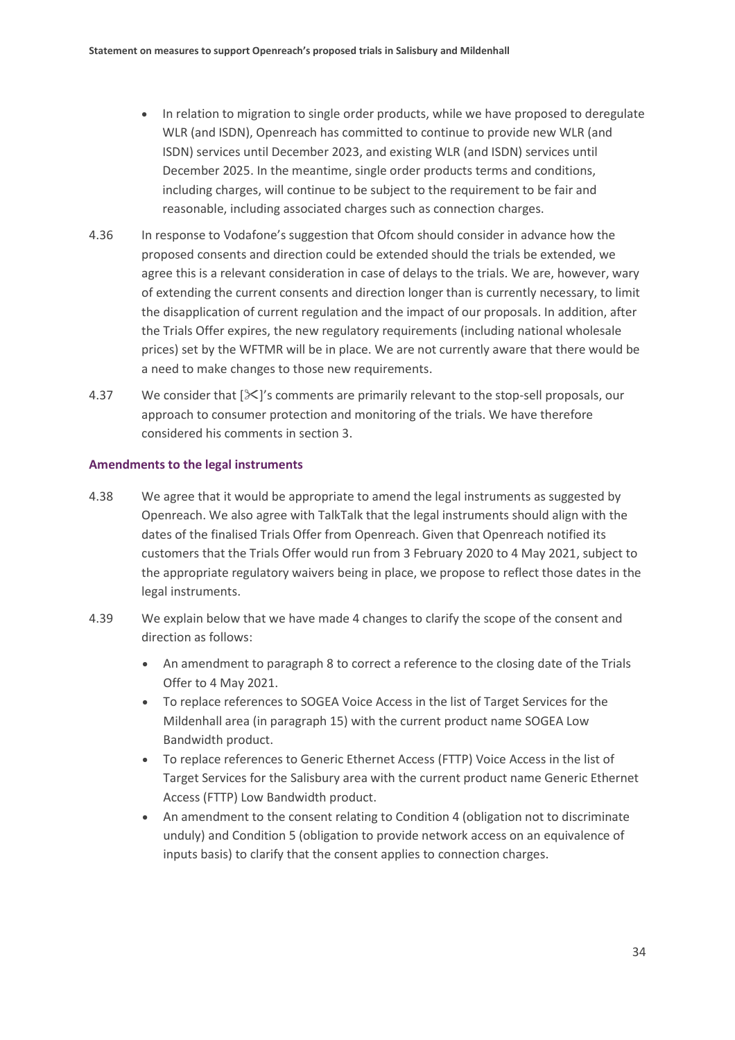- In relation to migration to single order products, while we have proposed to deregulate WLR (and ISDN), Openreach has committed to continue to provide new WLR (and ISDN) services until December 2023, and existing WLR (and ISDN) services until December 2025. In the meantime, single order products terms and conditions, including charges, will continue to be subject to the requirement to be fair and reasonable, including associated charges such as connection charges.

4.36 In response to Vodafone's suggestion that Ofcom should consider in advance how the proposed consents and direction could be extended should the trials be extended, we agree this is a relevant consideration in case of delays to the trials. We are, however, wary of extending the current consents and direction longer than is currently necessary, to limit the disapplication of current regulation and the impact of our proposals. In addition, after the Trials Offer expires, the new regulatory requirements (including national wholesale prices) set by the WFTMR will be in place. We are not currently aware that there would be a need to make changes to those new requirements.

4.37 We consider that [✂]'s comments are primarily relevant to the stop-sell proposals, our approach to consumer protection and monitoring of the trials. We have therefore considered his comments in section 3.

### Amendments to the legal instruments

4.38 We agree that it would be appropriate to amend the legal instruments as suggested by Openreach. We also agree with TalkTalk that the legal instruments should align with the dates of the finalised Trials Offer from Openreach. Given that Openreach notified its customers that the Trials Offer would run from 3 February 2020 to 4 May 2021, subject to the appropriate regulatory waivers being in place, we propose to reflect those dates in the legal instruments.

4.39 We explain below that we have made 4 changes to clarify the scope of the consent and direction as follows:

- An amendment to paragraph 8 to correct a reference to the closing date of the Trials Offer to 4 May 2021.
- To replace references to SOGEA Voice Access in the list of Target Services for the Mildenhall area (in paragraph 15) with the current product name SOGEA Low Bandwidth product.
- To replace references to Generic Ethernet Access (FTTP) Voice Access in the list of Target Services for the Salisbury area with the current product name Generic Ethernet Access (FTTP) Low Bandwidth product.
- An amendment to the consent relating to Condition 4 (obligation not to discriminate unduly) and Condition 5 (obligation to provide network access on an equivalence of inputs basis) to clarify that the consent applies to connection charges.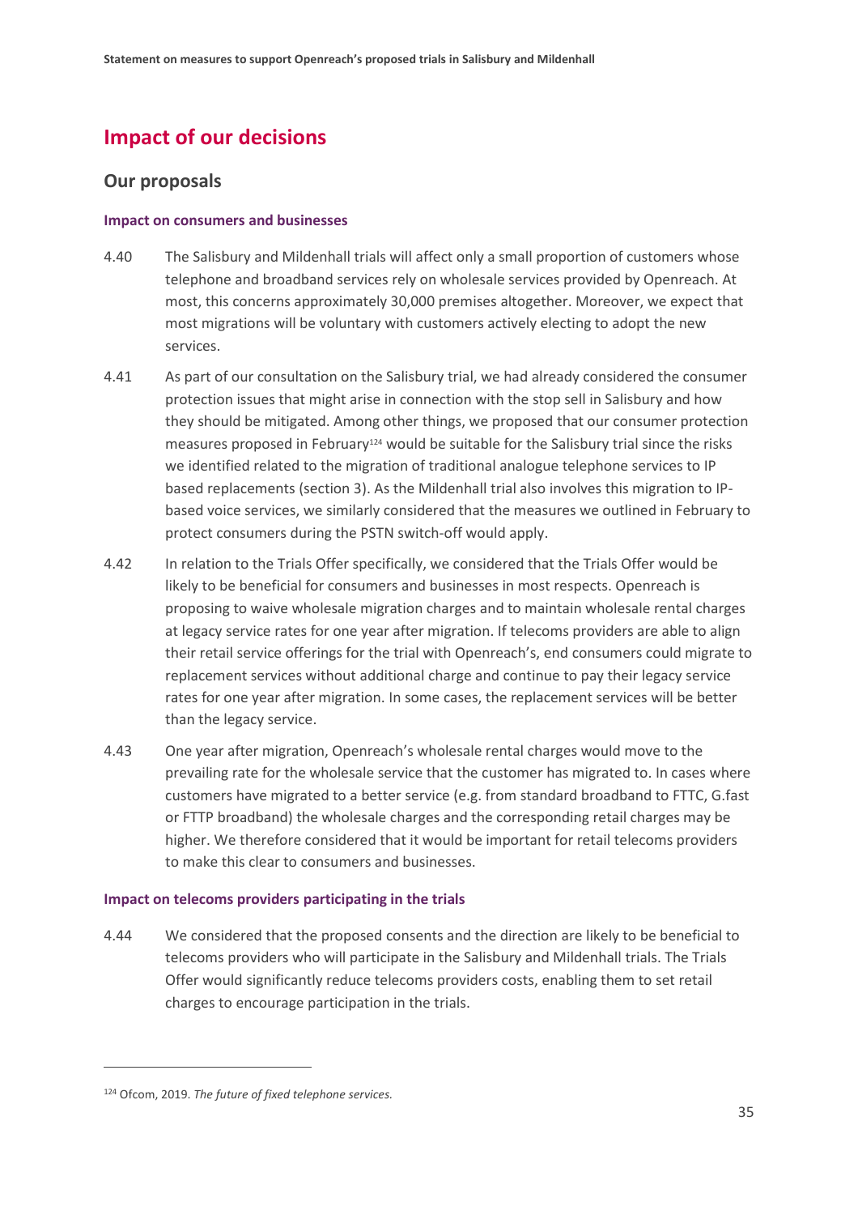## Impact of our decisions

### Our proposals

#### Impact on consumers and businesses

4.40 The Salisbury and Mildenhall trials will affect only a small proportion of customers whose telephone and broadband services rely on wholesale services provided by Openreach. At most, this concerns approximately 30,000 premises altogether. Moreover, we expect that most migrations will be voluntary with customers actively electing to adopt the new services.

4.41 As part of our consultation on the Salisbury trial, we had already considered the consumer protection issues that might arise in connection with the stop sell in Salisbury and how they should be mitigated. Among other things, we proposed that our consumer protection measures proposed in February[124] would be suitable for the Salisbury trial since the risks we identified related to the migration of traditional analogue telephone services to IP based replacements (section 3). As the Mildenhall trial also involves this migration to IP-based voice services, we similarly considered that the measures we outlined in February to protect consumers during the PSTN switch-off would apply.

4.42 In relation to the Trials Offer specifically, we considered that the Trials Offer would be likely to be beneficial for consumers and businesses in most respects. Openreach is proposing to waive wholesale migration charges and to maintain wholesale rental charges at legacy service rates for one year after migration. If telecoms providers are able to align their retail service offerings for the trial with Openreach's, end consumers could migrate to replacement services without additional charge and continue to pay their legacy service rates for one year after migration. In some cases, the replacement services will be better than the legacy service.

4.43 One year after migration, Openreach's wholesale rental charges would move to the prevailing rate for the wholesale service that the customer has migrated to. In cases where customers have migrated to a better service (e.g. from standard broadband to FTTC, G.fast or FTTP broadband) the wholesale charges and the corresponding retail charges may be higher. We therefore considered that it would be important for retail telecoms providers to make this clear to consumers and businesses.

#### Impact on telecoms providers participating in the trials

4.44 We considered that the proposed consents and the direction are likely to be beneficial to telecoms providers who will participate in the Salisbury and Mildenhall trials. The Trials Offer would significantly reduce telecoms providers costs, enabling them to set retail charges to encourage participation in the trials.

---

[124] Ofcom, 2019. *The future of fixed telephone services.*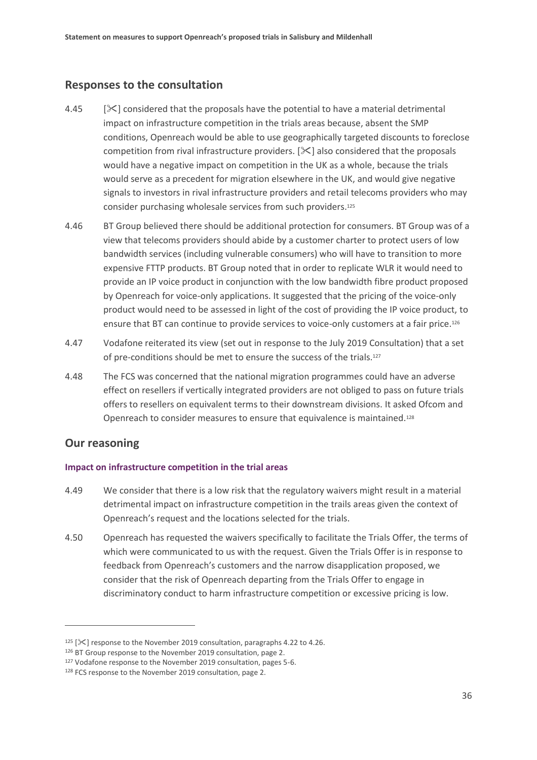## Responses to the consultation

4.45 [✂] considered that the proposals have the potential to have a material detrimental impact on infrastructure competition in the trials areas because, absent the SMP conditions, Openreach would be able to use geographically targeted discounts to foreclose competition from rival infrastructure providers. [✂] also considered that the proposals would have a negative impact on competition in the UK as a whole, because the trials would serve as a precedent for migration elsewhere in the UK, and would give negative signals to investors in rival infrastructure providers and retail telecoms providers who may consider purchasing wholesale services from such providers.[125]

4.46 BT Group believed there should be additional protection for consumers. BT Group was of a view that telecoms providers should abide by a customer charter to protect users of low bandwidth services (including vulnerable consumers) who will have to transition to more expensive FTTP products. BT Group noted that in order to replicate WLR it would need to provide an IP voice product in conjunction with the low bandwidth fibre product proposed by Openreach for voice-only applications. It suggested that the pricing of the voice-only product would need to be assessed in light of the cost of providing the IP voice product, to ensure that BT can continue to provide services to voice-only customers at a fair price.[126]

4.47 Vodafone reiterated its view (set out in response to the July 2019 Consultation) that a set of pre-conditions should be met to ensure the success of the trials.[127]

4.48 The FCS was concerned that the national migration programmes could have an adverse effect on resellers if vertically integrated providers are not obliged to pass on future trials offers to resellers on equivalent terms to their downstream divisions. It asked Ofcom and Openreach to consider measures to ensure that equivalence is maintained.[128]

## Our reasoning

#### Impact on infrastructure competition in the trial areas

4.49 We consider that there is a low risk that the regulatory waivers might result in a material detrimental impact on infrastructure competition in the trails areas given the context of Openreach's request and the locations selected for the trials.

4.50 Openreach has requested the waivers specifically to facilitate the Trials Offer, the terms of which were communicated to us with the request. Given the Trials Offer is in response to feedback from Openreach's customers and the narrow disapplication proposed, we consider that the risk of Openreach departing from the Trials Offer to engage in discriminatory conduct to harm infrastructure competition or excessive pricing is low.

---

[125] [✂] response to the November 2019 consultation, paragraphs 4.22 to 4.26.

[126] BT Group response to the November 2019 consultation, page 2.

[127] Vodafone response to the November 2019 consultation, pages 5-6.

[128] FCS response to the November 2019 consultation, page 2.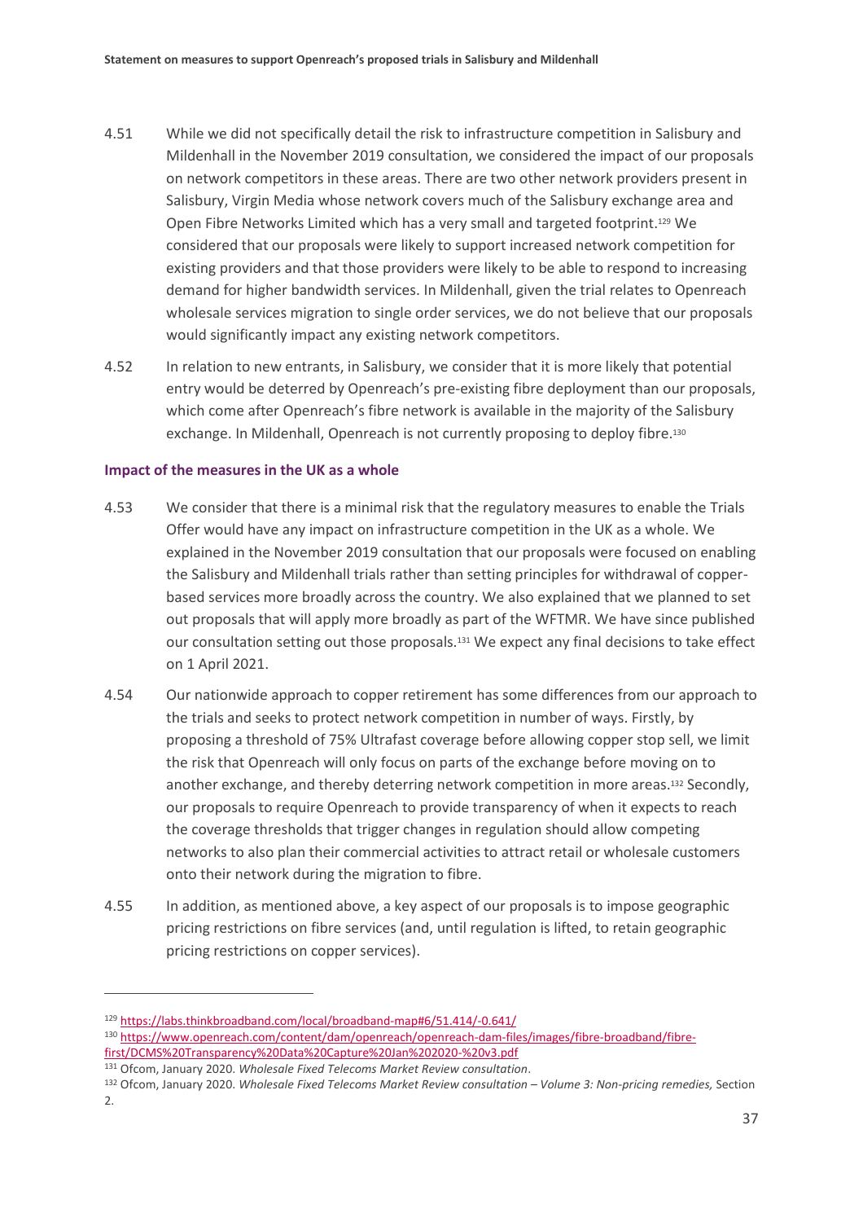4.51 While we did not specifically detail the risk to infrastructure competition in Salisbury and Mildenhall in the November 2019 consultation, we considered the impact of our proposals on network competitors in these areas. There are two other network providers present in Salisbury, Virgin Media whose network covers much of the Salisbury exchange area and Open Fibre Networks Limited which has a very small and targeted footprint.[129] We considered that our proposals were likely to support increased network competition for existing providers and that those providers were likely to be able to respond to increasing demand for higher bandwidth services. In Mildenhall, given the trial relates to Openreach wholesale services migration to single order services, we do not believe that our proposals would significantly impact any existing network competitors.

4.52 In relation to new entrants, in Salisbury, we consider that it is more likely that potential entry would be deterred by Openreach's pre-existing fibre deployment than our proposals, which come after Openreach's fibre network is available in the majority of the Salisbury exchange. In Mildenhall, Openreach is not currently proposing to deploy fibre.[130]

### Impact of the measures in the UK as a whole

4.53 We consider that there is a minimal risk that the regulatory measures to enable the Trials Offer would have any impact on infrastructure competition in the UK as a whole. We explained in the November 2019 consultation that our proposals were focused on enabling the Salisbury and Mildenhall trials rather than setting principles for withdrawal of copper-based services more broadly across the country. We also explained that we planned to set out proposals that will apply more broadly as part of the WFTMR. We have since published our consultation setting out those proposals.[131] We expect any final decisions to take effect on 1 April 2021.

4.54 Our nationwide approach to copper retirement has some differences from our approach to the trials and seeks to protect network competition in number of ways. Firstly, by proposing a threshold of 75% Ultrafast coverage before allowing copper stop sell, we limit the risk that Openreach will only focus on parts of the exchange before moving on to another exchange, and thereby deterring network competition in more areas.[132] Secondly, our proposals to require Openreach to provide transparency of when it expects to reach the coverage thresholds that trigger changes in regulation should allow competing networks to also plan their commercial activities to attract retail or wholesale customers onto their network during the migration to fibre.

4.55 In addition, as mentioned above, a key aspect of our proposals is to impose geographic pricing restrictions on fibre services (and, until regulation is lifted, to retain geographic pricing restrictions on copper services).

---

[129] https://labs.thinkbroadband.com/local/broadband-map#6/51.414/-0.641/

[130] https://www.openreach.com/content/dam/openreach/openreach-dam-files/images/fibre-broadband/fibre-first/DCMS%20Transparency%20Data%20Capture%20Jan%202020-%20v3.pdf

[131] Ofcom, January 2020. *Wholesale Fixed Telecoms Market Review consultation*.

[132] Ofcom, January 2020. *Wholesale Fixed Telecoms Market Review consultation – Volume 3: Non-pricing remedies,* Section 2.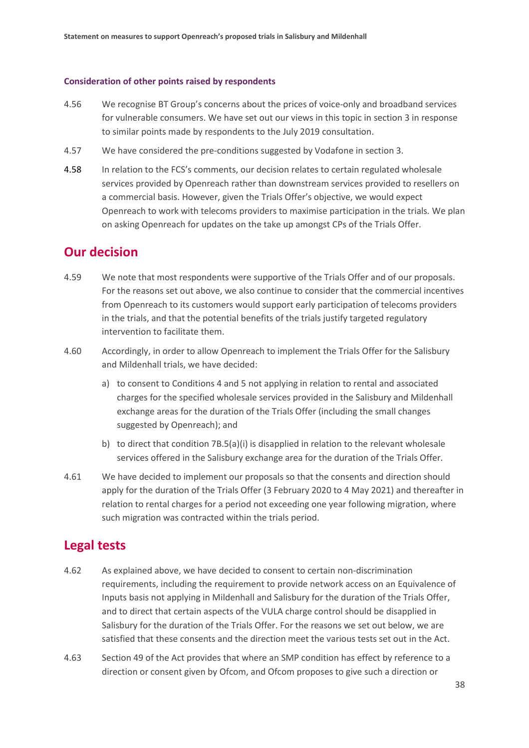#### Consideration of other points raised by respondents

4.56 We recognise BT Group's concerns about the prices of voice-only and broadband services for vulnerable consumers. We have set out our views in this topic in section 3 in response to similar points made by respondents to the July 2019 consultation.

4.57 We have considered the pre-conditions suggested by Vodafone in section 3.

4.58 In relation to the FCS's comments, our decision relates to certain regulated wholesale services provided by Openreach rather than downstream services provided to resellers on a commercial basis. However, given the Trials Offer's objective, we would expect Openreach to work with telecoms providers to maximise participation in the trials. We plan on asking Openreach for updates on the take up amongst CPs of the Trials Offer.

## Our decision

4.59 We note that most respondents were supportive of the Trials Offer and of our proposals. For the reasons set out above, we also continue to consider that the commercial incentives from Openreach to its customers would support early participation of telecoms providers in the trials, and that the potential benefits of the trials justify targeted regulatory intervention to facilitate them.

4.60 Accordingly, in order to allow Openreach to implement the Trials Offer for the Salisbury and Mildenhall trials, we have decided:

a) to consent to Conditions 4 and 5 not applying in relation to rental and associated charges for the specified wholesale services provided in the Salisbury and Mildenhall exchange areas for the duration of the Trials Offer (including the small changes suggested by Openreach); and

b) to direct that condition 7B.5(a)(i) is disapplied in relation to the relevant wholesale services offered in the Salisbury exchange area for the duration of the Trials Offer.

4.61 We have decided to implement our proposals so that the consents and direction should apply for the duration of the Trials Offer (3 February 2020 to 4 May 2021) and thereafter in relation to rental charges for a period not exceeding one year following migration, where such migration was contracted within the trials period.

## Legal tests

4.62 As explained above, we have decided to consent to certain non-discrimination requirements, including the requirement to provide network access on an Equivalence of Inputs basis not applying in Mildenhall and Salisbury for the duration of the Trials Offer, and to direct that certain aspects of the VULA charge control should be disapplied in Salisbury for the duration of the Trials Offer. For the reasons we set out below, we are satisfied that these consents and the direction meet the various tests set out in the Act.

4.63 Section 49 of the Act provides that where an SMP condition has effect by reference to a direction or consent given by Ofcom, and Ofcom proposes to give such a direction or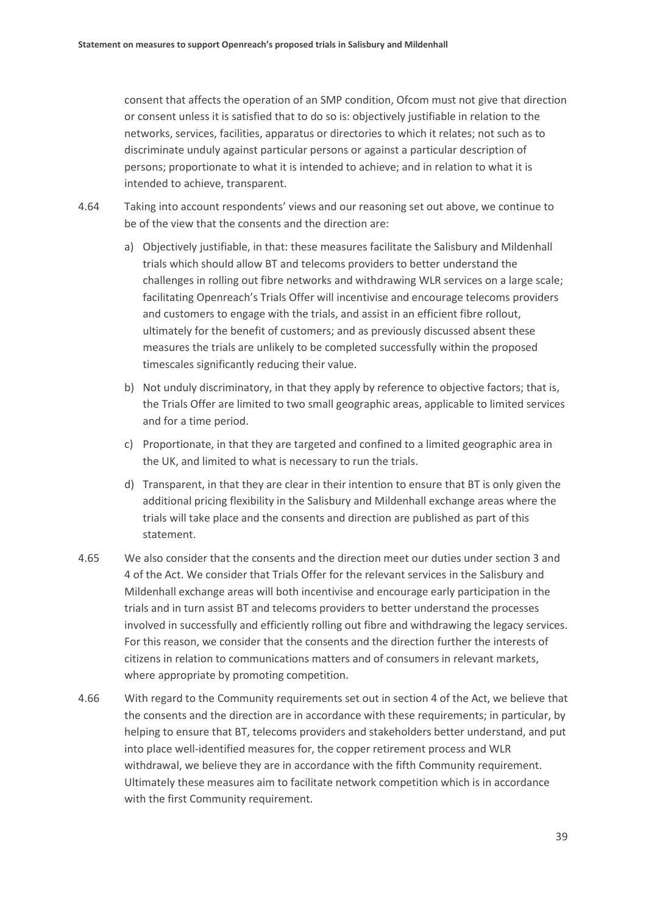consent that affects the operation of an SMP condition, Ofcom must not give that direction or consent unless it is satisfied that to do so is: objectively justifiable in relation to the networks, services, facilities, apparatus or directories to which it relates; not such as to discriminate unduly against particular persons or against a particular description of persons; proportionate to what it is intended to achieve; and in relation to what it is intended to achieve, transparent.

4.64 Taking into account respondents' views and our reasoning set out above, we continue to be of the view that the consents and the direction are:

a) Objectively justifiable, in that: these measures facilitate the Salisbury and Mildenhall trials which should allow BT and telecoms providers to better understand the challenges in rolling out fibre networks and withdrawing WLR services on a large scale; facilitating Openreach's Trials Offer will incentivise and encourage telecoms providers and customers to engage with the trials, and assist in an efficient fibre rollout, ultimately for the benefit of customers; and as previously discussed absent these measures the trials are unlikely to be completed successfully within the proposed timescales significantly reducing their value.

b) Not unduly discriminatory, in that they apply by reference to objective factors; that is, the Trials Offer are limited to two small geographic areas, applicable to limited services and for a time period.

c) Proportionate, in that they are targeted and confined to a limited geographic area in the UK, and limited to what is necessary to run the trials.

d) Transparent, in that they are clear in their intention to ensure that BT is only given the additional pricing flexibility in the Salisbury and Mildenhall exchange areas where the trials will take place and the consents and direction are published as part of this statement.

4.65 We also consider that the consents and the direction meet our duties under section 3 and 4 of the Act. We consider that Trials Offer for the relevant services in the Salisbury and Mildenhall exchange areas will both incentivise and encourage early participation in the trials and in turn assist BT and telecoms providers to better understand the processes involved in successfully and efficiently rolling out fibre and withdrawing the legacy services. For this reason, we consider that the consents and the direction further the interests of citizens in relation to communications matters and of consumers in relevant markets, where appropriate by promoting competition.

4.66 With regard to the Community requirements set out in section 4 of the Act, we believe that the consents and the direction are in accordance with these requirements; in particular, by helping to ensure that BT, telecoms providers and stakeholders better understand, and put into place well-identified measures for, the copper retirement process and WLR withdrawal, we believe they are in accordance with the fifth Community requirement. Ultimately these measures aim to facilitate network competition which is in accordance with the first Community requirement.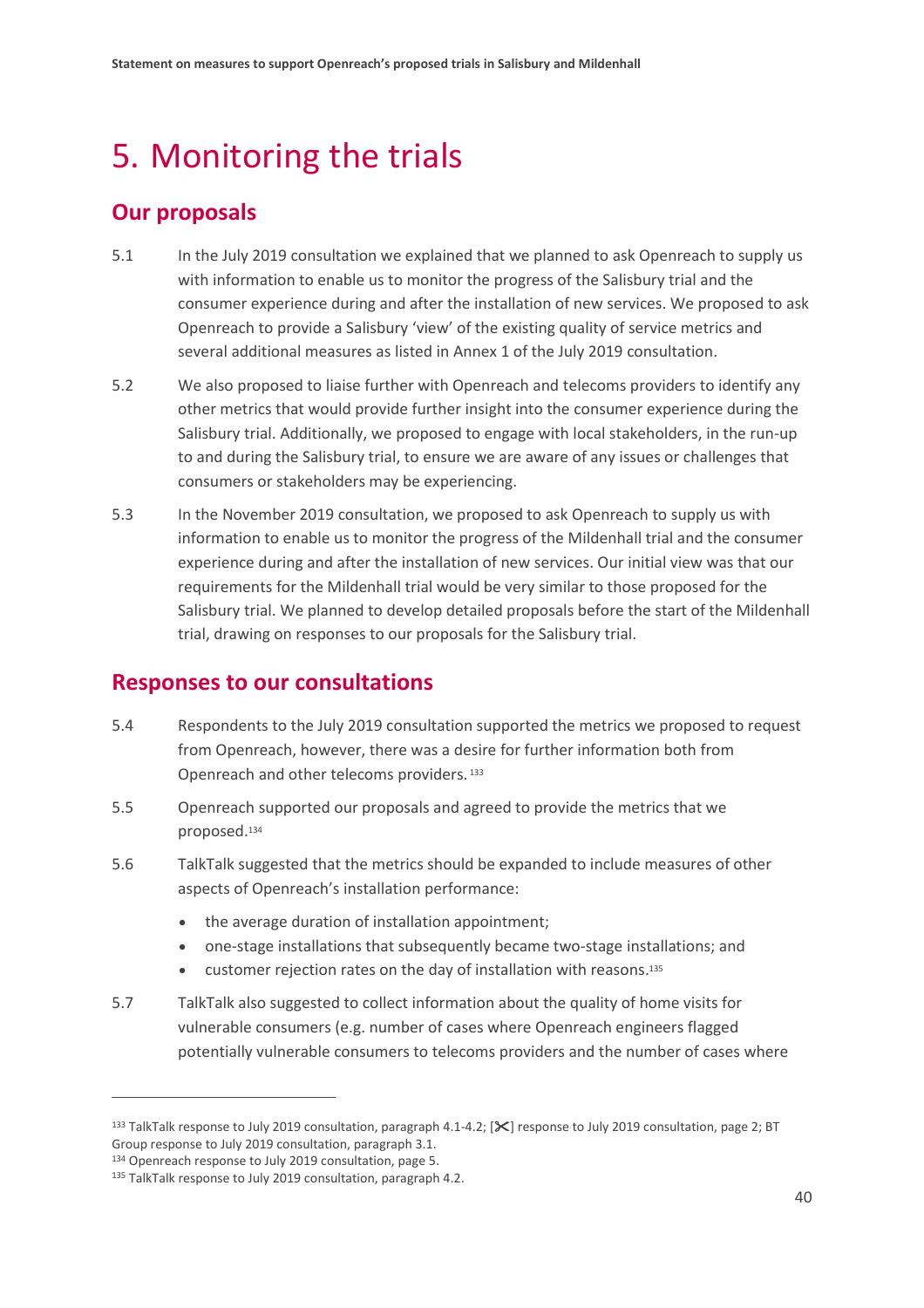# 5. Monitoring the trials

## Our proposals

5.1 In the July 2019 consultation we explained that we planned to ask Openreach to supply us with information to enable us to monitor the progress of the Salisbury trial and the consumer experience during and after the installation of new services. We proposed to ask Openreach to provide a Salisbury 'view' of the existing quality of service metrics and several additional measures as listed in Annex 1 of the July 2019 consultation.

5.2 We also proposed to liaise further with Openreach and telecoms providers to identify any other metrics that would provide further insight into the consumer experience during the Salisbury trial. Additionally, we proposed to engage with local stakeholders, in the run-up to and during the Salisbury trial, to ensure we are aware of any issues or challenges that consumers or stakeholders may be experiencing.

5.3 In the November 2019 consultation, we proposed to ask Openreach to supply us with information to enable us to monitor the progress of the Mildenhall trial and the consumer experience during and after the installation of new services. Our initial view was that our requirements for the Mildenhall trial would be very similar to those proposed for the Salisbury trial. We planned to develop detailed proposals before the start of the Mildenhall trial, drawing on responses to our proposals for the Salisbury trial.

## Responses to our consultations

5.4 Respondents to the July 2019 consultation supported the metrics we proposed to request from Openreach, however, there was a desire for further information both from Openreach and other telecoms providers.[133]

5.5 Openreach supported our proposals and agreed to provide the metrics that we proposed.[134]

5.6 TalkTalk suggested that the metrics should be expanded to include measures of other aspects of Openreach's installation performance:

- the average duration of installation appointment;
- one-stage installations that subsequently became two-stage installations; and
- customer rejection rates on the day of installation with reasons.[135]

5.7 TalkTalk also suggested to collect information about the quality of home visits for vulnerable consumers (e.g. number of cases where Openreach engineers flagged potentially vulnerable consumers to telecoms providers and the number of cases where

[133] TalkTalk response to July 2019 consultation, paragraph 4.1-4.2; [✂] response to July 2019 consultation, page 2; BT Group response to July 2019 consultation, paragraph 3.1.

[134] Openreach response to July 2019 consultation, page 5.

[135] TalkTalk response to July 2019 consultation, paragraph 4.2.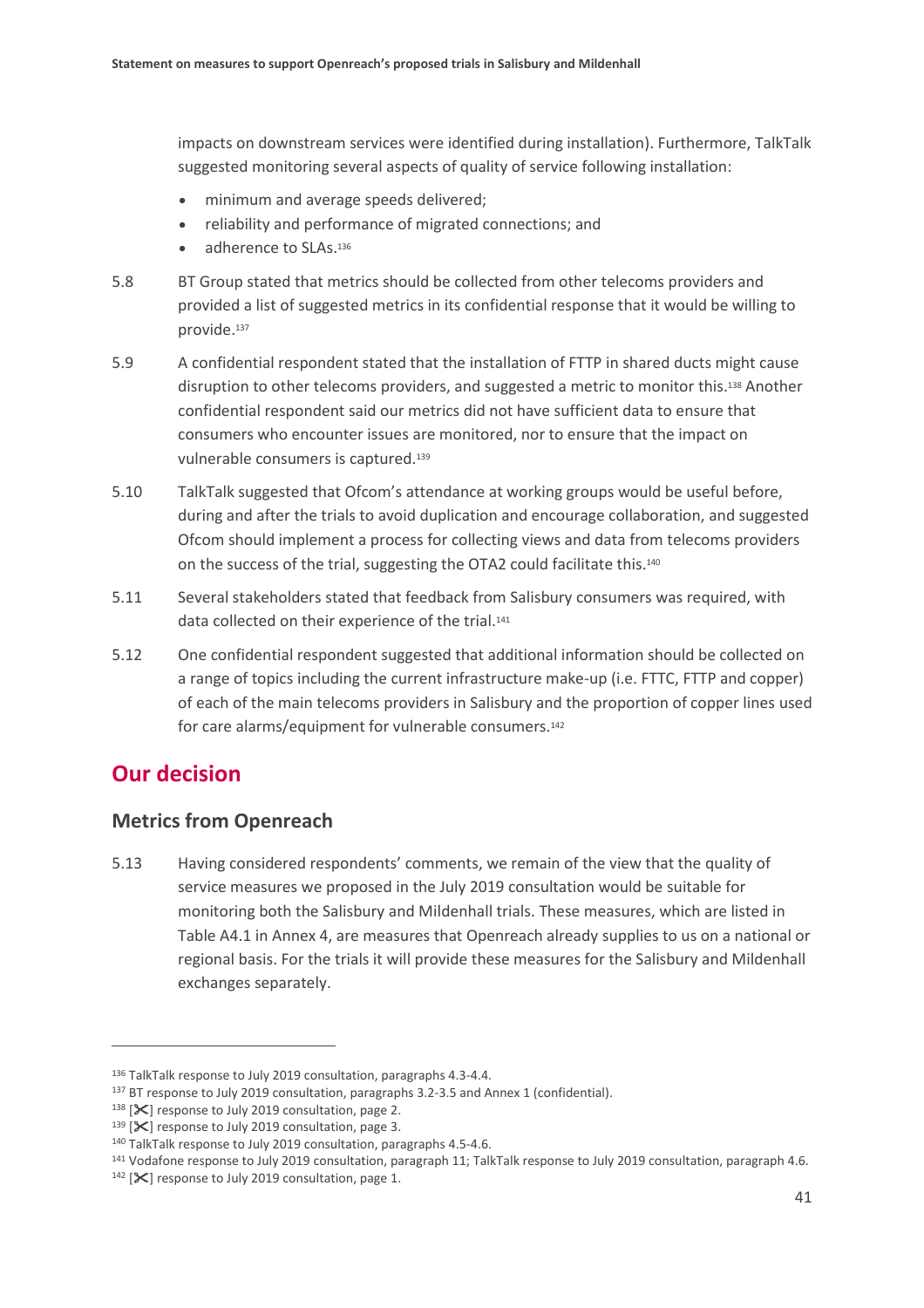impacts on downstream services were identified during installation). Furthermore, TalkTalk suggested monitoring several aspects of quality of service following installation:

- minimum and average speeds delivered;
- reliability and performance of migrated connections; and
- adherence to SLAs.[136]

5.8 BT Group stated that metrics should be collected from other telecoms providers and provided a list of suggested metrics in its confidential response that it would be willing to provide.[137]

5.9 A confidential respondent stated that the installation of FTTP in shared ducts might cause disruption to other telecoms providers, and suggested a metric to monitor this.[138] Another confidential respondent said our metrics did not have sufficient data to ensure that consumers who encounter issues are monitored, nor to ensure that the impact on vulnerable consumers is captured.[139]

5.10 TalkTalk suggested that Ofcom's attendance at working groups would be useful before, during and after the trials to avoid duplication and encourage collaboration, and suggested Ofcom should implement a process for collecting views and data from telecoms providers on the success of the trial, suggesting the OTA2 could facilitate this.[140]

5.11 Several stakeholders stated that feedback from Salisbury consumers was required, with data collected on their experience of the trial.[141]

5.12 One confidential respondent suggested that additional information should be collected on a range of topics including the current infrastructure make-up (i.e. FTTC, FTTP and copper) of each of the main telecoms providers in Salisbury and the proportion of copper lines used for care alarms/equipment for vulnerable consumers.[142]

## Our decision

### Metrics from Openreach

5.13 Having considered respondents' comments, we remain of the view that the quality of service measures we proposed in the July 2019 consultation would be suitable for monitoring both the Salisbury and Mildenhall trials. These measures, which are listed in Table A4.1 in Annex 4, are measures that Openreach already supplies to us on a national or regional basis. For the trials it will provide these measures for the Salisbury and Mildenhall exchanges separately.

---

[136] TalkTalk response to July 2019 consultation, paragraphs 4.3-4.4.

[137] BT response to July 2019 consultation, paragraphs 3.2-3.5 and Annex 1 (confidential).

[138] [✂] response to July 2019 consultation, page 2.

[139] [✂] response to July 2019 consultation, page 3.

[140] TalkTalk response to July 2019 consultation, paragraphs 4.5-4.6.

[141] Vodafone response to July 2019 consultation, paragraph 11; TalkTalk response to July 2019 consultation, paragraph 4.6.

[142] [✂] response to July 2019 consultation, page 1.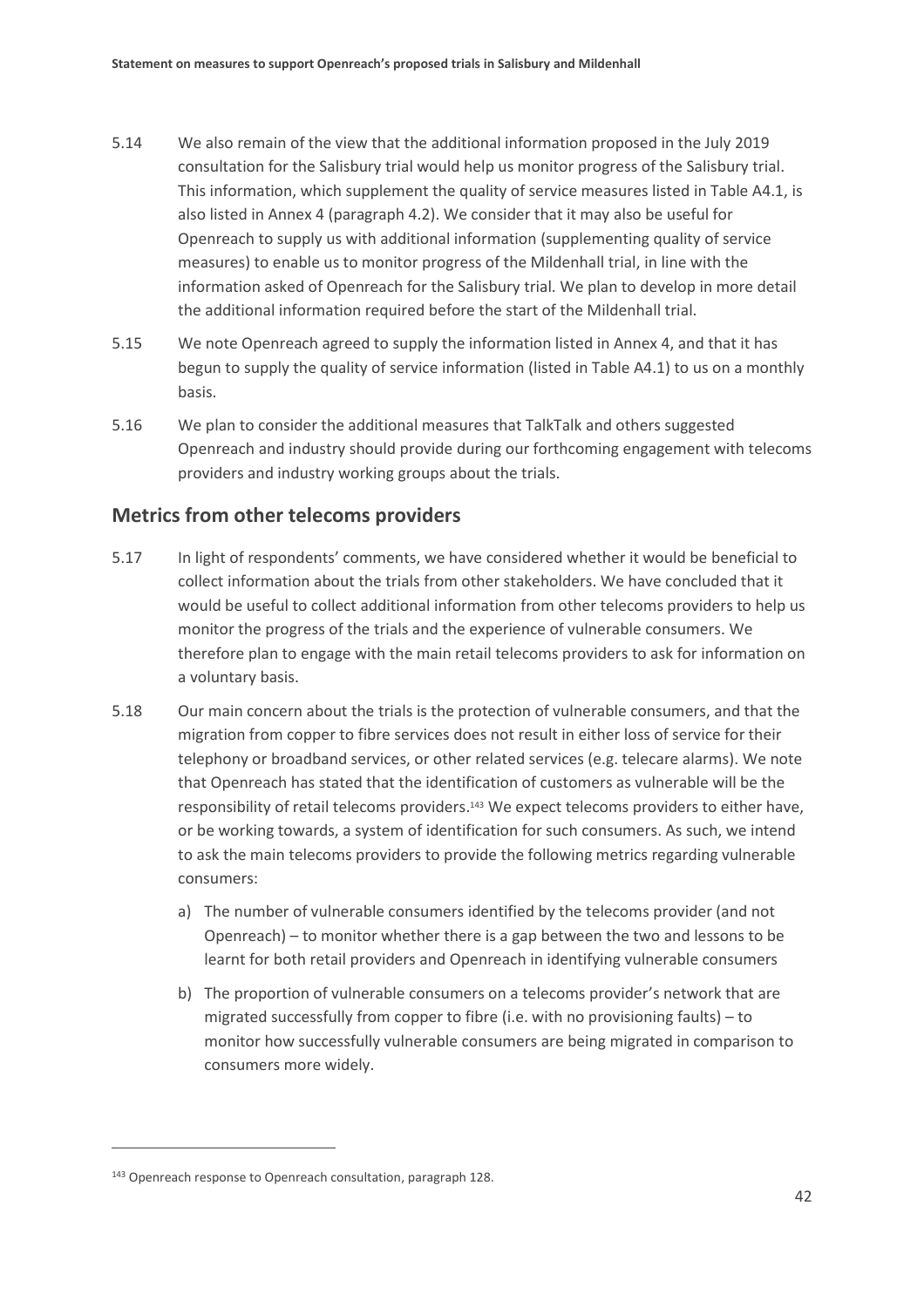5.14 We also remain of the view that the additional information proposed in the July 2019 consultation for the Salisbury trial would help us monitor progress of the Salisbury trial. This information, which supplement the quality of service measures listed in Table A4.1, is also listed in Annex 4 (paragraph 4.2). We consider that it may also be useful for Openreach to supply us with additional information (supplementing quality of service measures) to enable us to monitor progress of the Mildenhall trial, in line with the information asked of Openreach for the Salisbury trial. We plan to develop in more detail the additional information required before the start of the Mildenhall trial.

5.15 We note Openreach agreed to supply the information listed in Annex 4, and that it has begun to supply the quality of service information (listed in Table A4.1) to us on a monthly basis.

5.16 We plan to consider the additional measures that TalkTalk and others suggested Openreach and industry should provide during our forthcoming engagement with telecoms providers and industry working groups about the trials.

## Metrics from other telecoms providers

5.17 In light of respondents' comments, we have considered whether it would be beneficial to collect information about the trials from other stakeholders. We have concluded that it would be useful to collect additional information from other telecoms providers to help us monitor the progress of the trials and the experience of vulnerable consumers. We therefore plan to engage with the main retail telecoms providers to ask for information on a voluntary basis.

5.18 Our main concern about the trials is the protection of vulnerable consumers, and that the migration from copper to fibre services does not result in either loss of service for their telephony or broadband services, or other related services (e.g. telecare alarms). We note that Openreach has stated that the identification of customers as vulnerable will be the responsibility of retail telecoms providers.[143] We expect telecoms providers to either have, or be working towards, a system of identification for such consumers. As such, we intend to ask the main telecoms providers to provide the following metrics regarding vulnerable consumers:

a) The number of vulnerable consumers identified by the telecoms provider (and not Openreach) – to monitor whether there is a gap between the two and lessons to be learnt for both retail providers and Openreach in identifying vulnerable consumers

b) The proportion of vulnerable consumers on a telecoms provider's network that are migrated successfully from copper to fibre (i.e. with no provisioning faults) – to monitor how successfully vulnerable consumers are being migrated in comparison to consumers more widely.

[143] Openreach response to Openreach consultation, paragraph 128.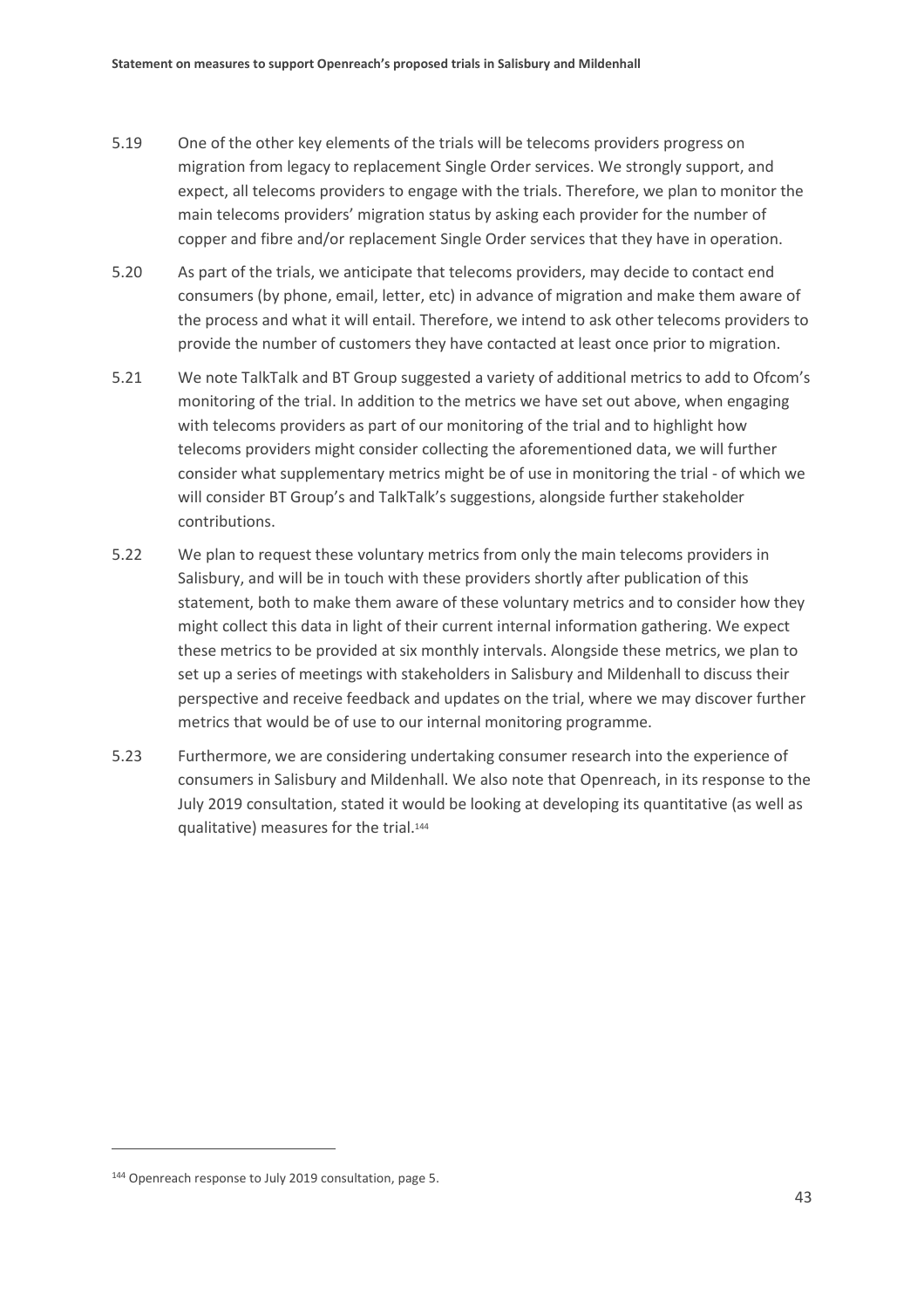5.19 One of the other key elements of the trials will be telecoms providers progress on migration from legacy to replacement Single Order services. We strongly support, and expect, all telecoms providers to engage with the trials. Therefore, we plan to monitor the main telecoms providers' migration status by asking each provider for the number of copper and fibre and/or replacement Single Order services that they have in operation.

5.20 As part of the trials, we anticipate that telecoms providers, may decide to contact end consumers (by phone, email, letter, etc) in advance of migration and make them aware of the process and what it will entail. Therefore, we intend to ask other telecoms providers to provide the number of customers they have contacted at least once prior to migration.

5.21 We note TalkTalk and BT Group suggested a variety of additional metrics to add to Ofcom's monitoring of the trial. In addition to the metrics we have set out above, when engaging with telecoms providers as part of our monitoring of the trial and to highlight how telecoms providers might consider collecting the aforementioned data, we will further consider what supplementary metrics might be of use in monitoring the trial - of which we will consider BT Group's and TalkTalk's suggestions, alongside further stakeholder contributions.

5.22 We plan to request these voluntary metrics from only the main telecoms providers in Salisbury, and will be in touch with these providers shortly after publication of this statement, both to make them aware of these voluntary metrics and to consider how they might collect this data in light of their current internal information gathering. We expect these metrics to be provided at six monthly intervals. Alongside these metrics, we plan to set up a series of meetings with stakeholders in Salisbury and Mildenhall to discuss their perspective and receive feedback and updates on the trial, where we may discover further metrics that would be of use to our internal monitoring programme.

5.23 Furthermore, we are considering undertaking consumer research into the experience of consumers in Salisbury and Mildenhall. We also note that Openreach, in its response to the July 2019 consultation, stated it would be looking at developing its quantitative (as well as qualitative) measures for the trial.[144]

[144] Openreach response to July 2019 consultation, page 5.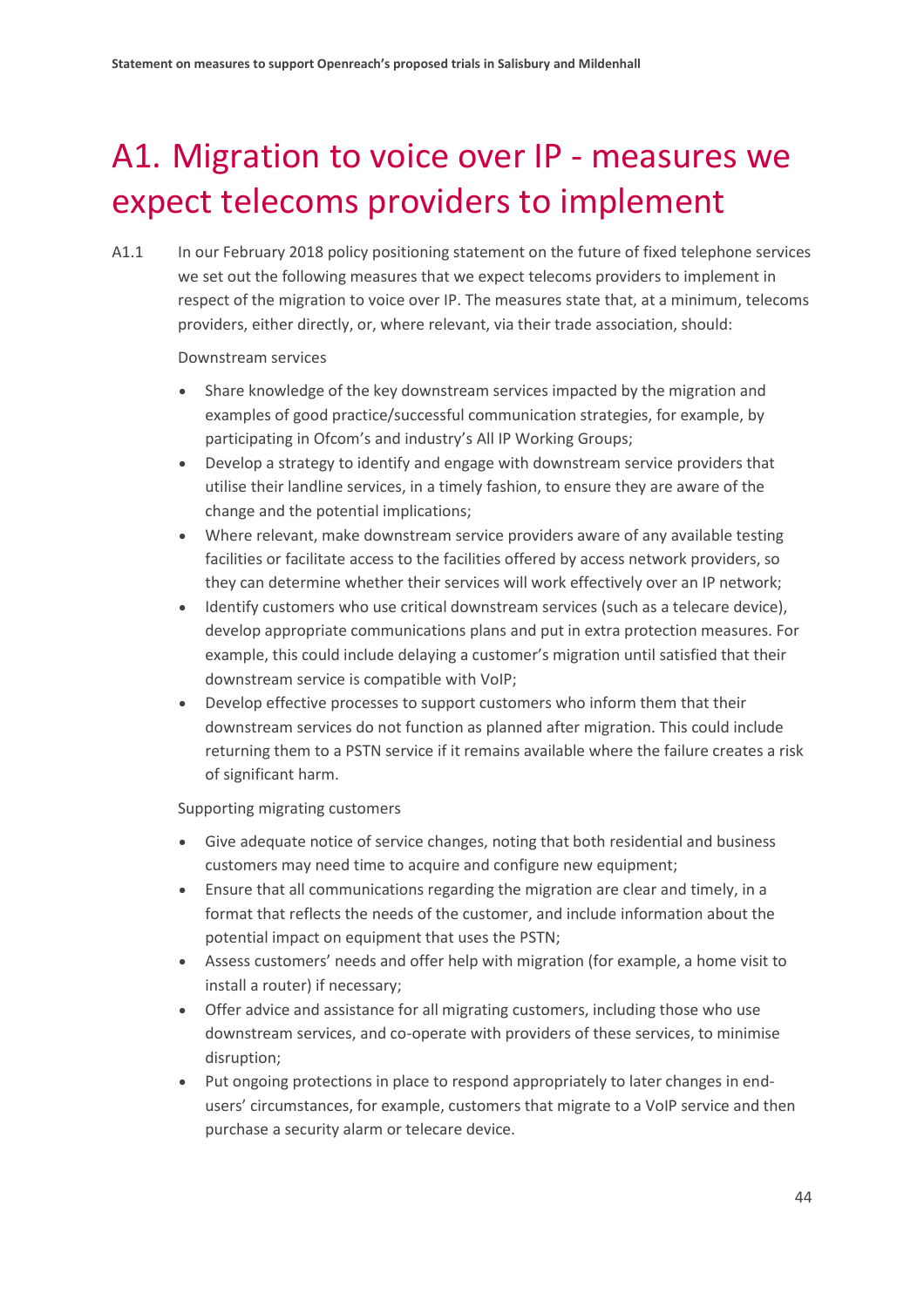# A1. Migration to voice over IP - measures we expect telecoms providers to implement

A1.1 In our February 2018 policy positioning statement on the future of fixed telephone services we set out the following measures that we expect telecoms providers to implement in respect of the migration to voice over IP. The measures state that, at a minimum, telecoms providers, either directly, or, where relevant, via their trade association, should:

Downstream services

- Share knowledge of the key downstream services impacted by the migration and examples of good practice/successful communication strategies, for example, by participating in Ofcom's and industry's All IP Working Groups;
- Develop a strategy to identify and engage with downstream service providers that utilise their landline services, in a timely fashion, to ensure they are aware of the change and the potential implications;
- Where relevant, make downstream service providers aware of any available testing facilities or facilitate access to the facilities offered by access network providers, so they can determine whether their services will work effectively over an IP network;
- Identify customers who use critical downstream services (such as a telecare device), develop appropriate communications plans and put in extra protection measures. For example, this could include delaying a customer's migration until satisfied that their downstream service is compatible with VoIP;
- Develop effective processes to support customers who inform them that their downstream services do not function as planned after migration. This could include returning them to a PSTN service if it remains available where the failure creates a risk of significant harm.

Supporting migrating customers

- Give adequate notice of service changes, noting that both residential and business customers may need time to acquire and configure new equipment;
- Ensure that all communications regarding the migration are clear and timely, in a format that reflects the needs of the customer, and include information about the potential impact on equipment that uses the PSTN;
- Assess customers' needs and offer help with migration (for example, a home visit to install a router) if necessary;
- Offer advice and assistance for all migrating customers, including those who use downstream services, and co-operate with providers of these services, to minimise disruption;
- Put ongoing protections in place to respond appropriately to later changes in end-users' circumstances, for example, customers that migrate to a VoIP service and then purchase a security alarm or telecare device.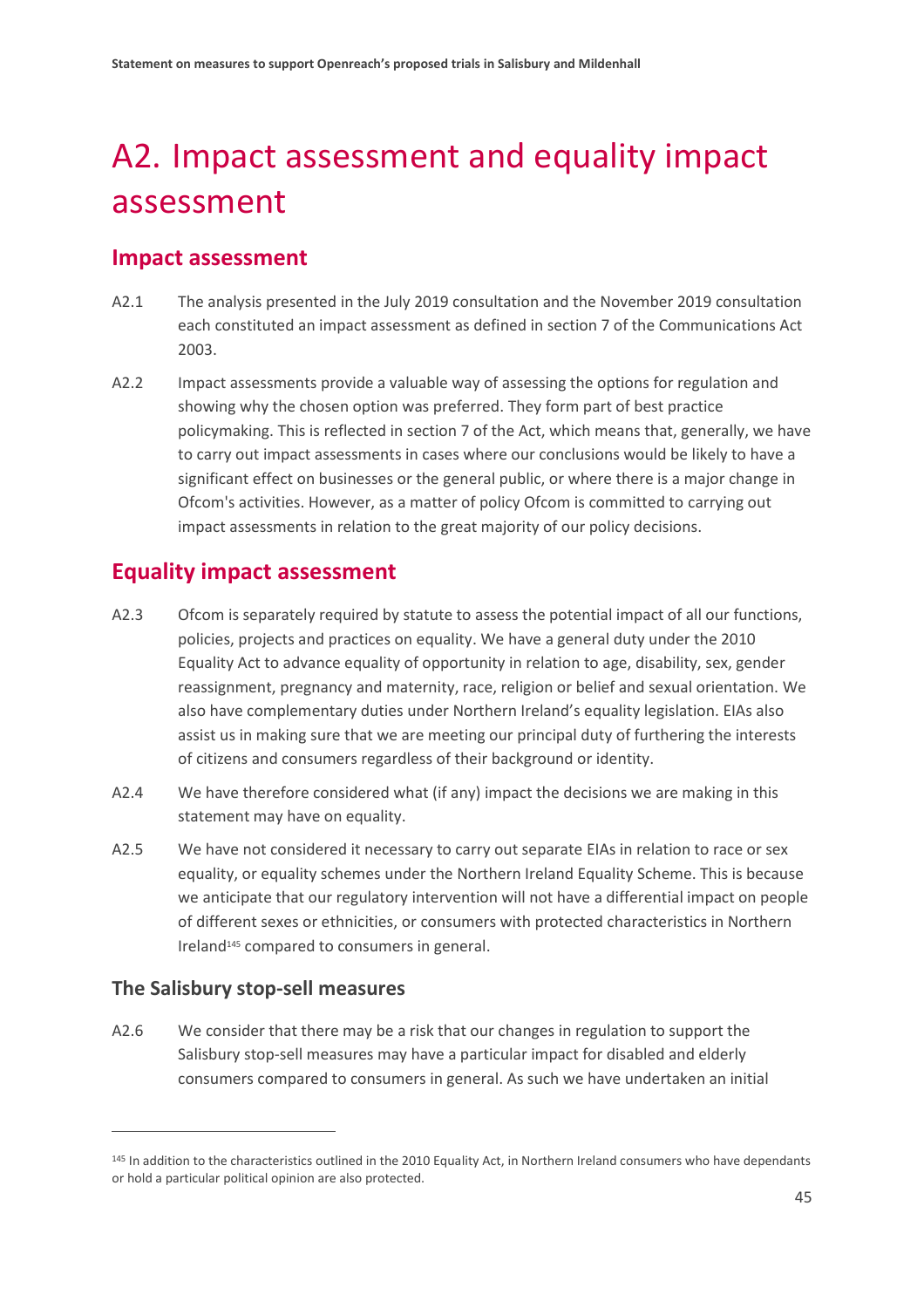# A2. Impact assessment and equality impact assessment

## Impact assessment

A2.1 The analysis presented in the July 2019 consultation and the November 2019 consultation each constituted an impact assessment as defined in section 7 of the Communications Act 2003.

A2.2 Impact assessments provide a valuable way of assessing the options for regulation and showing why the chosen option was preferred. They form part of best practice policymaking. This is reflected in section 7 of the Act, which means that, generally, we have to carry out impact assessments in cases where our conclusions would be likely to have a significant effect on businesses or the general public, or where there is a major change in Ofcom's activities. However, as a matter of policy Ofcom is committed to carrying out impact assessments in relation to the great majority of our policy decisions.

## Equality impact assessment

A2.3 Ofcom is separately required by statute to assess the potential impact of all our functions, policies, projects and practices on equality. We have a general duty under the 2010 Equality Act to advance equality of opportunity in relation to age, disability, sex, gender reassignment, pregnancy and maternity, race, religion or belief and sexual orientation. We also have complementary duties under Northern Ireland's equality legislation. EIAs also assist us in making sure that we are meeting our principal duty of furthering the interests of citizens and consumers regardless of their background or identity.

A2.4 We have therefore considered what (if any) impact the decisions we are making in this statement may have on equality.

A2.5 We have not considered it necessary to carry out separate EIAs in relation to race or sex equality, or equality schemes under the Northern Ireland Equality Scheme. This is because we anticipate that our regulatory intervention will not have a differential impact on people of different sexes or ethnicities, or consumers with protected characteristics in Northern Ireland[145] compared to consumers in general.

### The Salisbury stop-sell measures

A2.6 We consider that there may be a risk that our changes in regulation to support the Salisbury stop-sell measures may have a particular impact for disabled and elderly consumers compared to consumers in general. As such we have undertaken an initial

[145] In addition to the characteristics outlined in the 2010 Equality Act, in Northern Ireland consumers who have dependants or hold a particular political opinion are also protected.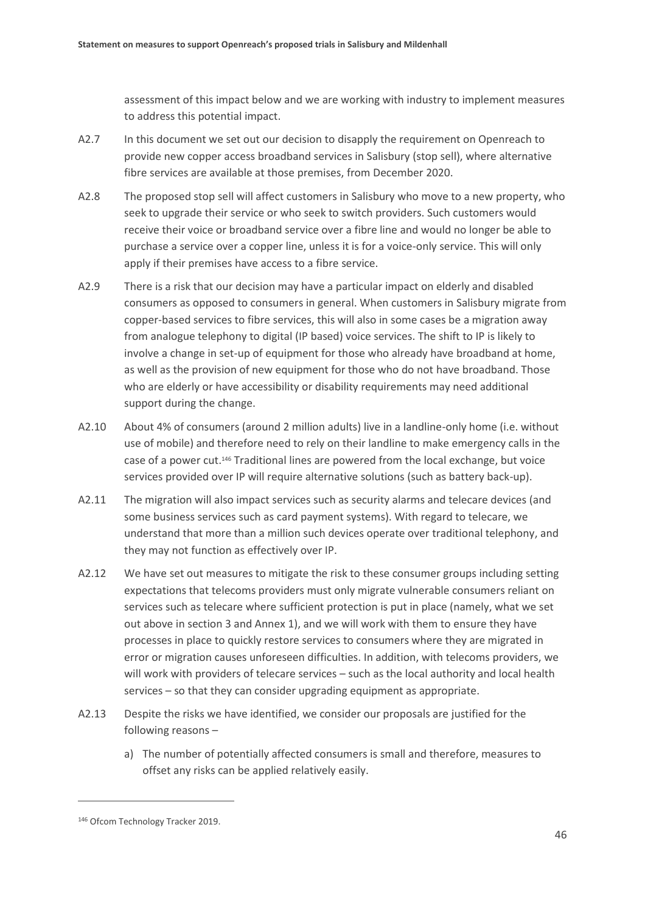assessment of this impact below and we are working with industry to implement measures to address this potential impact.

A2.7 In this document we set out our decision to disapply the requirement on Openreach to provide new copper access broadband services in Salisbury (stop sell), where alternative fibre services are available at those premises, from December 2020.

A2.8 The proposed stop sell will affect customers in Salisbury who move to a new property, who seek to upgrade their service or who seek to switch providers. Such customers would receive their voice or broadband service over a fibre line and would no longer be able to purchase a service over a copper line, unless it is for a voice-only service. This will only apply if their premises have access to a fibre service.

A2.9 There is a risk that our decision may have a particular impact on elderly and disabled consumers as opposed to consumers in general. When customers in Salisbury migrate from copper-based services to fibre services, this will also in some cases be a migration away from analogue telephony to digital (IP based) voice services. The shift to IP is likely to involve a change in set-up of equipment for those who already have broadband at home, as well as the provision of new equipment for those who do not have broadband. Those who are elderly or have accessibility or disability requirements may need additional support during the change.

A2.10 About 4% of consumers (around 2 million adults) live in a landline-only home (i.e. without use of mobile) and therefore need to rely on their landline to make emergency calls in the case of a power cut.[146] Traditional lines are powered from the local exchange, but voice services provided over IP will require alternative solutions (such as battery back-up).

A2.11 The migration will also impact services such as security alarms and telecare devices (and some business services such as card payment systems). With regard to telecare, we understand that more than a million such devices operate over traditional telephony, and they may not function as effectively over IP.

A2.12 We have set out measures to mitigate the risk to these consumer groups including setting expectations that telecoms providers must only migrate vulnerable consumers reliant on services such as telecare where sufficient protection is put in place (namely, what we set out above in section 3 and Annex 1), and we will work with them to ensure they have processes in place to quickly restore services to consumers where they are migrated in error or migration causes unforeseen difficulties. In addition, with telecoms providers, we will work with providers of telecare services – such as the local authority and local health services – so that they can consider upgrading equipment as appropriate.

A2.13 Despite the risks we have identified, we consider our proposals are justified for the following reasons –

a) The number of potentially affected consumers is small and therefore, measures to offset any risks can be applied relatively easily.

[146] Ofcom Technology Tracker 2019.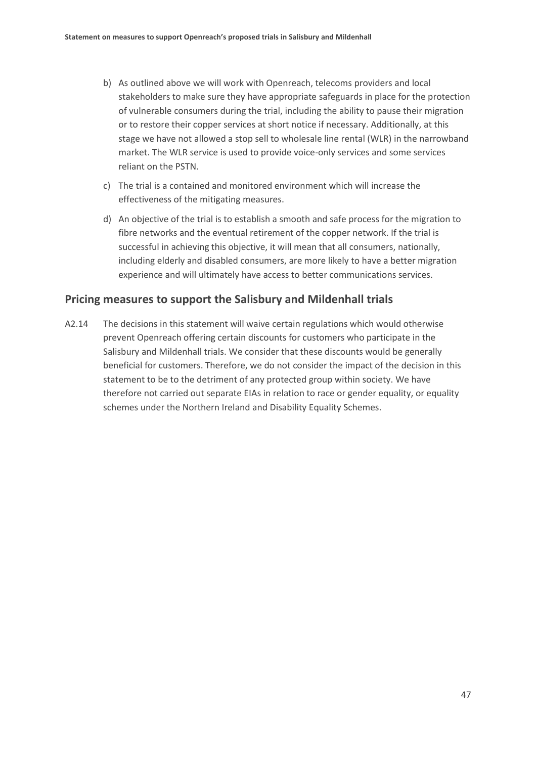b) As outlined above we will work with Openreach, telecoms providers and local stakeholders to make sure they have appropriate safeguards in place for the protection of vulnerable consumers during the trial, including the ability to pause their migration or to restore their copper services at short notice if necessary. Additionally, at this stage we have not allowed a stop sell to wholesale line rental (WLR) in the narrowband market. The WLR service is used to provide voice-only services and some services reliant on the PSTN.

c) The trial is a contained and monitored environment which will increase the effectiveness of the mitigating measures.

d) An objective of the trial is to establish a smooth and safe process for the migration to fibre networks and the eventual retirement of the copper network. If the trial is successful in achieving this objective, it will mean that all consumers, nationally, including elderly and disabled consumers, are more likely to have a better migration experience and will ultimately have access to better communications services.

## Pricing measures to support the Salisbury and Mildenhall trials

A2.14 The decisions in this statement will waive certain regulations which would otherwise prevent Openreach offering certain discounts for customers who participate in the Salisbury and Mildenhall trials. We consider that these discounts would be generally beneficial for customers. Therefore, we do not consider the impact of the decision in this statement to be to the detriment of any protected group within society. We have therefore not carried out separate EIAs in relation to race or gender equality, or equality schemes under the Northern Ireland and Disability Equality Schemes.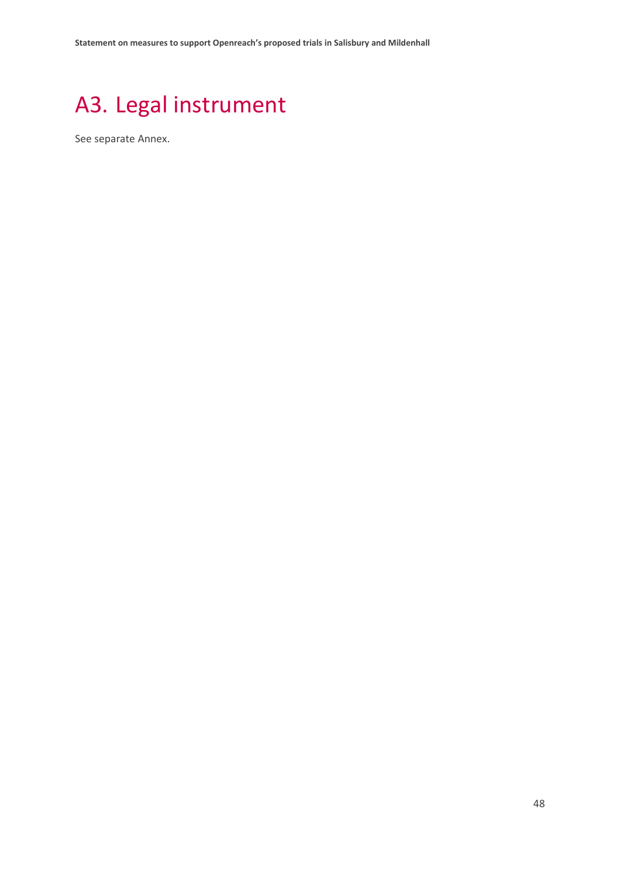# A3. Legal instrument

See separate Annex.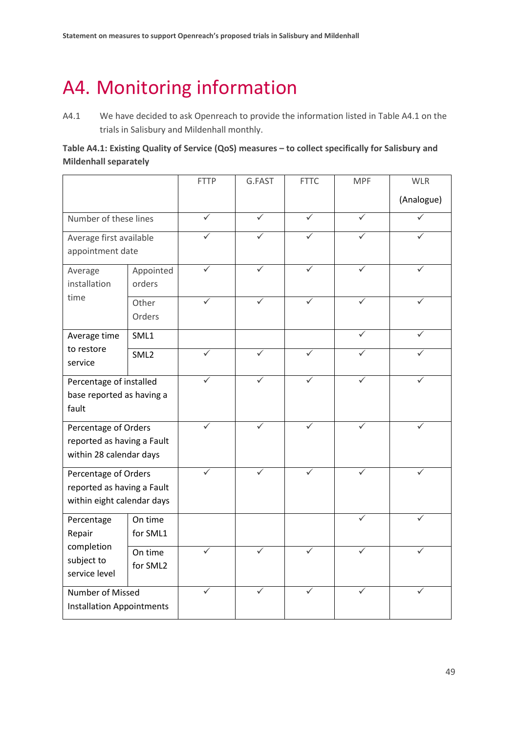# A4. Monitoring information

A4.1 We have decided to ask Openreach to provide the information listed in Table A4.1 on the trials in Salisbury and Mildenhall monthly.

**Table A4.1: Existing Quality of Service (QoS) measures – to collect specifically for Salisbury and Mildenhall separately**

| | | FTTP | G.FAST | FTTC | MPF | WLR (Analogue) |
|---|---|---|---|---|---|---|
| Number of these lines | | ✓ | ✓ | ✓ | ✓ | ✓ |
| Average first available appointment date | | ✓ | ✓ | ✓ | ✓ | ✓ |
| Average installation time | Appointed orders | ✓ | ✓ | ✓ | ✓ | ✓ |
| | Other Orders | ✓ | ✓ | ✓ | ✓ | ✓ |
| Average time to restore service | SML1 | | | | ✓ | ✓ |
| | SML2 | ✓ | ✓ | ✓ | ✓ | ✓ |
| Percentage of installed base reported as having a fault | | ✓ | ✓ | ✓ | ✓ | ✓ |
| Percentage of Orders reported as having a Fault within 28 calendar days | | ✓ | ✓ | ✓ | ✓ | ✓ |
| Percentage of Orders reported as having a Fault within eight calendar days | | ✓ | ✓ | ✓ | ✓ | ✓ |
| Percentage Repair completion subject to service level | On time for SML1 | | | | ✓ | ✓ |
| | On time for SML2 | ✓ | ✓ | ✓ | ✓ | ✓ |
| Number of Missed Installation Appointments | | ✓ | ✓ | ✓ | ✓ | ✓ |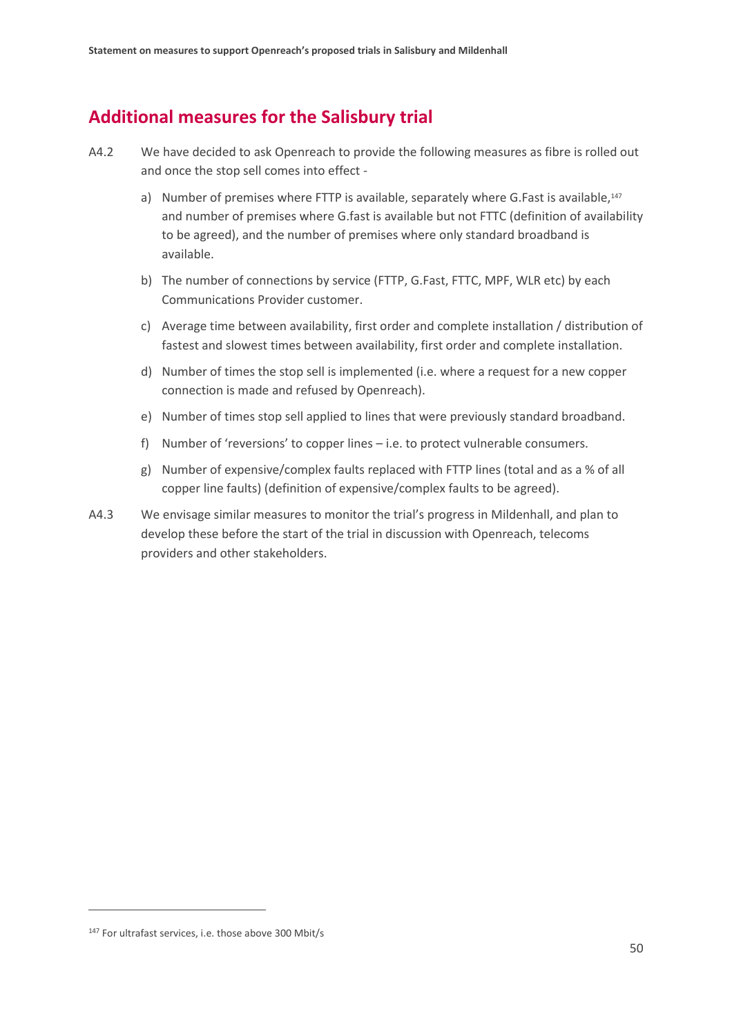## Additional measures for the Salisbury trial

A4.2 We have decided to ask Openreach to provide the following measures as fibre is rolled out and once the stop sell comes into effect -

a) Number of premises where FTTP is available, separately where G.Fast is available,[147] and number of premises where G.fast is available but not FTTC (definition of availability to be agreed), and the number of premises where only standard broadband is available.

b) The number of connections by service (FTTP, G.Fast, FTTC, MPF, WLR etc) by each Communications Provider customer.

c) Average time between availability, first order and complete installation / distribution of fastest and slowest times between availability, first order and complete installation.

d) Number of times the stop sell is implemented (i.e. where a request for a new copper connection is made and refused by Openreach).

e) Number of times stop sell applied to lines that were previously standard broadband.

f) Number of 'reversions' to copper lines – i.e. to protect vulnerable consumers.

g) Number of expensive/complex faults replaced with FTTP lines (total and as a % of all copper line faults) (definition of expensive/complex faults to be agreed).

A4.3 We envisage similar measures to monitor the trial's progress in Mildenhall, and plan to develop these before the start of the trial in discussion with Openreach, telecoms providers and other stakeholders.

[147] For ultrafast services, i.e. those above 300 Mbit/s